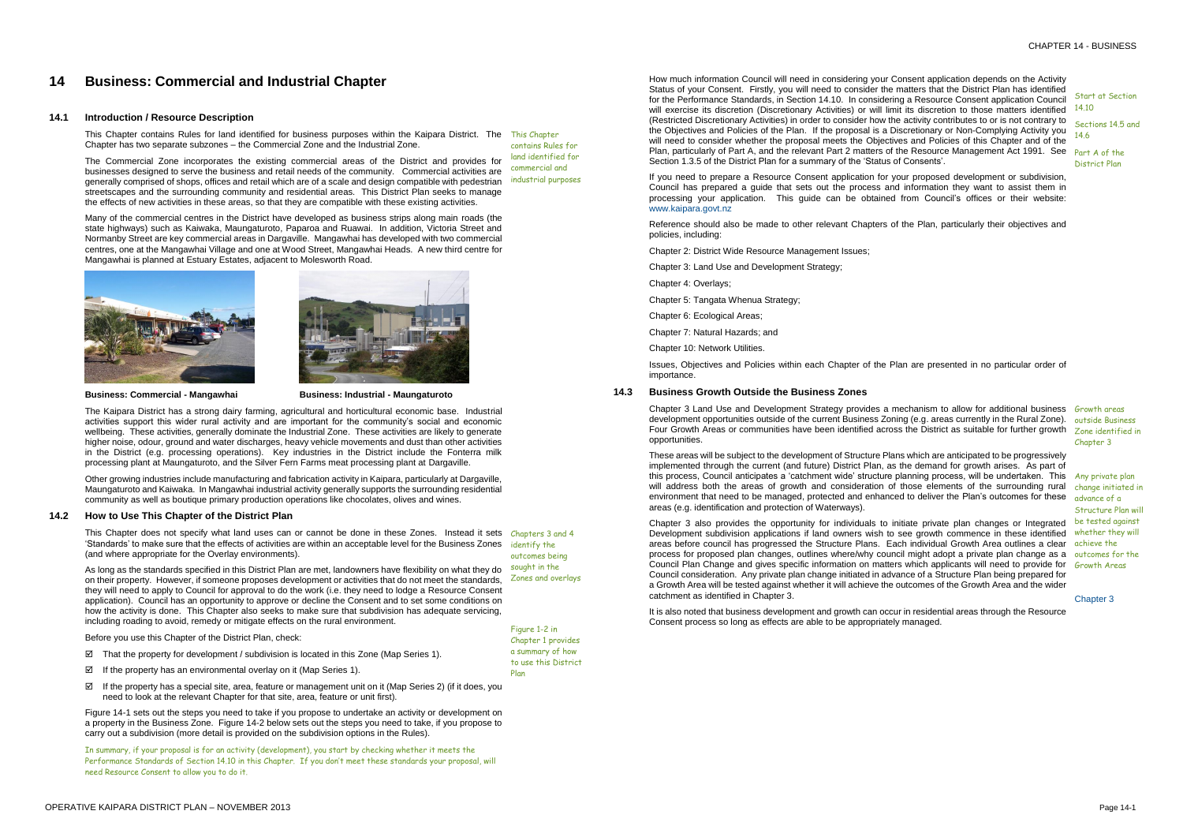# 14 Business: Commercial and Industrial Chapter

## 14.1 Introduction / Resource Description

This Chapter contains Rules for land identified for business purposes within the Kaipara District. The Chapter has two separate subzones – the Commercial Zone and the Industrial Zone.

*This Chapter contains Rules for land identified for commercial and industrial purposes*

The Commercial Zone incorporates the existing commercial areas of the District and provides for businesses designed to serve the business and retail needs of the community. Commercial activities are generally comprised of shops, offices and retail which are of a scale and design compatible with pedestrian streetscapes and the surrounding community and residential areas. This District Plan seeks to manage the effects of new activities in these areas, so that they are compatible with these existing activities.

Many of the commercial centres in the District have developed as business strips along main roads (the state highways) such as Kaiwaka, Maungaturoto, Paparoa and Ruawai. In addition, Victoria Street and Normanby Street are key commercial areas in Dargaville. Mangawhai has developed with two commercial centres, one at the Mangawhai Village and one at Wood Street, Mangawhai Heads. A new third centre for Mangawhai is planned at Estuary Estates, adjacent to Molesworth Road.

**Business: Commercial - Mangawhai**

**Business: Industrial - Maungaturoto**

The Kaipara District has a strong dairy farming, agricultural and horticultural economic base. Industrial activities support this wider rural activity and are important for the community's social and economic wellbeing. These activities, generally dominate the Industrial Zone. These activities are likely to generate higher noise, odour, ground and water discharges, heavy vehicle movements and dust than other activities in the District (e.g. processing operations). Key industries in the District include the Fonterra milk processing plant at Maungaturoto, and the Silver Fern Farms meat processing plant at Dargaville.

Other growing industries include manufacturing and fabrication activity in Kaipara, particularly at Dargaville, Maungaturoto and Kaiwaka. In Mangawhai industrial activity generally supports the surrounding residential community as well as boutique primary production operations like chocolates, olives and wines.

## 14.2 How to Use This Chapter of the District Plan

This Chapter does not specify what land uses can or cannot be done in these Zones. Instead it sets 'Standards' to make sure that the effects of activities are within an acceptable level for the Business Zones (and where appropriate for the Overlay environments).

*Chapters 3 and 4 identify the outcomes being sought in the Zones and overlays*

As long as the standards specified in this District Plan are met, landowners have flexibility on what they do on their property. However, if someone proposes development or activities that do not meet the standards, they will need to apply to Council for approval to do the work (i.e. they need to lodge a Resource Consent application). Council has an opportunity to approve or decline the Consent and to set some conditions on how the activity is done. This Chapter also seeks to make sure that subdivision has adequate servicing, including roading to avoid, remedy or mitigate effects on the rural environment.

*Figure 1-2 in Chapter 1 provides a summary of how to use this District Plan*

Before you use this Chapter of the District Plan, check:

- ☑ That the property for development / subdivision is located in this Zone (Map Series 1).
- ☑ If the property has an environmental overlay on it (Map Series 1).
- ☑ If the property has a special site, area, feature or management unit on it (Map Series 2) (if it does, you need to look at the relevant Chapter for that site, area, feature or unit first).

Figure 14-1 sets out the steps you need to take if you propose to undertake an activity or development on a property in the Business Zone. Figure 14-2 below sets out the steps you need to take, if you propose to carry out a subdivision (more detail is provided on the subdivision options in the Rules).

*In summary, if your proposal is for an activity (development), you start by checking whether it meets the Performance Standards of Section 14.10 in this Chapter. If you don't meet these standards your proposal, will need Resource Consent to allow you to do it.*

How much information Council will need in considering your Consent application depends on the Activity Status of your Consent. Firstly, you will need to consider the matters that the District Plan has identified for the Performance Standards, in Section 14.10. In considering a Resource Consent application Council will exercise its discretion (Discretionary Activities) or will limit its discretion to those matters identified (Restricted Discretionary Activities) in order to consider how the activity contributes to or is not contrary to the Objectives and Policies of the Plan. If the proposal is a Discretionary or Non-Complying Activity you will need to consider whether the proposal meets the Objectives and Policies of this Chapter and of the Plan, particularly of Part A, and the relevant Part 2 matters of the Resource Management Act 1991. See Section 1.3.5 of the District Plan for a summary of the 'Status of Consents'.

*Start at Section 14.10*

*Sections 14.5 and 14.6*

*Part A of the District Plan*

If you need to prepare a Resource Consent application for your proposed development or subdivision, Council has prepared a guide that sets out the process and information they want to assist them in processing your application. This guide can be obtained from Council's offices or their website: www.kaipara.govt.nz

Reference should also be made to other relevant Chapters of the Plan, particularly their objectives and policies, including:

Chapter 2: District Wide Resource Management Issues;

Chapter 3: Land Use and Development Strategy;

Chapter 4: Overlays;

Chapter 5: Tangata Whenua Strategy;

Chapter 6: Ecological Areas;

Chapter 7: Natural Hazards; and

Chapter 10: Network Utilities.

Issues, Objectives and Policies within each Chapter of the Plan are presented in no particular order of importance.

## 14.3 Business Growth Outside the Business Zones

Chapter 3 Land Use and Development Strategy provides a mechanism to allow for additional business development opportunities outside of the current Business Zoning (e.g. areas currently in the Rural Zone). Four Growth Areas or communities have been identified across the District as suitable for further growth opportunities.

*Growth areas outside Business Zone identified in Chapter 3*

These areas will be subject to the development of Structure Plans which are anticipated to be progressively implemented through the current (and future) District Plan, as the demand for growth arises. As part of this process, Council anticipates a 'catchment wide' structure planning process, will be undertaken. This will address both the areas of growth and consideration of those elements of the surrounding rural environment that need to be managed, protected and enhanced to deliver the Plan's outcomes for these areas (e.g. identification and protection of Waterways).

*Any private plan change initiated in advance of a Structure Plan will be tested against whether they will achieve the outcomes for the Growth Areas*

Chapter 3 also provides the opportunity for individuals to initiate private plan changes or Integrated Development subdivision applications if land owners wish to see growth commence in these identified areas before council has progressed the Structure Plans. Each individual Growth Area outlines a clear process for proposed plan changes, outlines where/why council might adopt a private plan change as a Council Plan Change and gives specific information on matters which applicants will need to provide for Council consideration. Any private plan change initiated in advance of a Structure Plan being prepared for a Growth Area will be tested against whether it will achieve the outcomes of the Growth Area and the wider catchment as identified in Chapter 3.

*Chapter 3*

It is also noted that business development and growth can occur in residential areas through the Resource Consent process so long as effects are able to be appropriately managed.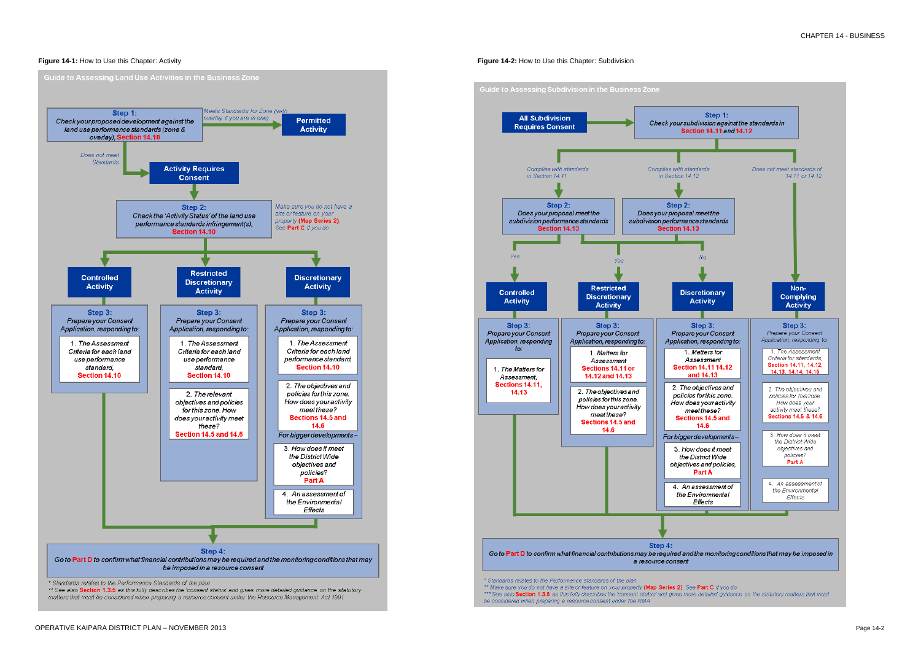**Figure 14-1:** How to Use this Chapter: Activity

**Guide to Assessing Land Use Activities in the Business Zone**

**Step 1:** Check your proposed development against the land use performance standards (zone & overlay), **Section 14.10**

- Meets Standards for Zone (with overlay if you are in one) → **Permitted Activity**
- Does not meet Standards → **Activity Requires Consent**

**Step 2:** Check the 'Activity Status' of the land use performance standards infringement(s), **Section 14.10**

*Make sure you do not have a site or feature on your property* **(Map Series 2)***. See* **Part C** *if you do*

**Controlled Activity**

**Step 3:** Prepare your Consent Application, responding to:

1. The Assessment Criteria for each land use performance standard, **Section 14.10**

**Restricted Discretionary Activity**

**Step 3:** Prepare your Consent Application, responding to:

1. The Assessment Criteria for each land use performance standard, **Section 14.10**
2. The relevant objectives and policies for this zone. How does your activity meet these? **Section 14.5 and 14.6**

**Discretionary Activity**

**Step 3:** Prepare your Consent Application, responding to:

1. The Assessment Criteria for each land use performance standard, **Section 14.10**
2. The objectives and policies for this zone. How does your activity meet these? **Sections 14.5 and 14.6**

*For bigger developments –*

3. How does it meet the District Wide objectives and policies? **Part A**
4. An assessment of the Environmental Effects

**Step 4:** Go to **Part D** to confirm what financial contributions may be required and the monitoring conditions that may be imposed in a resource consent

\* Standards relates to the Performance Standards of the plan

\*\* See also **Section 1.3.5** as this fully describes the 'consent status' and gives more detailed guidance on the statutory matters that must be considered when preparing a resource consent under the Resource Management Act 1991

**Figure 14-2:** How to Use this Chapter: Subdivision

**Guide to Assessing Subdivision in the Business Zone**

**All Subdivision Requires Consent** → **Step 1:** Check your subdivision against the standards in **Section 14.11** and **14.12**

- Complies with standards in Section 14.11 → **Step 2:** Does your proposal meet the subdivision performance standards **Section 14.13**
- Complies with standards in Section 14.12 → **Step 2:** Does your proposal meet the subdivision performance standards **Section 14.13**
- Does not meet standards of 14.11 or 14.12 → **Non-Complying Activity**

Yes → **Controlled Activity** / Yes → **Restricted Discretionary Activity** / No → **Discretionary Activity**

**Controlled Activity**

**Step 3:** Prepare your Consent Application, responding to:

1. The Matters for Assessment, **Sections 14.11, 14.13**

**Restricted Discretionary Activity**

**Step 3:** Prepare your Consent Application, responding to:

1. Matters for Assessment **Sections 14.11 or 14.12 and 14.13**
2. The objectives and policies for this zone. How does your activity meet these? **Sections 14.5 and 14.6**

**Discretionary Activity**

**Step 3:** Prepare your Consent Application, responding to:

1. Matters for Assessment **Section 14.11 14.12 and 14.13**
2. The objectives and policies for this zone. How does your activity meet these? **Sections 14.5 and 14.6**

*For bigger developments –*

3. How does it meet the District Wide objectives and policies, **Part A**
4. An assessment of the Environmental Effects

**Non-Complying Activity**

**Step 3:** Prepare your Consent Application, responding to:

1. The Assessment Criteria for standards, **Section 14.11, 14.12, 14.13, 14.14, 14.15**
2. The objectives and policies for this zone. How does your activity meet these? **Sections 14.5 & 14.6**
3. How does it meet the District Wide objectives and policies? **Part A**
4. An assessment of the Environmental Effects

**Step 4:** Go to **Part D** to confirm what financial contributions may be required and the monitoring conditions that may be imposed in a resource consent

\* Standards relates to the Performance Standards of the plan

\*\* Make sure you do not have a site or feature on your property **(Map Series 2)**. See **Part C** if you do

\*\*\* See also **Section 1.3.5** as this fully describes the 'consent status' and gives more detailed guidance on the statutory matters that must be considered when preparing a resource consent under the RMA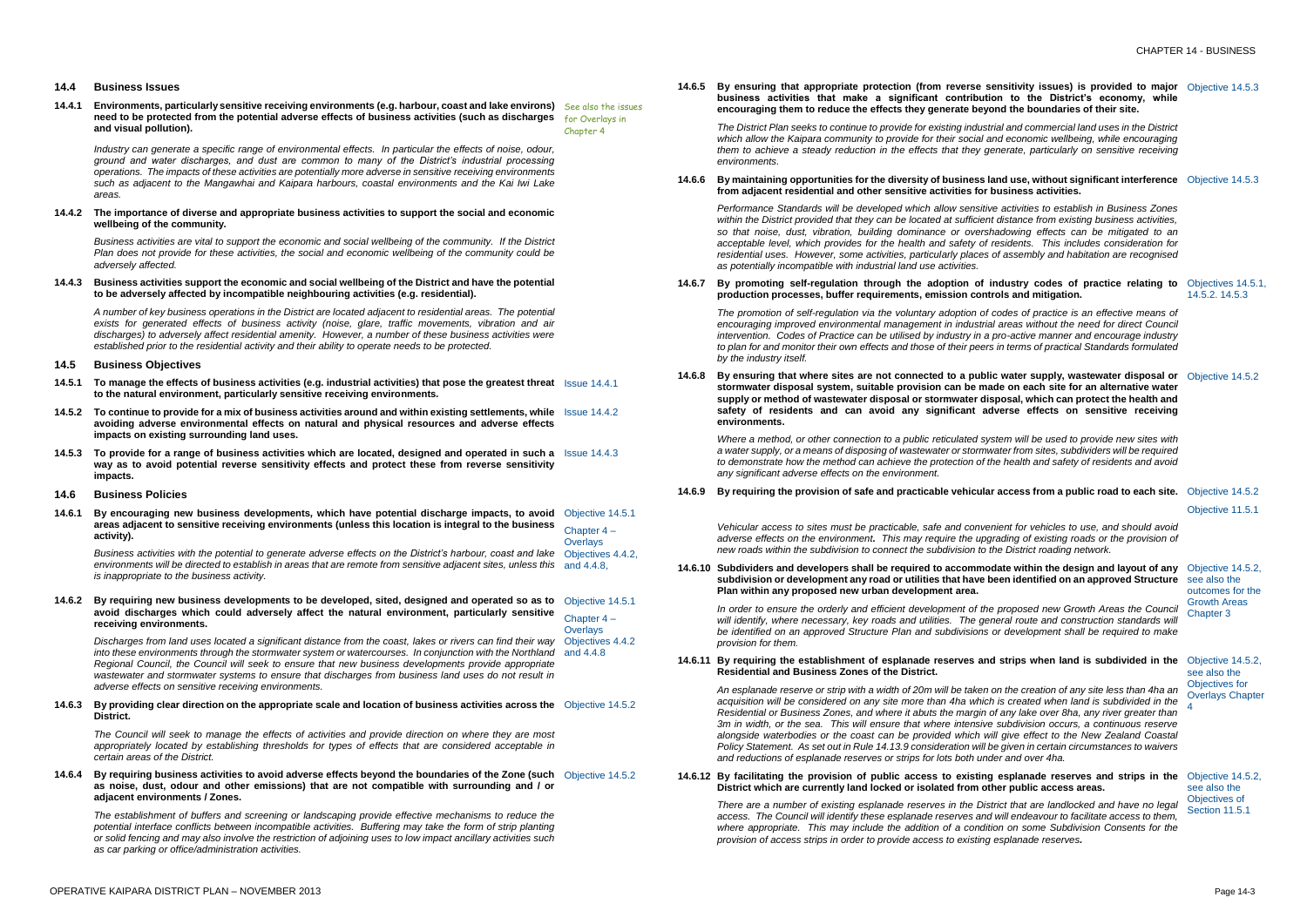## 14.4 Business Issues

**14.4.1 Environments, particularly sensitive receiving environments (e.g. harbour, coast and lake environs) need to be protected from the potential adverse effects of business activities (such as discharges and visual pollution).**

See also the issues for Overlays in Chapter 4

*Industry can generate a specific range of environmental effects. In particular the effects of noise, odour, ground and water discharges, and dust are common to many of the District's industrial processing operations. The impacts of these activities are potentially more adverse in sensitive receiving environments such as adjacent to the Mangawhai and Kaipara harbours, coastal environments and the Kai Iwi Lake areas.*

**14.4.2 The importance of diverse and appropriate business activities to support the social and economic wellbeing of the community.**

*Business activities are vital to support the economic and social wellbeing of the community. If the District Plan does not provide for these activities, the social and economic wellbeing of the community could be adversely affected.*

**14.4.3 Business activities support the economic and social wellbeing of the District and have the potential to be adversely affected by incompatible neighbouring activities (e.g. residential).**

*A number of key business operations in the District are located adjacent to residential areas. The potential exists for generated effects of business activity (noise, glare, traffic movements, vibration and air discharges) to adversely affect residential amenity. However, a number of these business activities were established prior to the residential activity and their ability to operate needs to be protected.*

## 14.5 Business Objectives

**14.5.1 To manage the effects of business activities (e.g. industrial activities) that pose the greatest threat to the natural environment, particularly sensitive receiving environments.** — Issue 14.4.1

**14.5.2 To continue to provide for a mix of business activities around and within existing settlements, while avoiding adverse environmental effects on natural and physical resources and adverse effects impacts on existing surrounding land uses.** — Issue 14.4.2

**14.5.3 To provide for a range of business activities which are located, designed and operated in such a way as to avoid potential reverse sensitivity effects and protect these from reverse sensitivity impacts.** — Issue 14.4.3

## 14.6 Business Policies

**14.6.1 By encouraging new business developments, which have potential discharge impacts, to avoid areas adjacent to sensitive receiving environments (unless this location is integral to the business activity).**

Objective 14.5.1; Chapter 4 – Overlays Objectives 4.4.2, and 4.4.8,

*Business activities with the potential to generate adverse effects on the District's harbour, coast and lake environments will be directed to establish in areas that are remote from sensitive adjacent sites, unless this is inappropriate to the business activity.*

**14.6.2 By requiring new business developments to be developed, sited, designed and operated so as to avoid discharges which could adversely affect the natural environment, particularly sensitive receiving environments.**

Objective 14.5.1; Chapter 4 – Overlays Objectives 4.4.2 and 4.4.8

*Discharges from land uses located a significant distance from the coast, lakes or rivers can find their way into these environments through the stormwater system or watercourses. In conjunction with the Northland Regional Council, the Council will seek to ensure that new business developments provide appropriate wastewater and stormwater systems to ensure that discharges from business land uses do not result in adverse effects on sensitive receiving environments.*

**14.6.3 By providing clear direction on the appropriate scale and location of business activities across the District.** — Objective 14.5.2

*The Council will seek to manage the effects of activities and provide direction on where they are most appropriately located by establishing thresholds for types of effects that are considered acceptable in certain areas of the District.*

**14.6.4 By requiring business activities to avoid adverse effects beyond the boundaries of the Zone (such as noise, dust, odour and other emissions) that are not compatible with surrounding and / or adjacent environments / Zones.** — Objective 14.5.2

*The establishment of buffers and screening or landscaping provide effective mechanisms to reduce the potential interface conflicts between incompatible activities. Buffering may take the form of strip planting or solid fencing and may also involve the restriction of adjoining uses to low impact ancillary activities such as car parking or office/administration activities.*

**14.6.5 By ensuring that appropriate protection (from reverse sensitivity issues) is provided to major business activities that make a significant contribution to the District's economy, while encouraging them to reduce the effects they generate beyond the boundaries of their site.** — Objective 14.5.3

*The District Plan seeks to continue to provide for existing industrial and commercial land uses in the District which allow the Kaipara community to provide for their social and economic wellbeing, while encouraging them to achieve a steady reduction in the effects that they generate, particularly on sensitive receiving environments.*

**14.6.6 By maintaining opportunities for the diversity of business land use, without significant interference from adjacent residential and other sensitive activities for business activities.** — Objective 14.5.3

*Performance Standards will be developed which allow sensitive activities to establish in Business Zones within the District provided that they can be located at sufficient distance from existing business activities, so that noise, dust, vibration, building dominance or overshadowing effects can be mitigated to an acceptable level, which provides for the health and safety of residents. This includes consideration for residential uses. However, some activities, particularly places of assembly and habitation are recognised as potentially incompatible with industrial land use activities.*

**14.6.7 By promoting self-regulation through the adoption of industry codes of practice relating to production processes, buffer requirements, emission controls and mitigation.** — Objectives 14.5.1, 14.5.2. 14.5.3

*The promotion of self-regulation via the voluntary adoption of codes of practice is an effective means of encouraging improved environmental management in industrial areas without the need for direct Council intervention. Codes of Practice can be utilised by industry in a pro-active manner and encourage industry to plan for and monitor their own effects and those of their peers in terms of practical Standards formulated by the industry itself.*

**14.6.8 By ensuring that where sites are not connected to a public water supply, wastewater disposal or stormwater disposal system, suitable provision can be made on each site for an alternative water supply or method of wastewater disposal or stormwater disposal, which can protect the health and safety of residents and can avoid any significant adverse effects on sensitive receiving environments.** — Objective 14.5.2

*Where a method, or other connection to a public reticulated system will be used to provide new sites with a water supply, or a means of disposing of wastewater or stormwater from sites, subdividers will be required to demonstrate how the method can achieve the protection of the health and safety of residents and avoid any significant adverse effects on the environment.*

**14.6.9 By requiring the provision of safe and practicable vehicular access from a public road to each site.** — Objective 14.5.2; Objective 11.5.1

*Vehicular access to sites must be practicable, safe and convenient for vehicles to use, and should avoid adverse effects on the environment. This may require the upgrading of existing roads or the provision of new roads within the subdivision to connect the subdivision to the District roading network.*

**14.6.10 Subdividers and developers shall be required to accommodate within the design and layout of any subdivision or development any road or utilities that have been identified on an approved Structure Plan within any proposed new urban development area.** — Objective 14.5.2, see also the outcomes for the Growth Areas Chapter 3

*In order to ensure the orderly and efficient development of the proposed new Growth Areas the Council will identify, where necessary, key roads and utilities. The general route and construction standards will be identified on an approved Structure Plan and subdivisions or development shall be required to make provision for them.*

**14.6.11 By requiring the establishment of esplanade reserves and strips when land is subdivided in the Residential and Business Zones of the District.** — Objective 14.5.2, see also the Objectives for Overlays Chapter 4

*An esplanade reserve or strip with a width of 20m will be taken on the creation of any site less than 4ha an acquisition will be considered on any site more than 4ha which is created when land is subdivided in the Residential or Business Zones, and where it abuts the margin of any lake over 8ha, any river greater than 3m in width, or the sea. This will ensure that where intensive subdivision occurs, a continuous reserve alongside waterbodies or the coast can be provided which will give effect to the New Zealand Coastal Policy Statement. As set out in Rule 14.13.9 consideration will be given in certain circumstances to waivers and reductions of esplanade reserves or strips for lots both under and over 4ha.*

**14.6.12 By facilitating the provision of public access to existing esplanade reserves and strips in the District which are currently land locked or isolated from other public access areas.** — Objective 14.5.2, see also the Objectives of Section 11.5.1

*There are a number of existing esplanade reserves in the District that are landlocked and have no legal access. The Council will identify these esplanade reserves and will endeavour to facilitate access to them, where appropriate. This may include the addition of a condition on some Subdivision Consents for the provision of access strips in order to provide access to existing esplanade reserves.*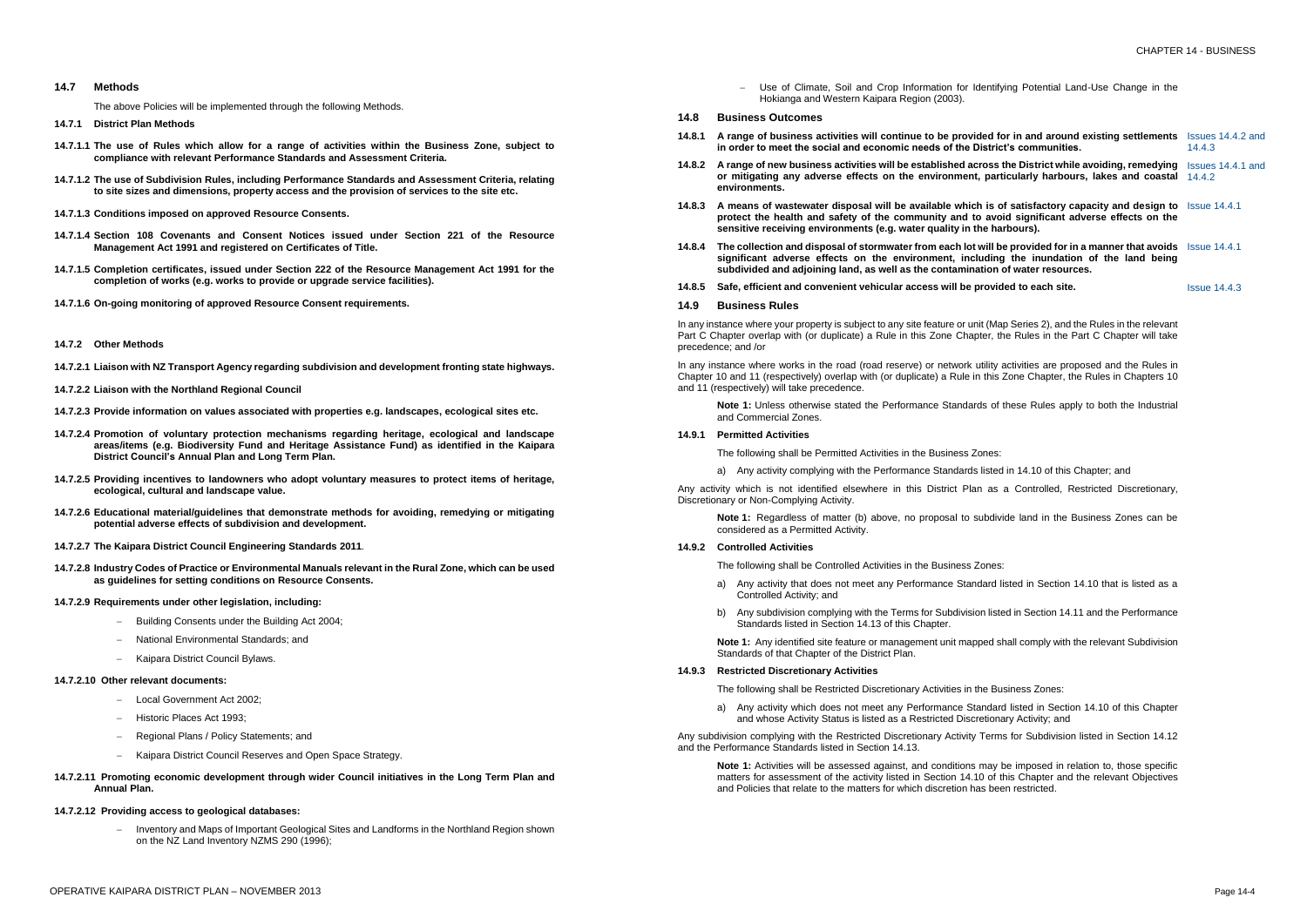## 14.7 Methods

The above Policies will be implemented through the following Methods.

### 14.7.1 District Plan Methods

**14.7.1.1 The use of Rules which allow for a range of activities within the Business Zone, subject to compliance with relevant Performance Standards and Assessment Criteria.**

**14.7.1.2 The use of Subdivision Rules, including Performance Standards and Assessment Criteria, relating to site sizes and dimensions, property access and the provision of services to the site etc.**

**14.7.1.3 Conditions imposed on approved Resource Consents.**

**14.7.1.4 Section 108 Covenants and Consent Notices issued under Section 221 of the Resource Management Act 1991 and registered on Certificates of Title.**

**14.7.1.5 Completion certificates, issued under Section 222 of the Resource Management Act 1991 for the completion of works (e.g. works to provide or upgrade service facilities).**

**14.7.1.6 On-going monitoring of approved Resource Consent requirements.**

### 14.7.2 Other Methods

**14.7.2.1 Liaison with NZ Transport Agency regarding subdivision and development fronting state highways.**

**14.7.2.2 Liaison with the Northland Regional Council**

**14.7.2.3 Provide information on values associated with properties e.g. landscapes, ecological sites etc.**

**14.7.2.4 Promotion of voluntary protection mechanisms regarding heritage, ecological and landscape areas/items (e.g. Biodiversity Fund and Heritage Assistance Fund) as identified in the Kaipara District Council's Annual Plan and Long Term Plan.**

**14.7.2.5 Providing incentives to landowners who adopt voluntary measures to protect items of heritage, ecological, cultural and landscape value.**

**14.7.2.6 Educational material/guidelines that demonstrate methods for avoiding, remedying or mitigating potential adverse effects of subdivision and development.**

**14.7.2.7 The Kaipara District Council Engineering Standards 2011**.

**14.7.2.8 Industry Codes of Practice or Environmental Manuals relevant in the Rural Zone, which can be used as guidelines for setting conditions on Resource Consents.**

**14.7.2.9 Requirements under other legislation, including:**

- Building Consents under the Building Act 2004;
- National Environmental Standards; and
- Kaipara District Council Bylaws.

**14.7.2.10 Other relevant documents:**

- Local Government Act 2002;
- Historic Places Act 1993;
- Regional Plans / Policy Statements; and
- Kaipara District Council Reserves and Open Space Strategy.

**14.7.2.11 Promoting economic development through wider Council initiatives in the Long Term Plan and Annual Plan.**

**14.7.2.12 Providing access to geological databases:**

- Inventory and Maps of Important Geological Sites and Landforms in the Northland Region shown on the NZ Land Inventory NZMS 290 (1996);
- Use of Climate, Soil and Crop Information for Identifying Potential Land-Use Change in the Hokianga and Western Kaipara Region (2003).

## 14.8 Business Outcomes

**14.8.1 A range of business activities will continue to be provided for in and around existing settlements in order to meet the social and economic needs of the District's communities.** Issues 14.4.2 and 14.4.3

**14.8.2 A range of new business activities will be established across the District while avoiding, remedying or mitigating any adverse effects on the environment, particularly harbours, lakes and coastal environments.** Issues 14.4.1 and 14.4.2

**14.8.3 A means of wastewater disposal will be available which is of satisfactory capacity and design to protect the health and safety of the community and to avoid significant adverse effects on the sensitive receiving environments (e.g. water quality in the harbours).** Issue 14.4.1

**14.8.4 The collection and disposal of stormwater from each lot will be provided for in a manner that avoids significant adverse effects on the environment, including the inundation of the land being subdivided and adjoining land, as well as the contamination of water resources.** Issue 14.4.1

**14.8.5 Safe, efficient and convenient vehicular access will be provided to each site.** Issue 14.4.3

## 14.9 Business Rules

In any instance where your property is subject to any site feature or unit (Map Series 2), and the Rules in the relevant Part C Chapter overlap with (or duplicate) a Rule in this Zone Chapter, the Rules in the Part C Chapter will take precedence; and /or

In any instance where works in the road (road reserve) or network utility activities are proposed and the Rules in Chapter 10 and 11 (respectively) overlap with (or duplicate) a Rule in this Zone Chapter, the Rules in Chapters 10 and 11 (respectively) will take precedence.

**Note 1:** Unless otherwise stated the Performance Standards of these Rules apply to both the Industrial and Commercial Zones.

### 14.9.1 Permitted Activities

The following shall be Permitted Activities in the Business Zones:

a) Any activity complying with the Performance Standards listed in 14.10 of this Chapter; and

Any activity which is not identified elsewhere in this District Plan as a Controlled, Restricted Discretionary, Discretionary or Non-Complying Activity.

**Note 1:** Regardless of matter (b) above, no proposal to subdivide land in the Business Zones can be considered as a Permitted Activity.

### 14.9.2 Controlled Activities

The following shall be Controlled Activities in the Business Zones:

a) Any activity that does not meet any Performance Standard listed in Section 14.10 that is listed as a Controlled Activity; and

b) Any subdivision complying with the Terms for Subdivision listed in Section 14.11 and the Performance Standards listed in Section 14.13 of this Chapter.

**Note 1:** Any identified site feature or management unit mapped shall comply with the relevant Subdivision Standards of that Chapter of the District Plan.

### 14.9.3 Restricted Discretionary Activities

The following shall be Restricted Discretionary Activities in the Business Zones:

a) Any activity which does not meet any Performance Standard listed in Section 14.10 of this Chapter and whose Activity Status is listed as a Restricted Discretionary Activity; and

Any subdivision complying with the Restricted Discretionary Activity Terms for Subdivision listed in Section 14.12 and the Performance Standards listed in Section 14.13.

**Note 1:** Activities will be assessed against, and conditions may be imposed in relation to, those specific matters for assessment of the activity listed in Section 14.10 of this Chapter and the relevant Objectives and Policies that relate to the matters for which discretion has been restricted.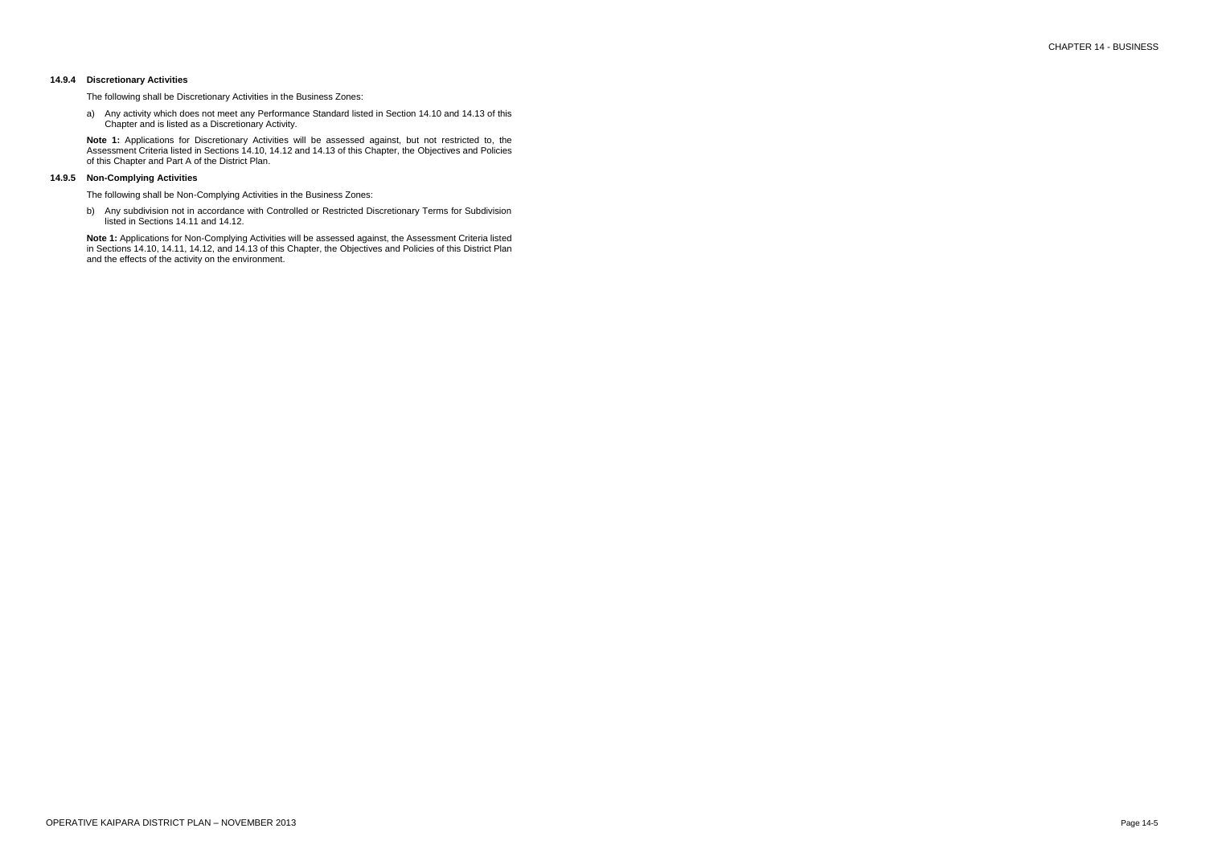### 14.9.4 Discretionary Activities

The following shall be Discretionary Activities in the Business Zones:

a) Any activity which does not meet any Performance Standard listed in Section 14.10 and 14.13 of this Chapter and is listed as a Discretionary Activity.

**Note 1:** Applications for Discretionary Activities will be assessed against, but not restricted to, the Assessment Criteria listed in Sections 14.10, 14.12 and 14.13 of this Chapter, the Objectives and Policies of this Chapter and Part A of the District Plan.

### 14.9.5 Non-Complying Activities

The following shall be Non-Complying Activities in the Business Zones:

b) Any subdivision not in accordance with Controlled or Restricted Discretionary Terms for Subdivision listed in Sections 14.11 and 14.12.

**Note 1:** Applications for Non-Complying Activities will be assessed against, the Assessment Criteria listed in Sections 14.10, 14.11, 14.12, and 14.13 of this Chapter, the Objectives and Policies of this District Plan and the effects of the activity on the environment.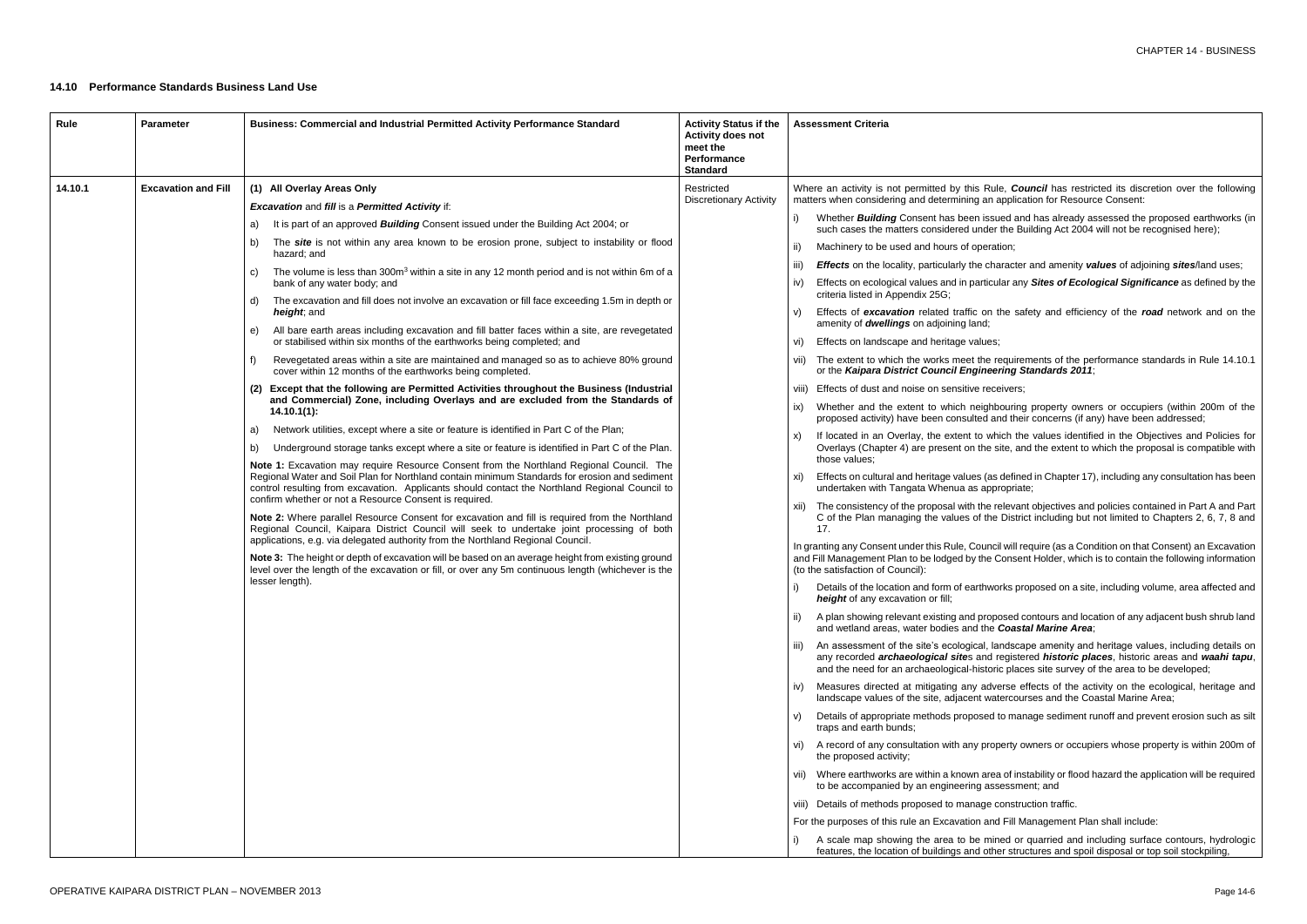### 14.10 Performance Standards Business Land Use

| Rule | Parameter | Business: Commercial and Industrial Permitted Activity Performance Standard | Activity Status if the Activity does not meet the Performance Standard | Assessment Criteria |
|---|---|---|---|---|
| 14.10.1 | Excavation and Fill | **(1) All Overlay Areas Only**<br><br>***Excavation*** and ***fill*** is a ***Permitted Activity*** if:<br><br>a) It is part of an approved ***Building*** Consent issued under the Building Act 2004; or<br><br>b) The ***site*** is not within any area known to be erosion prone, subject to instability or flood hazard; and<br><br>c) The volume is less than 300m$^3$ within a site in any 12 month period and is not within 6m of a bank of any water body; and<br><br>d) The excavation and fill does not involve an excavation or fill face exceeding 1.5m in depth or ***height***; and<br><br>e) All bare earth areas including excavation and fill batter faces within a site, are revegetated or stabilised within six months of the earthworks being completed; and<br><br>f) Revegetated areas within a site are maintained and managed so as to achieve 80% ground cover within 12 months of the earthworks being completed.<br><br>**(2) Except that the following are Permitted Activities throughout the Business (Industrial and Commercial) Zone, including Overlays and are excluded from the Standards of 14.10.1(1):**<br><br>a) Network utilities, except where a site or feature is identified in Part C of the Plan;<br><br>b) Underground storage tanks except where a site or feature is identified in Part C of the Plan.<br><br>**Note 1:** Excavation may require Resource Consent from the Northland Regional Council. The Regional Water and Soil Plan for Northland contain minimum Standards for erosion and sediment control resulting from excavation. Applicants should contact the Northland Regional Council to confirm whether or not a Resource Consent is required.<br><br>**Note 2:** Where parallel Resource Consent for excavation and fill is required from the Northland Regional Council, Kaipara District Council will seek to undertake joint processing of both applications, e.g. via delegated authority from the Northland Regional Council.<br><br>**Note 3:** The height or depth of excavation will be based on an average height from existing ground level over the length of the excavation or fill, or over any 5m continuous length (whichever is the lesser length). | Restricted Discretionary Activity | Where an activity is not permitted by this Rule, ***Council*** has restricted its discretion over the following matters when considering and determining an application for Resource Consent:<br><br>i) Whether ***Building*** Consent has been issued and has already assessed the proposed earthworks (in such cases the matters considered under the Building Act 2004 will not be recognised here);<br><br>ii) Machinery to be used and hours of operation;<br><br>iii) ***Effects*** on the locality, particularly the character and amenity ***values*** of adjoining ***sites***/land uses;<br><br>iv) Effects on ecological values and in particular any ***Sites of Ecological Significance*** as defined by the criteria listed in Appendix 25G;<br><br>v) Effects of ***excavation*** related traffic on the safety and efficiency of the ***road*** network and on the amenity of ***dwellings*** on adjoining land;<br><br>vi) Effects on landscape and heritage values;<br><br>vii) The extent to which the works meet the requirements of the performance standards in Rule 14.10.1 or the ***Kaipara District Council Engineering Standards 2011***;<br><br>viii) Effects of dust and noise on sensitive receivers;<br><br>ix) Whether and the extent to which neighbouring property owners or occupiers (within 200m of the proposed activity) have been consulted and their concerns (if any) have been addressed;<br><br>x) If located in an Overlay, the extent to which the values identified in the Objectives and Policies for Overlays (Chapter 4) are present on the site, and the extent to which the proposal is compatible with those values;<br><br>xi) Effects on cultural and heritage values (as defined in Chapter 17), including any consultation has been undertaken with Tangata Whenua as appropriate;<br><br>xii) The consistency of the proposal with the relevant objectives and policies contained in Part A and Part C of the Plan managing the values of the District including but not limited to Chapters 2, 6, 7, 8 and 17.<br><br>In granting any Consent under this Rule, Council will require (as a Condition on that Consent) an Excavation and Fill Management Plan to be lodged by the Consent Holder, which is to contain the following information (to the satisfaction of Council):<br><br>i) Details of the location and form of earthworks proposed on a site, including volume, area affected and ***height*** of any excavation or fill;<br><br>ii) A plan showing relevant existing and proposed contours and location of any adjacent bush shrub land and wetland areas, water bodies and the ***Coastal Marine Area***;<br><br>iii) An assessment of the site's ecological, landscape amenity and heritage values, including details on any recorded ***archaeological site***s and registered ***historic places***, historic areas and ***waahi tapu***, and the need for an archaeological-historic places site survey of the area to be developed;<br><br>iv) Measures directed at mitigating any adverse effects of the activity on the ecological, heritage and landscape values of the site, adjacent watercourses and the Coastal Marine Area;<br><br>v) Details of appropriate methods proposed to manage sediment runoff and prevent erosion such as silt traps and earth bunds;<br><br>vi) A record of any consultation with any property owners or occupiers whose property is within 200m of the proposed activity;<br><br>vii) Where earthworks are within a known area of instability or flood hazard the application will be required to be accompanied by an engineering assessment; and<br><br>viii) Details of methods proposed to manage construction traffic.<br><br>For the purposes of this rule an Excavation and Fill Management Plan shall include:<br><br>i) A scale map showing the area to be mined or quarried and including surface contours, hydrologic features, the location of buildings and other structures and spoil disposal or top soil stockpiling, |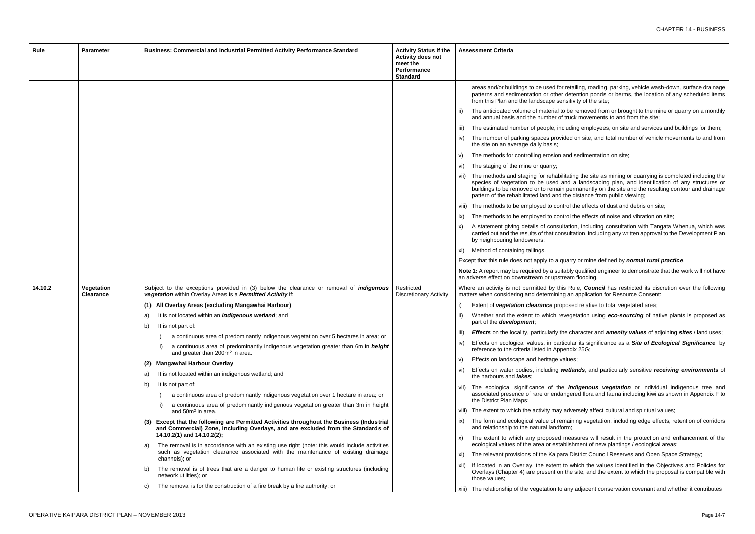| Rule | Parameter | Business: Commercial and Industrial Permitted Activity Performance Standard | Activity Status if the Activity does not meet the Performance Standard | Assessment Criteria |
|---|---|---|---|---|
| | | | | areas and/or buildings to be used for retailing, roading, parking, vehicle wash-down, surface drainage patterns and sedimentation or other detention ponds or berms, the location of any scheduled items from this Plan and the landscape sensitivity of the site;<br>ii) The anticipated volume of material to be removed from or brought to the mine or quarry on a monthly and annual basis and the number of truck movements to and from the site;<br>iii) The estimated number of people, including employees, on site and services and buildings for them;<br>iv) The number of parking spaces provided on site, and total number of vehicle movements to and from the site on an average daily basis;<br>v) The methods for controlling erosion and sedimentation on site;<br>vi) The staging of the mine or quarry;<br>vii) The methods and staging for rehabilitating the site as mining or quarrying is completed including the species of vegetation to be used and a landscaping plan, and identification of any structures or buildings to be removed or to remain permanently on the site and the resulting contour and drainage pattern of the rehabilitated land and the distance from public viewing;<br>viii) The methods to be employed to control the effects of dust and debris on site;<br>ix) The methods to be employed to control the effects of noise and vibration on site;<br>x) A statement giving details of consultation, including consultation with Tangata Whenua, which was carried out and the results of that consultation, including any written approval to the Development Plan by neighbouring landowners;<br>xi) Method of containing tailings.<br>Except that this rule does not apply to a quarry or mine defined by ***normal rural practice***.<br>**Note 1:** A report may be required by a suitably qualified engineer to demonstrate that the work will not have an adverse effect on downstream or upstream flooding. |
| 14.10.2 | Vegetation Clearance | Subject to the exceptions provided in (3) below the clearance or removal of ***indigenous vegetation*** within Overlay Areas is a ***Permitted Activity*** if:<br>**(1) All Overlay Areas (excluding Mangawhai Harbour)**<br>a) It is not located within an ***indigenous wetland***; and<br>b) It is not part of:<br>i) a continuous area of predominantly indigenous vegetation over 5 hectares in area; or<br>ii) a continuous area of predominantly indigenous vegetation greater than 6m in ***height*** and greater than 200m² in area.<br>**(2) Mangawhai Harbour Overlay**<br>a) It is not located within an indigenous wetland; and<br>b) It is not part of:<br>i) a continuous area of predominantly indigenous vegetation over 1 hectare in area; or<br>ii) a continuous area of predominantly indigenous vegetation greater than 3m in height and 50m² in area.<br>**(3) Except that the following are Permitted Activities throughout the Business (Industrial and Commercial) Zone, including Overlays, and are excluded from the Standards of 14.10.2(1) and 14.10.2(2);**<br>a) The removal is in accordance with an existing use right (note: this would include activities such as vegetation clearance associated with the maintenance of existing drainage channels); or<br>b) The removal is of trees that are a danger to human life or existing structures (including network utilities); or<br>c) The removal is for the construction of a fire break by a fire authority; or | Restricted Discretionary Activity | Where an activity is not permitted by this Rule, ***Council*** has restricted its discretion over the following matters when considering and determining an application for Resource Consent:<br>i) Extent of ***vegetation clearance*** proposed relative to total vegetated area;<br>ii) Whether and the extent to which revegetation using ***eco-sourcing*** of native plants is proposed as part of the ***development***;<br>iii) ***Effects*** on the locality, particularly the character and ***amenity values*** of adjoining ***sites*** / land uses;<br>iv) Effects on ecological values, in particular its significance as a ***Site of Ecological Significance*** by reference to the criteria listed in Appendix 25G;<br>v) Effects on landscape and heritage values;<br>vi) Effects on water bodies, including ***wetlands***, and particularly sensitive ***receiving environments*** of the harbours and ***lakes***;<br>vii) The ecological significance of the ***indigenous vegetation*** or individual indigenous tree and associated presence of rare or endangered flora and fauna including kiwi as shown in Appendix F to the District Plan Maps;<br>viii) The extent to which the activity may adversely affect cultural and spiritual values;<br>ix) The form and ecological value of remaining vegetation, including edge effects, retention of corridors and relationship to the natural landform;<br>x) The extent to which any proposed measures will result in the protection and enhancement of the ecological values of the area or establishment of new plantings / ecological areas;<br>xi) The relevant provisions of the Kaipara District Council Reserves and Open Space Strategy;<br>xii) If located in an Overlay, the extent to which the values identified in the Objectives and Policies for Overlays (Chapter 4) are present on the site, and the extent to which the proposal is compatible with those values;<br>xiii) The relationship of the vegetation to any adjacent conservation covenant and whether it contributes |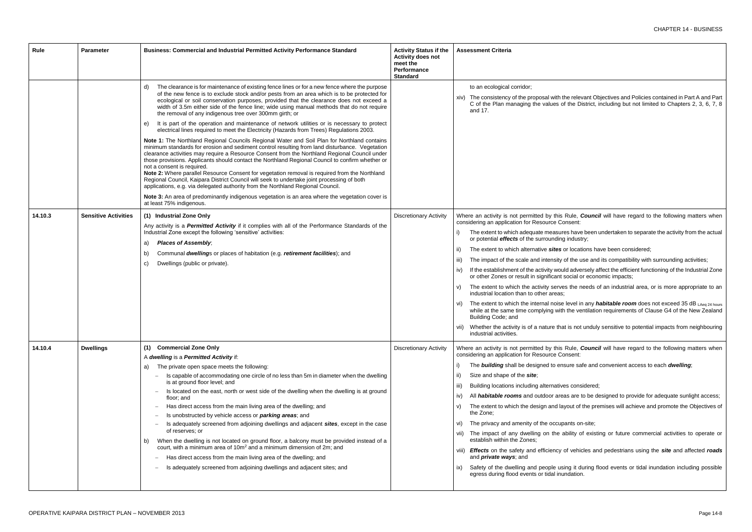| Rule | Parameter | Business: Commercial and Industrial Permitted Activity Performance Standard | Activity Status if the Activity does not meet the Performance Standard | Assessment Criteria |
|---|---|---|---|---|
| | | d) The clearance is for maintenance of existing fence lines or for a new fence where the purpose of the new fence is to exclude stock and/or pests from an area which is to be protected for ecological or soil conservation purposes, provided that the clearance does not exceed a width of 3.5m either side of the fence line; wide using manual methods that do not require the removal of any indigenous tree over 300mm girth; or<br><br>e) It is part of the operation and maintenance of network utilities or is necessary to protect electrical lines required to meet the Electricity (Hazards from Trees) Regulations 2003.<br><br>**Note 1:** The Northland Regional Councils Regional Water and Soil Plan for Northland contains minimum standards for erosion and sediment control resulting from land disturbance. Vegetation clearance activities may require a Resource Consent from the Northland Regional Council under those provisions. Applicants should contact the Northland Regional Council to confirm whether or not a consent is required.<br>**Note 2:** Where parallel Resource Consent for vegetation removal is required from the Northland Regional Council, Kaipara District Council will seek to undertake joint processing of both applications, e.g. via delegated authority from the Northland Regional Council.<br><br>**Note 3:** An area of predominantly indigenous vegetation is an area where the vegetation cover is at least 75% indigenous. | | to an ecological corridor;<br><br>xiv) The consistency of the proposal with the relevant Objectives and Policies contained in Part A and Part C of the Plan managing the values of the District, including but not limited to Chapters 2, 3, 6, 7, 8 and 17. |
| 14.10.3 | Sensitive Activities | **(1) Industrial Zone Only**<br><br>Any activity is a ***Permitted Activity*** if it complies with all of the Performance Standards of the Industrial Zone except the following 'sensitive' activities:<br><br>a) ***Places of Assembly***;<br><br>b) Communal ***dwelling***s or places of habitation (e.g. ***retirement facilities***); and<br><br>c) Dwellings (public or private). | Discretionary Activity | Where an activity is not permitted by this Rule, ***Council*** will have regard to the following matters when considering an application for Resource Consent:<br><br>i) The extent to which adequate measures have been undertaken to separate the activity from the actual or potential ***effects*** of the surrounding industry;<br><br>ii) The extent to which alternative ***sites*** or locations have been considered;<br><br>iii) The impact of the scale and intensity of the use and its compatibility with surrounding activities;<br><br>iv) If the establishment of the activity would adversely affect the efficient functioning of the Industrial Zone or other Zones or result in significant social or economic impacts;<br><br>v) The extent to which the activity serves the needs of an industrial area, or is more appropriate to an industrial location than to other areas;<br><br>vi) The extent to which the internal noise level in any ***habitable room*** does not exceed 35 dB $_{\text{LAeq 24 hours}}$ while at the same time complying with the ventilation requirements of Clause G4 of the New Zealand Building Code; and<br><br>vii) Whether the activity is of a nature that is not unduly sensitive to potential impacts from neighbouring industrial activities. |
| 14.10.4 | Dwellings | **(1) Commercial Zone Only**<br><br>A ***dwelling*** is a ***Permitted Activity*** if:<br><br>a) The private open space meets the following:<br>– Is capable of accommodating one circle of no less than 5m in diameter when the dwelling is at ground floor level; and<br>– Is located on the east, north or west side of the dwelling when the dwelling is at ground floor; and<br>– Has direct access from the main living area of the dwelling; and<br>– Is unobstructed by vehicle access or ***parking areas***; and<br>– Is adequately screened from adjoining dwellings and adjacent ***sites***, except in the case of reserves; or<br><br>b) When the dwelling is not located on ground floor, a balcony must be provided instead of a court, with a minimum area of $10m^2$ and a minimum dimension of 2m; and<br>– Has direct access from the main living area of the dwelling; and<br>– Is adequately screened from adjoining dwellings and adjacent sites; and | Discretionary Activity | Where an activity is not permitted by this Rule, ***Council*** will have regard to the following matters when considering an application for Resource Consent:<br><br>i) The ***building*** shall be designed to ensure safe and convenient access to each ***dwelling***;<br><br>ii) Size and shape of the ***site***;<br><br>iii) Building locations including alternatives considered;<br><br>iv) All ***habitable rooms*** and outdoor areas are to be designed to provide for adequate sunlight access;<br><br>v) The extent to which the design and layout of the premises will achieve and promote the Objectives of the Zone;<br><br>vi) The privacy and amenity of the occupants on-site;<br><br>vii) The impact of any dwelling on the ability of existing or future commercial activities to operate or establish within the Zones;<br><br>viii) ***Effects*** on the safety and efficiency of vehicles and pedestrians using the ***site*** and affected ***roads*** and ***private ways***; and<br><br>ix) Safety of the dwelling and people using it during flood events or tidal inundation including possible egress during flood events or tidal inundation. |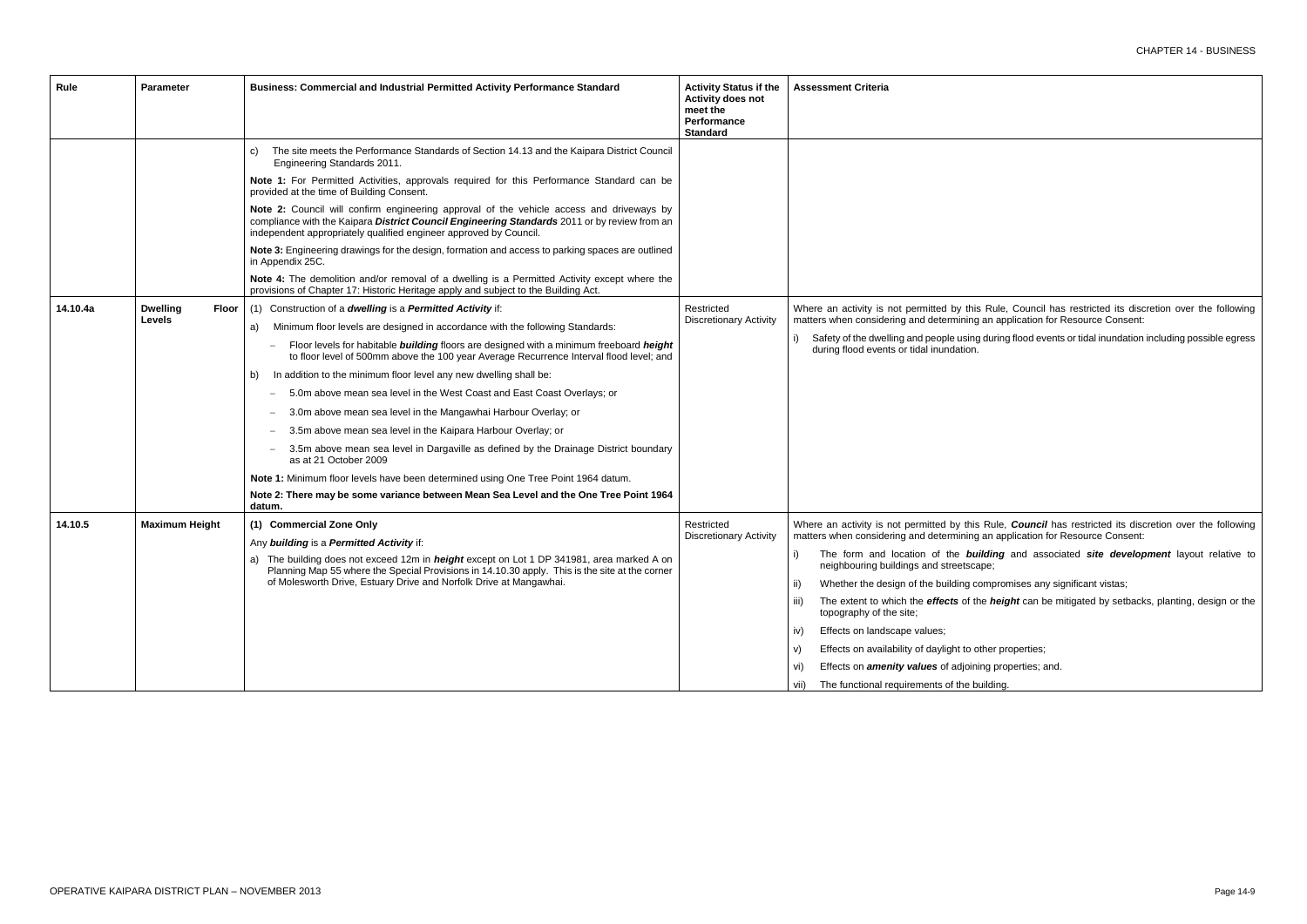| Rule | Parameter | Business: Commercial and Industrial Permitted Activity Performance Standard | Activity Status if the Activity does not meet the Performance Standard | Assessment Criteria |
|---|---|---|---|---|
| | | c) The site meets the Performance Standards of Section 14.13 and the Kaipara District Council Engineering Standards 2011.<br><br>**Note 1:** For Permitted Activities, approvals required for this Performance Standard can be provided at the time of Building Consent.<br><br>**Note 2:** Council will confirm engineering approval of the vehicle access and driveways by compliance with the Kaipara ***District Council Engineering Standards*** 2011 or by review from an independent appropriately qualified engineer approved by Council.<br><br>**Note 3:** Engineering drawings for the design, formation and access to parking spaces are outlined in Appendix 25C.<br><br>**Note 4:** The demolition and/or removal of a dwelling is a Permitted Activity except where the provisions of Chapter 17: Historic Heritage apply and subject to the Building Act. | | |
| **14.10.4a** | **Dwelling Floor Levels** | (1) Construction of a ***dwelling*** is a ***Permitted Activity*** if:<br><br>a) Minimum floor levels are designed in accordance with the following Standards:<br><br>– Floor levels for habitable ***building*** floors are designed with a minimum freeboard ***height*** to floor level of 500mm above the 100 year Average Recurrence Interval flood level; and<br><br>b) In addition to the minimum floor level any new dwelling shall be:<br><br>– 5.0m above mean sea level in the West Coast and East Coast Overlays; or<br><br>– 3.0m above mean sea level in the Mangawhai Harbour Overlay; or<br><br>– 3.5m above mean sea level in the Kaipara Harbour Overlay; or<br><br>– 3.5m above mean sea level in Dargaville as defined by the Drainage District boundary as at 21 October 2009<br><br>**Note 1:** Minimum floor levels have been determined using One Tree Point 1964 datum.<br><br>**Note 2: There may be some variance between Mean Sea Level and the One Tree Point 1964 datum.** | Restricted Discretionary Activity | Where an activity is not permitted by this Rule, Council has restricted its discretion over the following matters when considering and determining an application for Resource Consent:<br><br>i) Safety of the dwelling and people using during flood events or tidal inundation including possible egress during flood events or tidal inundation. |
| **14.10.5** | **Maximum Height** | **(1) Commercial Zone Only**<br><br>Any ***building*** is a ***Permitted Activity*** if:<br><br>a) The building does not exceed 12m in ***height*** except on Lot 1 DP 341981, area marked A on Planning Map 55 where the Special Provisions in 14.10.30 apply. This is the site at the corner of Molesworth Drive, Estuary Drive and Norfolk Drive at Mangawhai. | Restricted Discretionary Activity | Where an activity is not permitted by this Rule, ***Council*** has restricted its discretion over the following matters when considering and determining an application for Resource Consent:<br><br>i) The form and location of the ***building*** and associated ***site development*** layout relative to neighbouring buildings and streetscape;<br><br>ii) Whether the design of the building compromises any significant vistas;<br><br>iii) The extent to which the ***effects*** of the ***height*** can be mitigated by setbacks, planting, design or the topography of the site;<br><br>iv) Effects on landscape values;<br><br>v) Effects on availability of daylight to other properties;<br><br>vi) Effects on ***amenity values*** of adjoining properties; and.<br><br>vii) The functional requirements of the building. |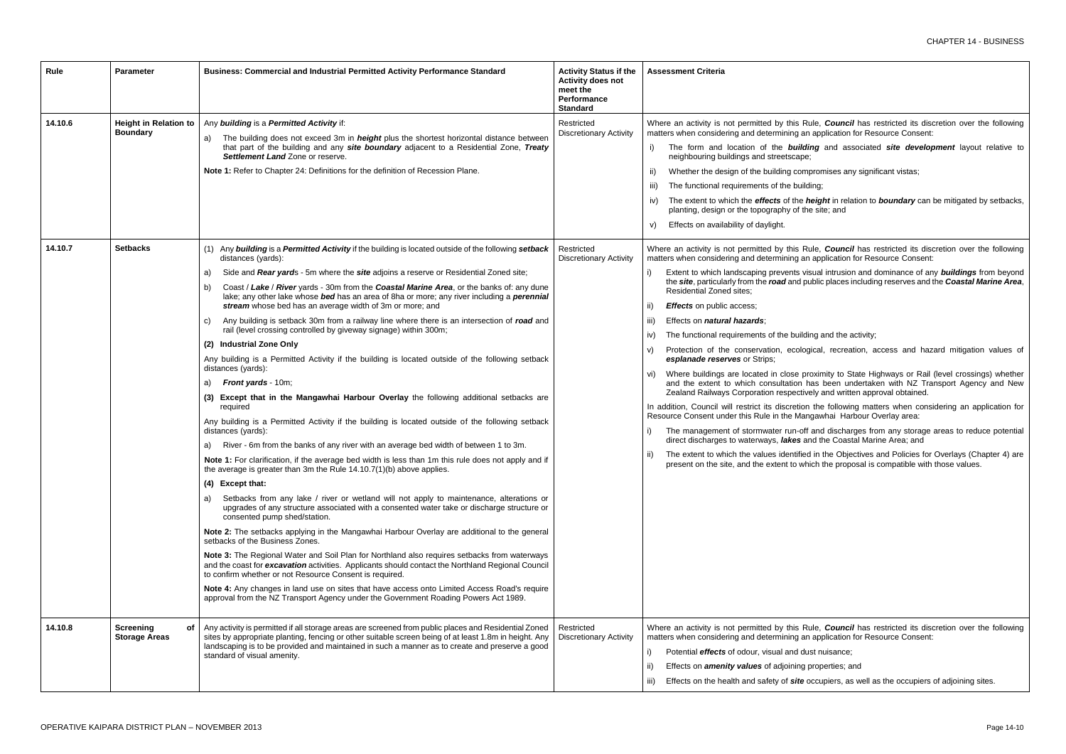| Rule | Parameter | Business: Commercial and Industrial Permitted Activity Performance Standard | Activity Status if the Activity does not meet the Performance Standard | Assessment Criteria |
|---|---|---|---|---|
| 14.10.6 | Height in Relation to Boundary | Any ***building*** is a ***Permitted Activity*** if:<br>a) The building does not exceed 3m in ***height*** plus the shortest horizontal distance between that part of the building and any ***site boundary*** adjacent to a Residential Zone, ***Treaty Settlement Land*** Zone or reserve.<br>**Note 1:** Refer to Chapter 24: Definitions for the definition of Recession Plane. | Restricted Discretionary Activity | Where an activity is not permitted by this Rule, ***Council*** has restricted its discretion over the following matters when considering and determining an application for Resource Consent:<br>i) The form and location of the ***building*** and associated ***site development*** layout relative to neighbouring buildings and streetscape;<br>ii) Whether the design of the building compromises any significant vistas;<br>iii) The functional requirements of the building;<br>iv) The extent to which the ***effects*** of the ***height*** in relation to ***boundary*** can be mitigated by setbacks, planting, design or the topography of the site; and<br>v) Effects on availability of daylight. |
| 14.10.7 | Setbacks | (1) Any ***building*** is a ***Permitted Activity*** if the building is located outside of the following ***setback*** distances (yards):<br>a) Side and ***Rear yard***s - 5m where the ***site*** adjoins a reserve or Residential Zoned site;<br>b) Coast / ***Lake*** / ***River*** yards - 30m from the ***Coastal Marine Area***, or the banks of: any dune lake; any other lake whose ***bed*** has an area of 8ha or more; any river including a ***perennial stream*** whose bed has an average width of 3m or more; and<br>c) Any building is setback 30m from a railway line where there is an intersection of ***road*** and rail (level crossing controlled by giveway signage) within 300m;<br>**(2) Industrial Zone Only**<br>Any building is a Permitted Activity if the building is located outside of the following setback distances (yards):<br>a) ***Front yards*** - 10m;<br>**(3) Except that in the Mangawhai Harbour Overlay** the following additional setbacks are required<br>Any building is a Permitted Activity if the building is located outside of the following setback distances (yards):<br>a) River - 6m from the banks of any river with an average bed width of between 1 to 3m.<br>**Note 1:** For clarification, if the average bed width is less than 1m this rule does not apply and if the average is greater than 3m the Rule 14.10.7(1)(b) above applies.<br>**(4) Except that:**<br>a) Setbacks from any lake / river or wetland will not apply to maintenance, alterations or upgrades of any structure associated with a consented water take or discharge structure or consented pump shed/station.<br>**Note 2:** The setbacks applying in the Mangawhai Harbour Overlay are additional to the general setbacks of the Business Zones.<br>**Note 3:** The Regional Water and Soil Plan for Northland also requires setbacks from waterways and the coast for ***excavation*** activities. Applicants should contact the Northland Regional Council to confirm whether or not Resource Consent is required.<br>**Note 4:** Any changes in land use on sites that have access onto Limited Access Road's require approval from the NZ Transport Agency under the Government Roading Powers Act 1989. | Restricted Discretionary Activity | Where an activity is not permitted by this Rule, ***Council*** has restricted its discretion over the following matters when considering and determining an application for Resource Consent:<br>i) Extent to which landscaping prevents visual intrusion and dominance of any ***buildings*** from beyond the ***site***, particularly from the ***road*** and public places including reserves and the ***Coastal Marine Area***, Residential Zoned sites;<br>ii) ***Effects*** on public access;<br>iii) Effects on ***natural hazards***;<br>iv) The functional requirements of the building and the activity;<br>v) Protection of the conservation, ecological, recreation, access and hazard mitigation values of ***esplanade reserves*** or Strips;<br>vi) Where buildings are located in close proximity to State Highways or Rail (level crossings) whether and the extent to which consultation has been undertaken with NZ Transport Agency and New Zealand Railways Corporation respectively and written approval obtained.<br>In addition, Council will restrict its discretion the following matters when considering an application for Resource Consent under this Rule in the Mangawhai Harbour Overlay area:<br>i) The management of stormwater run-off and discharges from any storage areas to reduce potential direct discharges to waterways, ***lakes*** and the Coastal Marine Area; and<br>ii) The extent to which the values identified in the Objectives and Policies for Overlays (Chapter 4) are present on the site, and the extent to which the proposal is compatible with those values. |
| 14.10.8 | Screening of Storage Areas | Any activity is permitted if all storage areas are screened from public places and Residential Zoned sites by appropriate planting, fencing or other suitable screen being of at least 1.8m in height. Any landscaping is to be provided and maintained in such a manner as to create and preserve a good standard of visual amenity. | Restricted Discretionary Activity | Where an activity is not permitted by this Rule, ***Council*** has restricted its discretion over the following matters when considering and determining an application for Resource Consent:<br>i) Potential ***effects*** of odour, visual and dust nuisance;<br>ii) Effects on ***amenity values*** of adjoining properties; and<br>iii) Effects on the health and safety of ***site*** occupiers, as well as the occupiers of adjoining sites. |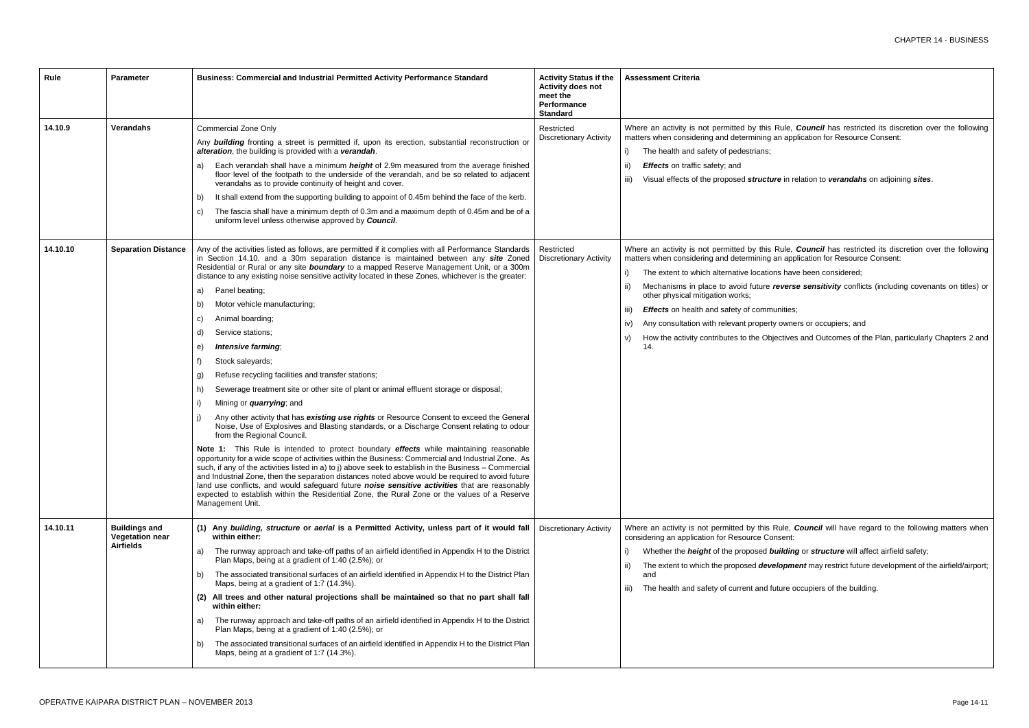| Rule | Parameter | Business: Commercial and Industrial Permitted Activity Performance Standard | Activity Status if the Activity does not meet the Performance Standard | Assessment Criteria |
|---|---|---|---|---|
| 14.10.9 | Verandahs | Commercial Zone Only<br><br>Any ***building*** fronting a street is permitted if, upon its erection, substantial reconstruction or ***alteration***, the building is provided with a ***verandah***.<br><br>a) Each verandah shall have a minimum ***height*** of 2.9m measured from the average finished floor level of the footpath to the underside of the verandah, and be so related to adjacent verandahs as to provide continuity of height and cover.<br><br>b) It shall extend from the supporting building to appoint of 0.45m behind the face of the kerb.<br><br>c) The fascia shall have a minimum depth of 0.3m and a maximum depth of 0.45m and be of a uniform level unless otherwise approved by ***Council***. | Restricted Discretionary Activity | Where an activity is not permitted by this Rule, ***Council*** has restricted its discretion over the following matters when considering and determining an application for Resource Consent:<br><br>i) The health and safety of pedestrians;<br><br>ii) ***Effects*** on traffic safety; and<br><br>iii) Visual effects of the proposed ***structure*** in relation to ***verandahs*** on adjoining ***sites***. |
| 14.10.10 | Separation Distance | Any of the activities listed as follows, are permitted if it complies with all Performance Standards in Section 14.10. and a 30m separation distance is maintained between any ***site*** Zoned Residential or Rural or any site ***boundary*** to a mapped Reserve Management Unit, or a 300m distance to any existing noise sensitive activity located in these Zones, whichever is the greater:<br><br>a) Panel beating;<br><br>b) Motor vehicle manufacturing;<br><br>c) Animal boarding;<br><br>d) Service stations;<br><br>e) ***Intensive farming***;<br><br>f) Stock saleyards;<br><br>g) Refuse recycling facilities and transfer stations;<br><br>h) Sewerage treatment site or other site of plant or animal effluent storage or disposal;<br><br>i) Mining or ***quarrying***; and<br><br>j) Any other activity that has ***existing use rights*** or Resource Consent to exceed the General Noise, Use of Explosives and Blasting standards, or a Discharge Consent relating to odour from the Regional Council.<br><br>**Note 1:** This Rule is intended to protect boundary ***effects*** while maintaining reasonable opportunity for a wide scope of activities within the Business: Commercial and Industrial Zone. As such, if any of the activities listed in a) to j) above seek to establish in the Business – Commercial and Industrial Zone, then the separation distances noted above would be required to avoid future land use conflicts, and would safeguard future ***noise sensitive activities*** that are reasonably expected to establish within the Residential Zone, the Rural Zone or the values of a Reserve Management Unit. | Restricted Discretionary Activity | Where an activity is not permitted by this Rule, ***Council*** has restricted its discretion over the following matters when considering and determining an application for Resource Consent:<br><br>i) The extent to which alternative locations have been considered;<br><br>ii) Mechanisms in place to avoid future ***reverse sensitivity*** conflicts (including covenants on titles) or other physical mitigation works;<br><br>iii) ***Effects*** on health and safety of communities;<br><br>iv) Any consultation with relevant property owners or occupiers; and<br><br>v) How the activity contributes to the Objectives and Outcomes of the Plan, particularly Chapters 2 and 14. |
| 14.10.11 | Buildings and Vegetation near Airfields | **(1) Any *building, structure* or *aerial* is a Permitted Activity, unless part of it would fall within either:**<br><br>a) The runway approach and take-off paths of an airfield identified in Appendix H to the District Plan Maps, being at a gradient of 1:40 (2.5%); or<br><br>b) The associated transitional surfaces of an airfield identified in Appendix H to the District Plan Maps, being at a gradient of 1:7 (14.3%).<br><br>**(2) All trees and other natural projections shall be maintained so that no part shall fall within either:**<br><br>a) The runway approach and take-off paths of an airfield identified in Appendix H to the District Plan Maps, being at a gradient of 1:40 (2.5%); or<br><br>b) The associated transitional surfaces of an airfield identified in Appendix H to the District Plan Maps, being at a gradient of 1:7 (14.3%). | Discretionary Activity | Where an activity is not permitted by this Rule, ***Council*** will have regard to the following matters when considering an application for Resource Consent:<br><br>i) Whether the ***height*** of the proposed ***building*** or ***structure*** will affect airfield safety;<br><br>ii) The extent to which the proposed ***development*** may restrict future development of the airfield/airport; and<br><br>iii) The health and safety of current and future occupiers of the building. |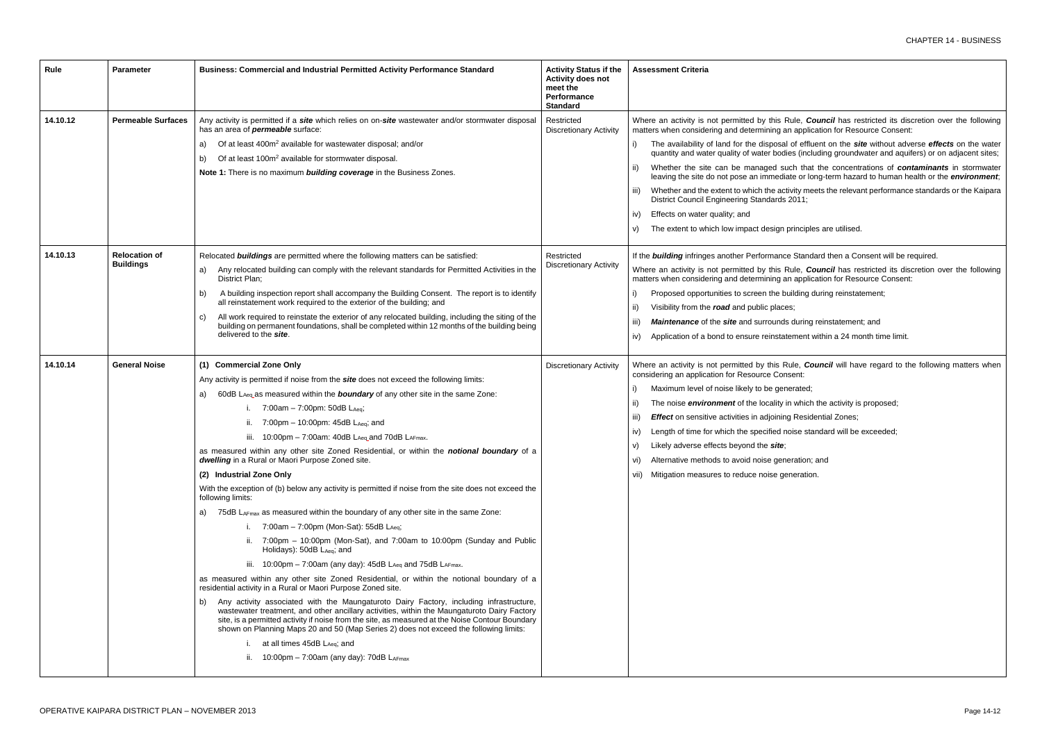| Rule | Parameter | Business: Commercial and Industrial Permitted Activity Performance Standard | Activity Status if the Activity does not meet the Performance Standard | Assessment Criteria |
|---|---|---|---|---|
| 14.10.12 | Permeable Surfaces | Any activity is permitted if a ***site*** which relies on on-***site*** wastewater and/or stormwater disposal has an area of ***permeable*** surface:<br>a) Of at least 400m$^2$ available for wastewater disposal; and/or<br>b) Of at least 100m$^2$ available for stormwater disposal.<br>**Note 1:** There is no maximum ***building coverage*** in the Business Zones. | Restricted Discretionary Activity | Where an activity is not permitted by this Rule, ***Council*** has restricted its discretion over the following matters when considering and determining an application for Resource Consent:<br>i) The availability of land for the disposal of effluent on the ***site*** without adverse ***effects*** on the water quantity and water quality of water bodies (including groundwater and aquifers) or on adjacent sites;<br>ii) Whether the site can be managed such that the concentrations of ***contaminants*** in stormwater leaving the site do not pose an immediate or long-term hazard to human health or the ***environment***;<br>iii) Whether and the extent to which the activity meets the relevant performance standards or the Kaipara District Council Engineering Standards 2011;<br>iv) Effects on water quality; and<br>v) The extent to which low impact design principles are utilised. |
| 14.10.13 | Relocation of Buildings | Relocated ***buildings*** are permitted where the following matters can be satisfied:<br>a) Any relocated building can comply with the relevant standards for Permitted Activities in the District Plan;<br>b) A building inspection report shall accompany the Building Consent. The report is to identify all reinstatement work required to the exterior of the building; and<br>c) All work required to reinstate the exterior of any relocated building, including the siting of the building on permanent foundations, shall be completed within 12 months of the building being delivered to the ***site***. | Restricted Discretionary Activity | If the ***building*** infringes another Performance Standard then a Consent will be required.<br>Where an activity is not permitted by this Rule, ***Council*** has restricted its discretion over the following matters when considering and determining an application for Resource Consent:<br>i) Proposed opportunities to screen the building during reinstatement;<br>ii) Visibility from the ***road*** and public places;<br>iii) ***Maintenance*** of the ***site*** and surrounds during reinstatement; and<br>iv) Application of a bond to ensure reinstatement within a 24 month time limit. |
| 14.10.14 | General Noise | **(1) Commercial Zone Only**<br>Any activity is permitted if noise from the ***site*** does not exceed the following limits:<br>a) 60dB $L_{Aeq}$ as measured within the ***boundary*** of any other site in the same Zone:<br>i. 7:00am – 7:00pm: 50dB $L_{Aeq}$;<br>ii. 7:00pm – 10:00pm: 45dB $L_{Aeq}$; and<br>iii. 10:00pm – 7:00am: 40dB $L_{Aeq}$ and 70dB $L_{AFmax}$.<br>as measured within any other site Zoned Residential, or within the ***notional boundary*** of a ***dwelling*** in a Rural or Maori Purpose Zoned site.<br>**(2) Industrial Zone Only**<br>With the exception of (b) below any activity is permitted if noise from the site does not exceed the following limits:<br>a) 75dB $L_{AFmax}$ as measured within the boundary of any other site in the same Zone:<br>i. 7:00am – 7:00pm (Mon-Sat): 55dB $L_{Aeq}$;<br>ii. 7:00pm – 10:00pm (Mon-Sat), and 7:00am to 10:00pm (Sunday and Public Holidays): 50dB $L_{Aeq}$; and<br>iii. 10:00pm – 7:00am (any day): 45dB $L_{Aeq}$ and 75dB $L_{AFmax}$.<br>as measured within any other site Zoned Residential, or within the notional boundary of a residential activity in a Rural or Maori Purpose Zoned site.<br>b) Any activity associated with the Maungaturoto Dairy Factory, including infrastructure, wastewater treatment, and other ancillary activities, within the Maungaturoto Dairy Factory site, is a permitted activity if noise from the site, as measured at the Noise Contour Boundary shown on Planning Maps 20 and 50 (Map Series 2) does not exceed the following limits:<br>i. at all times 45dB $L_{Aeq}$; and<br>ii. 10:00pm – 7:00am (any day): 70dB $L_{AFmax}$ | Discretionary Activity | Where an activity is not permitted by this Rule, ***Council*** will have regard to the following matters when considering an application for Resource Consent:<br>i) Maximum level of noise likely to be generated;<br>ii) The noise ***environment*** of the locality in which the activity is proposed;<br>iii) ***Effect*** on sensitive activities in adjoining Residential Zones;<br>iv) Length of time for which the specified noise standard will be exceeded;<br>v) Likely adverse effects beyond the ***site***;<br>vi) Alternative methods to avoid noise generation; and<br>vii) Mitigation measures to reduce noise generation. |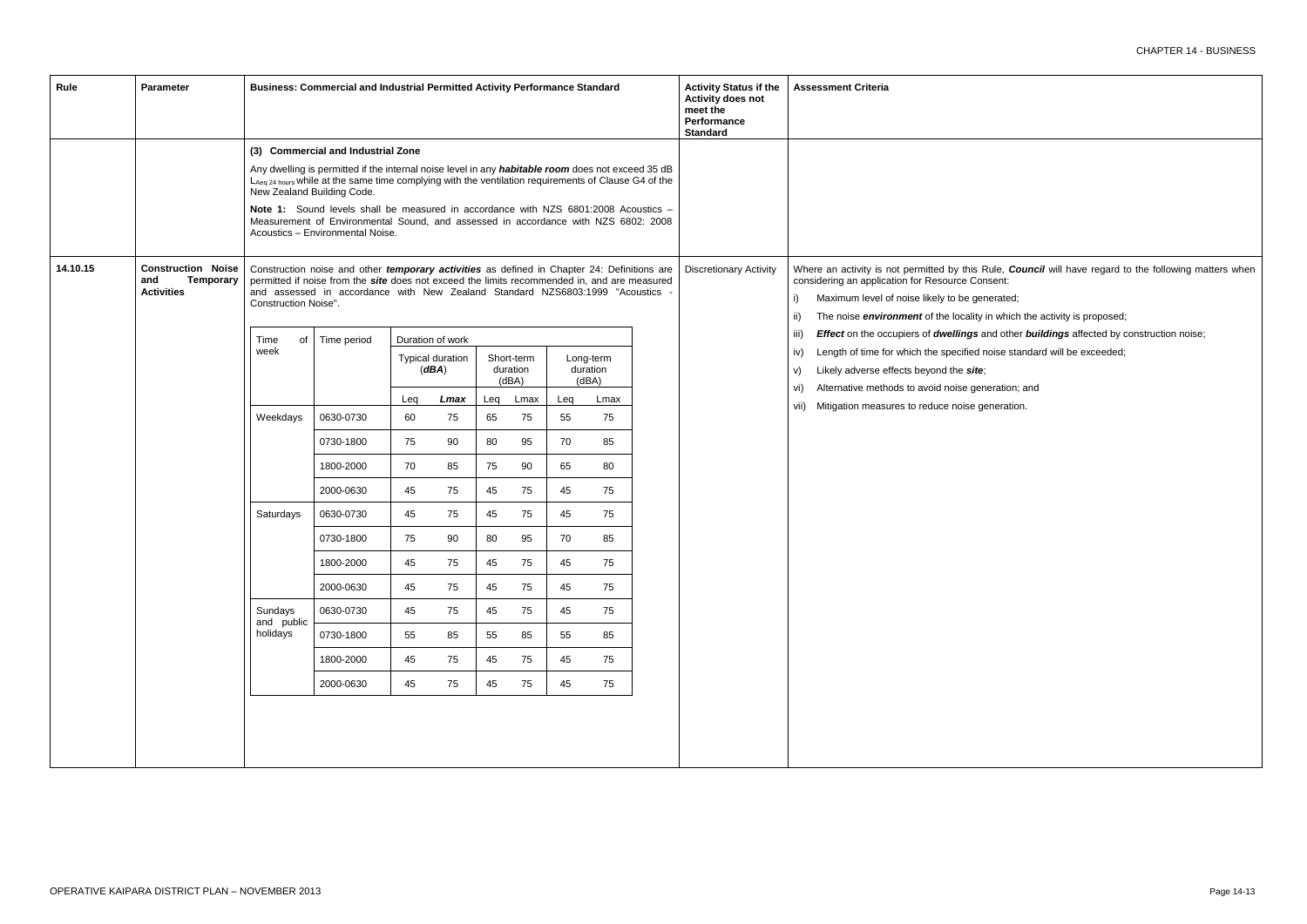| Rule | Parameter | Business: Commercial and Industrial Permitted Activity Performance Standard | Activity Status if the Activity does not meet the Performance Standard | Assessment Criteria |
|---|---|---|---|---|
| | | **(3) Commercial and Industrial Zone**<br><br>Any dwelling is permitted if the internal noise level in any ***habitable room*** does not exceed 35 dB $L_{Aeq\ 24\ hours}$ while at the same time complying with the ventilation requirements of Clause G4 of the New Zealand Building Code.<br><br>**Note 1:** Sound levels shall be measured in accordance with NZS 6801:2008 Acoustics – Measurement of Environmental Sound, and assessed in accordance with NZS 6802: 2008 Acoustics – Environmental Noise. | | |
| 14.10.15 | **Construction Noise and Temporary Activities** | Construction noise and other ***temporary activities*** as defined in Chapter 24: Definitions are permitted if noise from the ***site*** does not exceed the limits recommended in, and are measured and assessed in accordance with New Zealand Standard NZS6803:1999 "Acoustics - Construction Noise". (See table below) | Discretionary Activity | Where an activity is not permitted by this Rule, ***Council*** will have regard to the following matters when considering an application for Resource Consent:<br>i) Maximum level of noise likely to be generated;<br>ii) The noise ***environment*** of the locality in which the activity is proposed;<br>iii) ***Effect*** on the occupiers of ***dwellings*** and other ***buildings*** affected by construction noise;<br>iv) Length of time for which the specified noise standard will be exceeded;<br>v) Likely adverse effects beyond the ***site***;<br>vi) Alternative methods to avoid noise generation; and<br>vii) Mitigation measures to reduce noise generation. |

| Time of week | Time period | Duration of work | | | | | |
|---|---|---|---|---|---|---|---|
| | | Typical duration (***dBA***) | | Short-term duration (dBA) | | Long-term duration (dBA) | |
| | | Leq | ***Lmax*** | Leq | Lmax | Leq | Lmax |
| Weekdays | 0630-0730 | 60 | 75 | 65 | 75 | 55 | 75 |
| | 0730-1800 | 75 | 90 | 80 | 95 | 70 | 85 |
| | 1800-2000 | 70 | 85 | 75 | 90 | 65 | 80 |
| | 2000-0630 | 45 | 75 | 45 | 75 | 45 | 75 |
| Saturdays | 0630-0730 | 45 | 75 | 45 | 75 | 45 | 75 |
| | 0730-1800 | 75 | 90 | 80 | 95 | 70 | 85 |
| | 1800-2000 | 45 | 75 | 45 | 75 | 45 | 75 |
| | 2000-0630 | 45 | 75 | 45 | 75 | 45 | 75 |
| Sundays and public holidays | 0630-0730 | 45 | 75 | 45 | 75 | 45 | 75 |
| | 0730-1800 | 55 | 85 | 55 | 85 | 55 | 85 |
| | 1800-2000 | 45 | 75 | 45 | 75 | 45 | 75 |
| | 2000-0630 | 45 | 75 | 45 | 75 | 45 | 75 |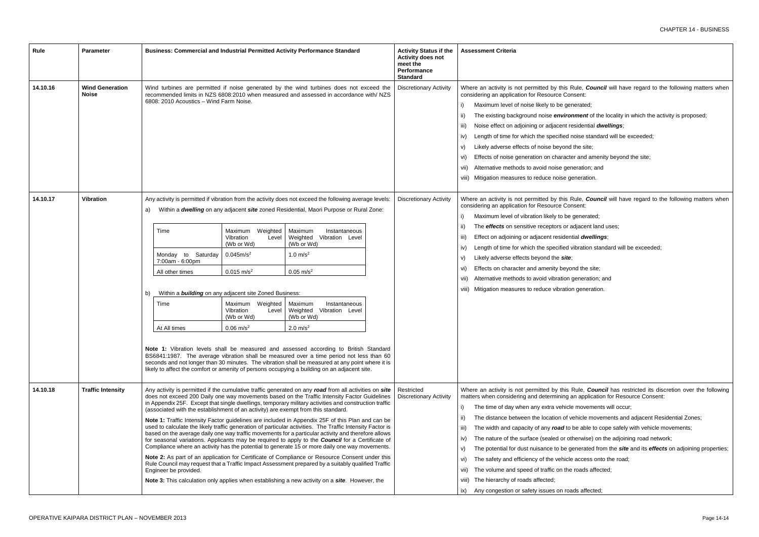| Rule | Parameter | Business: Commercial and Industrial Permitted Activity Performance Standard | Activity Status if the Activity does not meet the Performance Standard | Assessment Criteria |
|---|---|---|---|---|
| 14.10.16 | **Wind Generation Noise** | Wind turbines are permitted if noise generated by the wind turbines does not exceed the recommended limits in NZS 6808:2010 when measured and assessed in accordance with/ NZS 6808: 2010 Acoustics – Wind Farm Noise. | Discretionary Activity | Where an activity is not permitted by this Rule, ***Council*** will have regard to the following matters when considering an application for Resource Consent:<br>i) Maximum level of noise likely to be generated;<br>ii) The existing background noise ***environment*** of the locality in which the activity is proposed;<br>iii) Noise effect on adjoining or adjacent residential ***dwellings***;<br>iv) Length of time for which the specified noise standard will be exceeded;<br>v) Likely adverse effects of noise beyond the site;<br>vi) Effects of noise generation on character and amenity beyond the site;<br>vii) Alternative methods to avoid noise generation; and<br>viii) Mitigation measures to reduce noise generation. |
| 14.10.17 | **Vibration** | Any activity is permitted if vibration from the activity does not exceed the following average levels:<br>a) Within a ***dwelling*** on any adjacent ***site*** zoned Residential, Maori Purpose or Rural Zone:<br><br>Time / Maximum Weighted Vibration Level (Wb or Wd) / Maximum Instantaneous Weighted Vibration Level (Wb or Wd)<br>Monday to Saturday 7:00am - 6:00pm / $0.045 m/s^2$ / $1.0 m/s^2$<br>All other times / $0.015 m/s^2$ / $0.05 m/s^2$<br><br>b) Within a ***building*** on any adjacent site Zoned Business:<br><br>Time / Maximum Weighted Vibration Level (Wb or Wd) / Maximum Instantaneous Weighted Vibration Level (Wb or Wd)<br>At All times / $0.06 m/s^2$ / $2.0 m/s^2$<br><br>**Note 1:** Vibration levels shall be measured and assessed according to British Standard BS6841:1987. The average vibration shall be measured over a time period not less than 60 seconds and not longer than 30 minutes. The vibration shall be measured at any point where it is likely to affect the comfort or amenity of persons occupying a building on an adjacent site. | Discretionary Activity | Where an activity is not permitted by this Rule, ***Council*** will have regard to the following matters when considering an application for Resource Consent:<br>i) Maximum level of vibration likely to be generated;<br>ii) The ***effects*** on sensitive receptors or adjacent land uses;<br>iii) Effect on adjoining or adjacent residential ***dwellings***;<br>iv) Length of time for which the specified vibration standard will be exceeded;<br>v) Likely adverse effects beyond the ***site***;<br>vi) Effects on character and amenity beyond the site;<br>vii) Alternative methods to avoid vibration generation; and<br>viii) Mitigation measures to reduce vibration generation. |
| 14.10.18 | **Traffic Intensity** | Any activity is permitted if the cumulative traffic generated on any ***road*** from all activities on ***site*** does not exceed 200 Daily one way movements based on the Traffic Intensity Factor Guidelines in Appendix 25F. Except that single dwellings, temporary military activities and construction traffic (associated with the establishment of an activity) are exempt from this standard.<br><br>**Note 1:** Traffic Intensity Factor guidelines are included in Appendix 25F of this Plan and can be used to calculate the likely traffic generation of particular activities. The Traffic Intensity Factor is based on the average daily one way traffic movements for a particular activity and therefore allows for seasonal variations. Applicants may be required to apply to the ***Council*** for a Certificate of Compliance where an activity has the potential to generate 15 or more daily one way movements.<br><br>**Note 2:** As part of an application for Certificate of Compliance or Resource Consent under this Rule Council may request that a Traffic Impact Assessment prepared by a suitably qualified Traffic Engineer be provided.<br><br>**Note 3:** This calculation only applies when establishing a new activity on a ***site***. However, the | Restricted Discretionary Activity | Where an activity is not permitted by this Rule, ***Council*** has restricted its discretion over the following matters when considering and determining an application for Resource Consent:<br>i) The time of day when any extra vehicle movements will occur;<br>ii) The distance between the location of vehicle movements and adjacent Residential Zones;<br>iii) The width and capacity of any ***road*** to be able to cope safely with vehicle movements;<br>iv) The nature of the surface (sealed or otherwise) on the adjoining road network;<br>v) The potential for dust nuisance to be generated from the ***site*** and its ***effects*** on adjoining properties;<br>vi) The safety and efficiency of the vehicle access onto the road;<br>vii) The volume and speed of traffic on the roads affected;<br>viii) The hierarchy of roads affected;<br>ix) Any congestion or safety issues on roads affected; |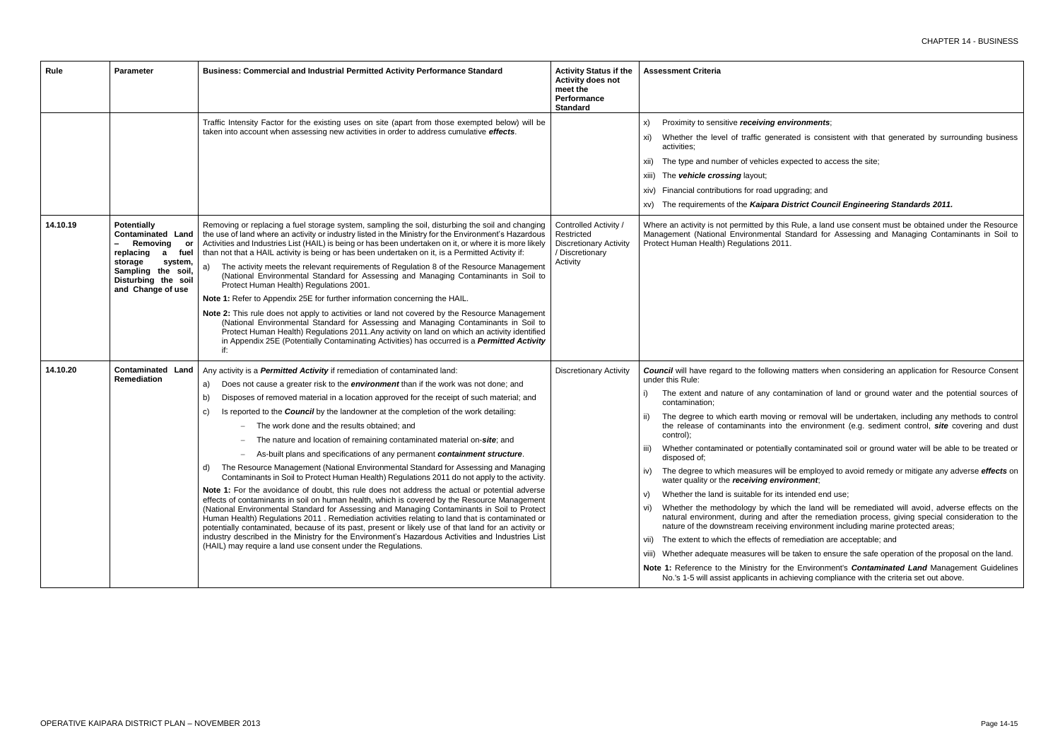| Rule | Parameter | Business: Commercial and Industrial Permitted Activity Performance Standard | Activity Status if the Activity does not meet the Performance Standard | Assessment Criteria |
|---|---|---|---|---|
| | | Traffic Intensity Factor for the existing uses on site (apart from those exempted below) will be taken into account when assessing new activities in order to address cumulative ***effects***. | | x) Proximity to sensitive ***receiving environments***;<br>xi) Whether the level of traffic generated is consistent with that generated by surrounding business activities;<br>xii) The type and number of vehicles expected to access the site;<br>xiii) The ***vehicle crossing*** layout;<br>xiv) Financial contributions for road upgrading; and<br>xv) The requirements of the ***Kaipara District Council Engineering Standards 2011.*** |
| 14.10.19 | **Potentially Contaminated Land – Removing or replacing a fuel storage system, Sampling the soil, Disturbing the soil and Change of use** | Removing or replacing a fuel storage system, sampling the soil, disturbing the soil and changing the use of land where an activity or industry listed in the Ministry for the Environment's Hazardous Activities and Industries List (HAIL) is being or has been undertaken on it, or where it is more likely than not that a HAIL activity is being or has been undertaken on it, is a Permitted Activity if:<br>a) The activity meets the relevant requirements of Regulation 8 of the Resource Management (National Environmental Standard for Assessing and Managing Contaminants in Soil to Protect Human Health) Regulations 2001.<br>**Note 1:** Refer to Appendix 25E for further information concerning the HAIL.<br>**Note 2:** This rule does not apply to activities or land not covered by the Resource Management (National Environmental Standard for Assessing and Managing Contaminants in Soil to Protect Human Health) Regulations 2011.Any activity on land on which an activity identified in Appendix 25E (Potentially Contaminating Activities) has occurred is a ***Permitted Activity*** if: | Controlled Activity / Restricted Discretionary Activity / Discretionary Activity | Where an activity is not permitted by this Rule, a land use consent must be obtained under the Resource Management (National Environmental Standard for Assessing and Managing Contaminants in Soil to Protect Human Health) Regulations 2011. |
| 14.10.20 | **Contaminated Land Remediation** | Any activity is a ***Permitted Activity*** if remediation of contaminated land:<br>a) Does not cause a greater risk to the ***environment*** than if the work was not done; and<br>b) Disposes of removed material in a location approved for the receipt of such material; and<br>c) Is reported to the ***Council*** by the landowner at the completion of the work detailing:<br>– The work done and the results obtained; and<br>– The nature and location of remaining contaminated material on-***site***; and<br>– As-built plans and specifications of any permanent ***containment structure***.<br>d) The Resource Management (National Environmental Standard for Assessing and Managing Contaminants in Soil to Protect Human Health) Regulations 2011 do not apply to the activity.<br>**Note 1:** For the avoidance of doubt, this rule does not address the actual or potential adverse effects of contaminants in soil on human health, which is covered by the Resource Management (National Environmental Standard for Assessing and Managing Contaminants in Soil to Protect Human Health) Regulations 2011 . Remediation activities relating to land that is contaminated or potentially contaminated, because of its past, present or likely use of that land for an activity or industry described in the Ministry for the Environment's Hazardous Activities and Industries List (HAIL) may require a land use consent under the Regulations. | Discretionary Activity | ***Council*** will have regard to the following matters when considering an application for Resource Consent under this Rule:<br>i) The extent and nature of any contamination of land or ground water and the potential sources of contamination;<br>ii) The degree to which earth moving or removal will be undertaken, including any methods to control the release of contaminants into the environment (e.g. sediment control, ***site*** covering and dust control);<br>iii) Whether contaminated or potentially contaminated soil or ground water will be able to be treated or disposed of;<br>iv) The degree to which measures will be employed to avoid remedy or mitigate any adverse ***effects*** on water quality or the ***receiving environment***;<br>v) Whether the land is suitable for its intended end use;<br>vi) Whether the methodology by which the land will be remediated will avoid, adverse effects on the natural environment, during and after the remediation process, giving special consideration to the nature of the downstream receiving environment including marine protected areas;<br>vii) The extent to which the effects of remediation are acceptable; and<br>viii) Whether adequate measures will be taken to ensure the safe operation of the proposal on the land.<br>**Note 1:** Reference to the Ministry for the Environment's ***Contaminated Land*** Management Guidelines No.'s 1-5 will assist applicants in achieving compliance with the criteria set out above. |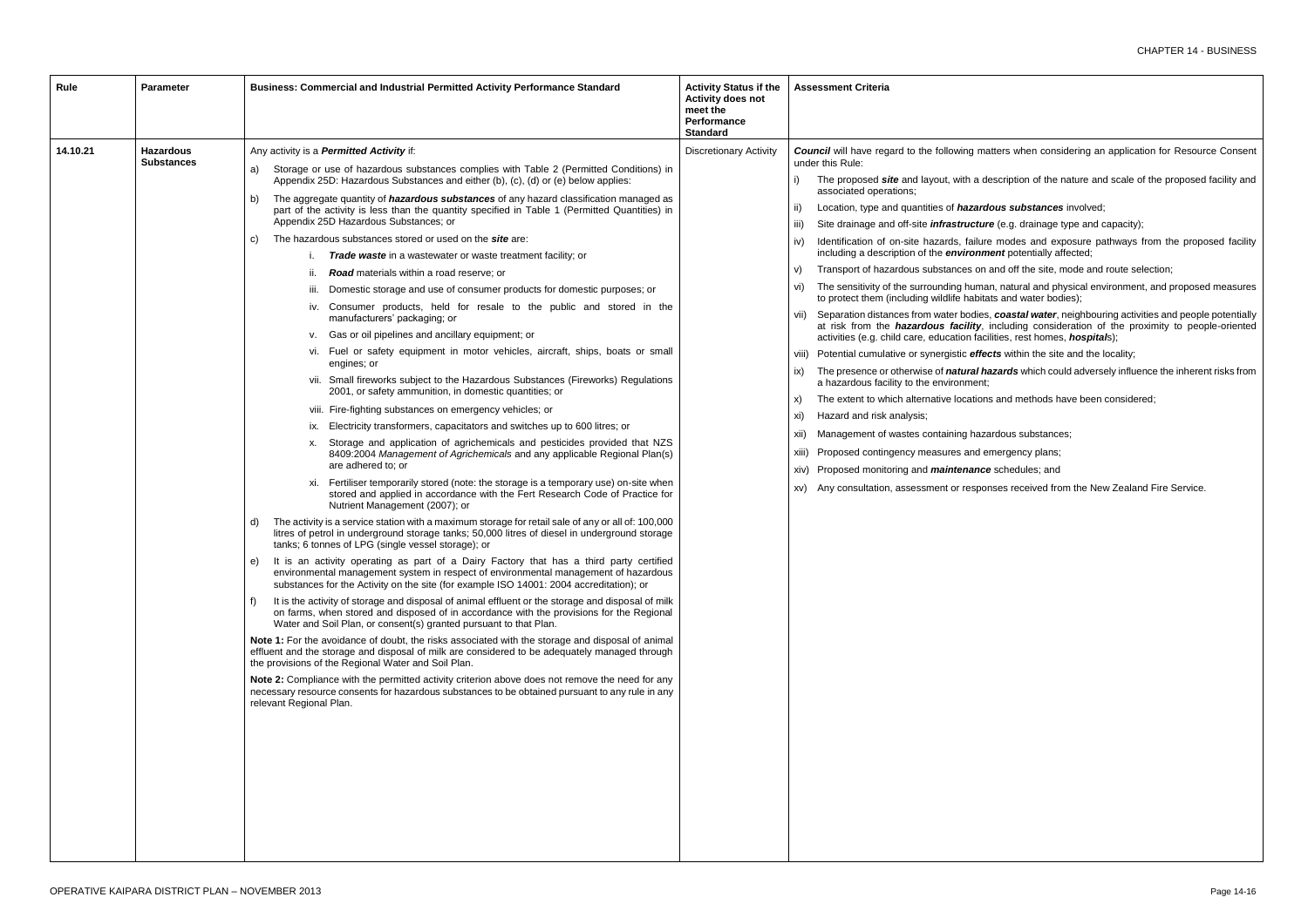| Rule | Parameter | Business: Commercial and Industrial Permitted Activity Performance Standard | Activity Status if the Activity does not meet the Performance Standard | Assessment Criteria |
|---|---|---|---|---|
| 14.10.21 | Hazardous Substances | Any activity is a ***Permitted Activity*** if:<br>a) Storage or use of hazardous substances complies with Table 2 (Permitted Conditions) in Appendix 25D: Hazardous Substances and either (b), (c), (d) or (e) below applies:<br>b) The aggregate quantity of ***hazardous substances*** of any hazard classification managed as part of the activity is less than the quantity specified in Table 1 (Permitted Quantities) in Appendix 25D Hazardous Substances; or<br>c) The hazardous substances stored or used on the ***site*** are:<br>i. ***Trade waste*** in a wastewater or waste treatment facility; or<br>ii. ***Road*** materials within a road reserve; or<br>iii. Domestic storage and use of consumer products for domestic purposes; or<br>iv. Consumer products, held for resale to the public and stored in the manufacturers' packaging; or<br>v. Gas or oil pipelines and ancillary equipment; or<br>vi. Fuel or safety equipment in motor vehicles, aircraft, ships, boats or small engines; or<br>vii. Small fireworks subject to the Hazardous Substances (Fireworks) Regulations 2001, or safety ammunition, in domestic quantities; or<br>viii. Fire-fighting substances on emergency vehicles; or<br>ix. Electricity transformers, capacitators and switches up to 600 litres; or<br>x. Storage and application of agrichemicals and pesticides provided that NZS 8409:2004 *Management of Agrichemicals* and any applicable Regional Plan(s) are adhered to; or<br>xi. Fertiliser temporarily stored (note: the storage is a temporary use) on-site when stored and applied in accordance with the Fert Research Code of Practice for Nutrient Management (2007); or<br>d) The activity is a service station with a maximum storage for retail sale of any or all of: 100,000 litres of petrol in underground storage tanks; 50,000 litres of diesel in underground storage tanks; 6 tonnes of LPG (single vessel storage); or<br>e) It is an activity operating as part of a Dairy Factory that has a third party certified environmental management system in respect of environmental management of hazardous substances for the Activity on the site (for example ISO 14001: 2004 accreditation); or<br>f) It is the activity of storage and disposal of animal effluent or the storage and disposal of milk on farms, when stored and disposed of in accordance with the provisions for the Regional Water and Soil Plan, or consent(s) granted pursuant to that Plan.<br>**Note 1:** For the avoidance of doubt, the risks associated with the storage and disposal of animal effluent and the storage and disposal of milk are considered to be adequately managed through the provisions of the Regional Water and Soil Plan.<br>**Note 2:** Compliance with the permitted activity criterion above does not remove the need for any necessary resource consents for hazardous substances to be obtained pursuant to any rule in any relevant Regional Plan. | Discretionary Activity | ***Council*** will have regard to the following matters when considering an application for Resource Consent under this Rule:<br>i) The proposed ***site*** and layout, with a description of the nature and scale of the proposed facility and associated operations;<br>ii) Location, type and quantities of ***hazardous substances*** involved;<br>iii) Site drainage and off-site ***infrastructure*** (e.g. drainage type and capacity);<br>iv) Identification of on-site hazards, failure modes and exposure pathways from the proposed facility including a description of the ***environment*** potentially affected;<br>v) Transport of hazardous substances on and off the site, mode and route selection;<br>vi) The sensitivity of the surrounding human, natural and physical environment, and proposed measures to protect them (including wildlife habitats and water bodies);<br>vii) Separation distances from water bodies, ***coastal water***, neighbouring activities and people potentially at risk from the ***hazardous facility***, including consideration of the proximity to people-oriented activities (e.g. child care, education facilities, rest homes, ***hospital***s);<br>viii) Potential cumulative or synergistic ***effects*** within the site and the locality;<br>ix) The presence or otherwise of ***natural hazards*** which could adversely influence the inherent risks from a hazardous facility to the environment;<br>x) The extent to which alternative locations and methods have been considered;<br>xi) Hazard and risk analysis;<br>xii) Management of wastes containing hazardous substances;<br>xiii) Proposed contingency measures and emergency plans;<br>xiv) Proposed monitoring and ***maintenance*** schedules; and<br>xv) Any consultation, assessment or responses received from the New Zealand Fire Service. |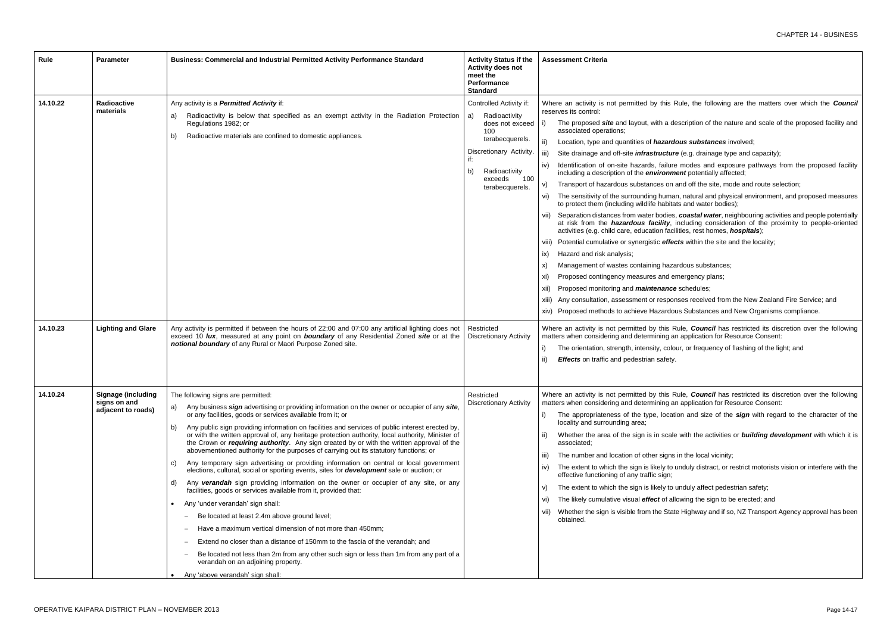| Rule | Parameter | Business: Commercial and Industrial Permitted Activity Performance Standard | Activity Status if the Activity does not meet the Performance Standard | Assessment Criteria |
|---|---|---|---|---|
| 14.10.22 | Radioactive materials | Any activity is a ***Permitted Activity*** if:<br>a) Radioactivity is below that specified as an exempt activity in the Radiation Protection Regulations 1982; or<br>b) Radioactive materials are confined to domestic appliances. | Controlled Activity if:<br>a) Radioactivity does not exceed 100 terabecquerels.<br>Discretionary Activity. if:<br>b) Radioactivity exceeds 100 terabecquerels. | Where an activity is not permitted by this Rule, the following are the matters over which the ***Council*** reserves its control:<br>i) The proposed ***site*** and layout, with a description of the nature and scale of the proposed facility and associated operations;<br>ii) Location, type and quantities of ***hazardous substances*** involved;<br>iii) Site drainage and off-site ***infrastructure*** (e.g. drainage type and capacity);<br>iv) Identification of on-site hazards, failure modes and exposure pathways from the proposed facility including a description of the ***environment*** potentially affected;<br>v) Transport of hazardous substances on and off the site, mode and route selection;<br>vi) The sensitivity of the surrounding human, natural and physical environment, and proposed measures to protect them (including wildlife habitats and water bodies);<br>vii) Separation distances from water bodies, ***coastal water***, neighbouring activities and people potentially at risk from the ***hazardous facility***, including consideration of the proximity to people-oriented activities (e.g. child care, education facilities, rest homes, ***hospitals***);<br>viii) Potential cumulative or synergistic ***effects*** within the site and the locality;<br>ix) Hazard and risk analysis;<br>x) Management of wastes containing hazardous substances;<br>xi) Proposed contingency measures and emergency plans;<br>xii) Proposed monitoring and ***maintenance*** schedules;<br>xiii) Any consultation, assessment or responses received from the New Zealand Fire Service; and<br>xiv) Proposed methods to achieve Hazardous Substances and New Organisms compliance. |
| 14.10.23 | Lighting and Glare | Any activity is permitted if between the hours of 22:00 and 07:00 any artificial lighting does not exceed 10 ***lux***, measured at any point on ***boundary*** of any Residential Zoned ***site*** or at the ***notional boundary*** of any Rural or Maori Purpose Zoned site. | Restricted Discretionary Activity | Where an activity is not permitted by this Rule, ***Council*** has restricted its discretion over the following matters when considering and determining an application for Resource Consent:<br>i) The orientation, strength, intensity, colour, or frequency of flashing of the light; and<br>ii) ***Effects*** on traffic and pedestrian safety. |
| 14.10.24 | Signage (including signs on and adjacent to roads) | The following signs are permitted:<br>a) Any business ***sign*** advertising or providing information on the owner or occupier of any ***site***, or any facilities, goods or services available from it; or<br>b) Any public sign providing information on facilities and services of public interest erected by, or with the written approval of, any heritage protection authority, local authority, Minister of the Crown or ***requiring authority***. Any sign created by or with the written approval of the abovementioned authority for the purposes of carrying out its statutory functions; or<br>c) Any temporary sign advertising or providing information on central or local government elections, cultural, social or sporting events, sites for ***development*** sale or auction; or<br>d) Any ***verandah*** sign providing information on the owner or occupier of any site, or any facilities, goods or services available from it, provided that:<br>• Any 'under verandah' sign shall:<br>– Be located at least 2.4m above ground level;<br>– Have a maximum vertical dimension of not more than 450mm;<br>– Extend no closer than a distance of 150mm to the fascia of the verandah; and<br>– Be located not less than 2m from any other such sign or less than 1m from any part of a verandah on an adjoining property.<br>• Any 'above verandah' sign shall: | Restricted Discretionary Activity | Where an activity is not permitted by this Rule, ***Council*** has restricted its discretion over the following matters when considering and determining an application for Resource Consent:<br>i) The appropriateness of the type, location and size of the ***sign*** with regard to the character of the locality and surrounding area;<br>ii) Whether the area of the sign is in scale with the activities or ***building development*** with which it is associated;<br>iii) The number and location of other signs in the local vicinity;<br>iv) The extent to which the sign is likely to unduly distract, or restrict motorists vision or interfere with the effective functioning of any traffic sign;<br>v) The extent to which the sign is likely to unduly affect pedestrian safety;<br>vi) The likely cumulative visual ***effect*** of allowing the sign to be erected; and<br>vii) Whether the sign is visible from the State Highway and if so, NZ Transport Agency approval has been obtained. |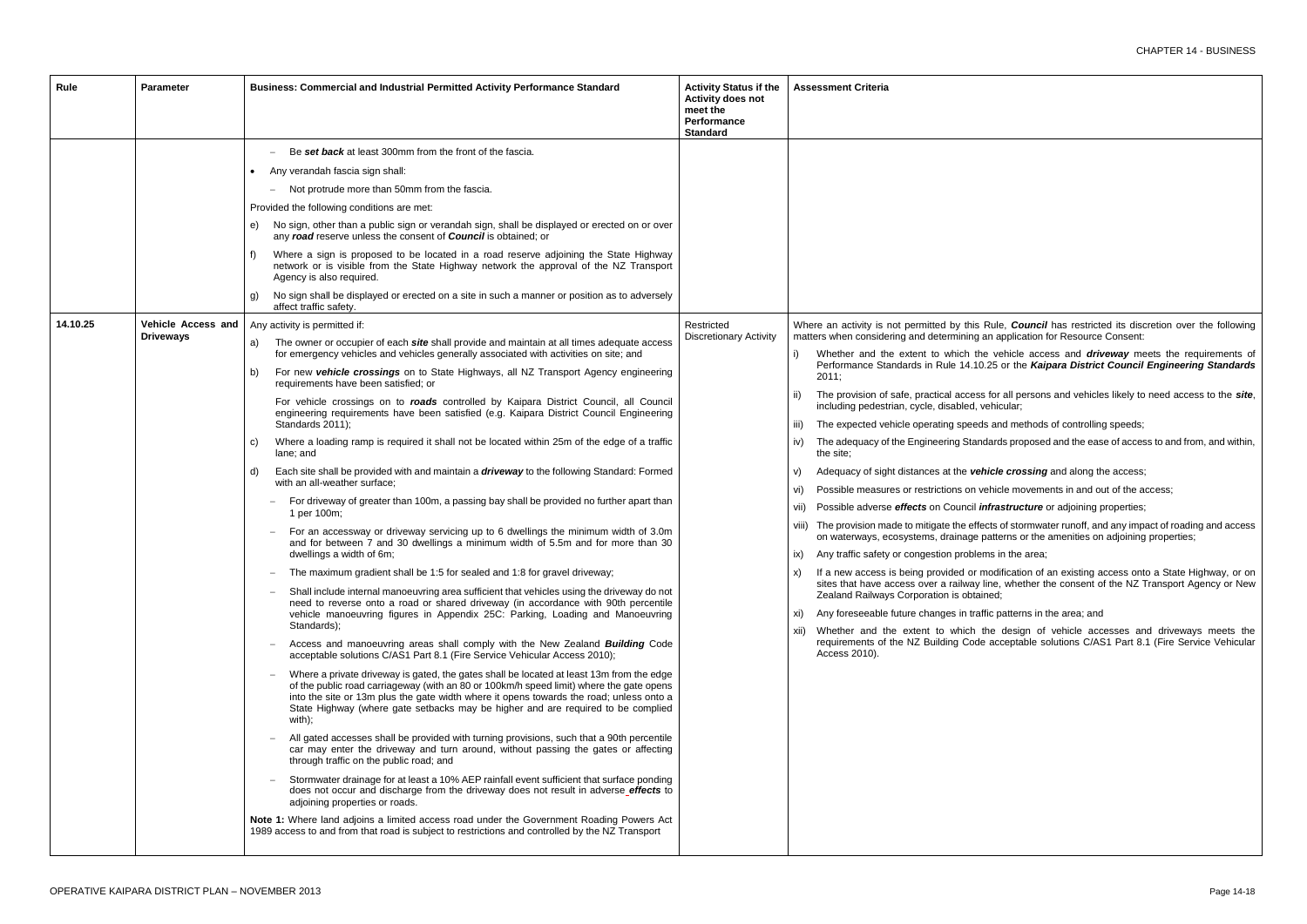| Rule | Parameter | Business: Commercial and Industrial Permitted Activity Performance Standard | Activity Status if the Activity does not meet the Performance Standard | Assessment Criteria |
|---|---|---|---|---|
| | | – Be ***set back*** at least 300mm from the front of the fascia.<br>• Any verandah fascia sign shall:<br>– Not protrude more than 50mm from the fascia.<br>Provided the following conditions are met:<br>e) No sign, other than a public sign or verandah sign, shall be displayed or erected on or over any ***road*** reserve unless the consent of ***Council*** is obtained; or<br>f) Where a sign is proposed to be located in a road reserve adjoining the State Highway network or is visible from the State Highway network the approval of the NZ Transport Agency is also required.<br>g) No sign shall be displayed or erected on a site in such a manner or position as to adversely affect traffic safety. | | |
| 14.10.25 | **Vehicle Access and Driveways** | Any activity is permitted if:<br>a) The owner or occupier of each ***site*** shall provide and maintain at all times adequate access for emergency vehicles and vehicles generally associated with activities on site; and<br>b) For new ***vehicle crossings*** on to State Highways, all NZ Transport Agency engineering requirements have been satisfied; or<br>For vehicle crossings on to ***roads*** controlled by Kaipara District Council, all Council engineering requirements have been satisfied (e.g. Kaipara District Council Engineering Standards 2011);<br>c) Where a loading ramp is required it shall not be located within 25m of the edge of a traffic lane; and<br>d) Each site shall be provided with and maintain a ***driveway*** to the following Standard: Formed with an all-weather surface;<br>– For driveway of greater than 100m, a passing bay shall be provided no further apart than 1 per 100m;<br>– For an accessway or driveway servicing up to 6 dwellings the minimum width of 3.0m and for between 7 and 30 dwellings a minimum width of 5.5m and for more than 30 dwellings a width of 6m;<br>– The maximum gradient shall be 1:5 for sealed and 1:8 for gravel driveway;<br>– Shall include internal manoeuvring area sufficient that vehicles using the driveway do not need to reverse onto a road or shared driveway (in accordance with 90th percentile vehicle manoeuvring figures in Appendix 25C: Parking, Loading and Manoeuvring Standards);<br>– Access and manoeuvring areas shall comply with the New Zealand ***Building*** Code acceptable solutions C/AS1 Part 8.1 (Fire Service Vehicular Access 2010);<br>– Where a private driveway is gated, the gates shall be located at least 13m from the edge of the public road carriageway (with an 80 or 100km/h speed limit) where the gate opens into the site or 13m plus the gate width where it opens towards the road; unless onto a State Highway (where gate setbacks may be higher and are required to be complied with);<br>– All gated accesses shall be provided with turning provisions, such that a 90th percentile car may enter the driveway and turn around, without passing the gates or affecting through traffic on the public road; and<br>– Stormwater drainage for at least a 10% AEP rainfall event sufficient that surface ponding does not occur and discharge from the driveway does not result in adverse ***effects*** to adjoining properties or roads.<br>**Note 1:** Where land adjoins a limited access road under the Government Roading Powers Act 1989 access to and from that road is subject to restrictions and controlled by the NZ Transport | Restricted Discretionary Activity | Where an activity is not permitted by this Rule, ***Council*** has restricted its discretion over the following matters when considering and determining an application for Resource Consent:<br>i) Whether and the extent to which the vehicle access and ***driveway*** meets the requirements of Performance Standards in Rule 14.10.25 or the ***Kaipara District Council Engineering Standards*** 2011;<br>ii) The provision of safe, practical access for all persons and vehicles likely to need access to the ***site***, including pedestrian, cycle, disabled, vehicular;<br>iii) The expected vehicle operating speeds and methods of controlling speeds;<br>iv) The adequacy of the Engineering Standards proposed and the ease of access to and from, and within, the site;<br>v) Adequacy of sight distances at the ***vehicle crossing*** and along the access;<br>vi) Possible measures or restrictions on vehicle movements in and out of the access;<br>vii) Possible adverse ***effects*** on Council ***infrastructure*** or adjoining properties;<br>viii) The provision made to mitigate the effects of stormwater runoff, and any impact of roading and access on waterways, ecosystems, drainage patterns or the amenities on adjoining properties;<br>ix) Any traffic safety or congestion problems in the area;<br>x) If a new access is being provided or modification of an existing access onto a State Highway, or on sites that have access over a railway line, whether the consent of the NZ Transport Agency or New Zealand Railways Corporation is obtained;<br>xi) Any foreseeable future changes in traffic patterns in the area; and<br>xii) Whether and the extent to which the design of vehicle accesses and driveways meets the requirements of the NZ Building Code acceptable solutions C/AS1 Part 8.1 (Fire Service Vehicular Access 2010). |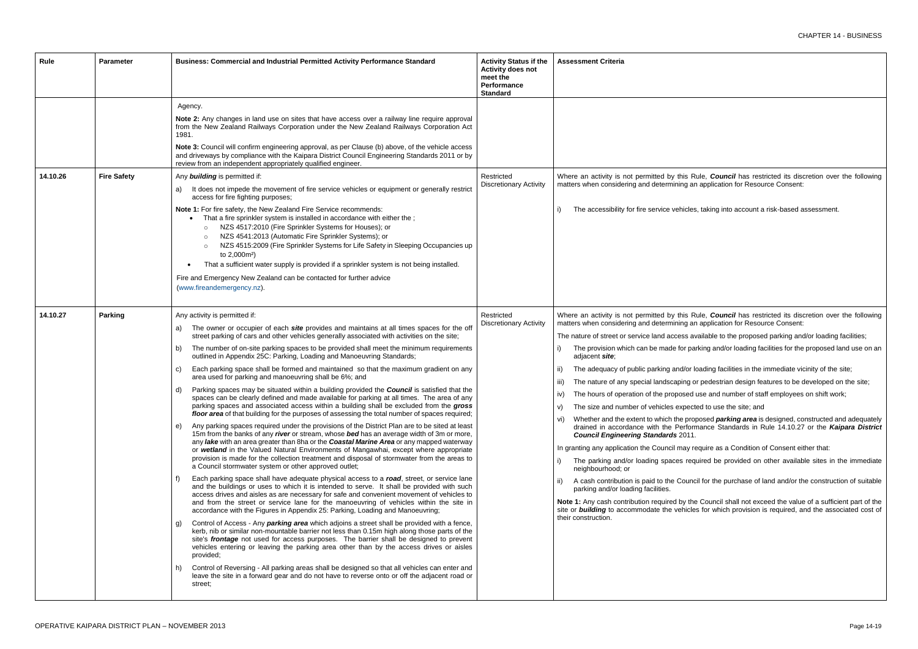| Rule | Parameter | Business: Commercial and Industrial Permitted Activity Performance Standard | Activity Status if the Activity does not meet the Performance Standard | Assessment Criteria |
|---|---|---|---|---|
| | | Agency.<br><br>**Note 2:** Any changes in land use on sites that have access over a railway line require approval from the New Zealand Railways Corporation under the New Zealand Railways Corporation Act 1981.<br><br>**Note 3:** Council will confirm engineering approval, as per Clause (b) above, of the vehicle access and driveways by compliance with the Kaipara District Council Engineering Standards 2011 or by review from an independent appropriately qualified engineer. | | |
| 14.10.26 | **Fire Safety** | Any ***building*** is permitted if:<br><br>a) It does not impede the movement of fire service vehicles or equipment or generally restrict access for fire fighting purposes;<br><br>**Note 1:** For fire safety, the New Zealand Fire Service recommends:<br>• That a fire sprinkler system is installed in accordance with either the ;<br>  ○ NZS 4517:2010 (Fire Sprinkler Systems for Houses); or<br>  ○ NZS 4541:2013 (Automatic Fire Sprinkler Systems); or<br>  ○ NZS 4515:2009 (Fire Sprinkler Systems for Life Safety in Sleeping Occupancies up to 2,000m²)<br>• That a sufficient water supply is provided if a sprinkler system is not being installed.<br><br>Fire and Emergency New Zealand can be contacted for further advice (www.fireandemergency.nz). | Restricted Discretionary Activity | Where an activity is not permitted by this Rule, ***Council*** has restricted its discretion over the following matters when considering and determining an application for Resource Consent:<br><br>i) The accessibility for fire service vehicles, taking into account a risk-based assessment. |
| 14.10.27 | **Parking** | Any activity is permitted if:<br><br>a) The owner or occupier of each ***site*** provides and maintains at all times spaces for the off street parking of cars and other vehicles generally associated with activities on the site;<br><br>b) The number of on-site parking spaces to be provided shall meet the minimum requirements outlined in Appendix 25C: Parking, Loading and Manoeuvring Standards;<br><br>c) Each parking space shall be formed and maintained so that the maximum gradient on any area used for parking and manoeuvring shall be 6%; and<br><br>d) Parking spaces may be situated within a building provided the ***Council*** is satisfied that the spaces can be clearly defined and made available for parking at all times. The area of any parking spaces and associated access within a building shall be excluded from the ***gross floor area*** of that building for the purposes of assessing the total number of spaces required;<br><br>e) Any parking spaces required under the provisions of the District Plan are to be sited at least 15m from the banks of any ***river*** or stream, whose ***bed*** has an average width of 3m or more, any ***lake*** with an area greater than 8ha or the ***Coastal Marine Area*** or any mapped waterway or ***wetland*** in the Valued Natural Environments of Mangawhai, except where appropriate provision is made for the collection treatment and disposal of stormwater from the areas to a Council stormwater system or other approved outlet;<br><br>f) Each parking space shall have adequate physical access to a ***road***, street, or service lane and the buildings or uses to which it is intended to serve. It shall be provided with such access drives and aisles as are necessary for safe and convenient movement of vehicles to and from the street or service lane for the manoeuvring of vehicles within the site in accordance with the Figures in Appendix 25: Parking, Loading and Manoeuvring;<br><br>g) Control of Access - Any ***parking area*** which adjoins a street shall be provided with a fence, kerb, nib or similar non-mountable barrier not less than 0.15m high along those parts of the site's ***frontage*** not used for access purposes. The barrier shall be designed to prevent vehicles entering or leaving the parking area other than by the access drives or aisles provided;<br><br>h) Control of Reversing - All parking areas shall be designed so that all vehicles can enter and leave the site in a forward gear and do not have to reverse onto or off the adjacent road or street; | Restricted Discretionary Activity | Where an activity is not permitted by this Rule, ***Council*** has restricted its discretion over the following matters when considering and determining an application for Resource Consent:<br><br>The nature of street or service land access available to the proposed parking and/or loading facilities;<br><br>i) The provision which can be made for parking and/or loading facilities for the proposed land use on an adjacent ***site***;<br><br>ii) The adequacy of public parking and/or loading facilities in the immediate vicinity of the site;<br><br>iii) The nature of any special landscaping or pedestrian design features to be developed on the site;<br><br>iv) The hours of operation of the proposed use and number of staff employees on shift work;<br><br>v) The size and number of vehicles expected to use the site; and<br><br>vi) Whether and the extent to which the proposed ***parking area*** is designed, constructed and adequately drained in accordance with the Performance Standards in Rule 14.10.27 or the ***Kaipara District Council Engineering Standards*** 2011.<br><br>In granting any application the Council may require as a Condition of Consent either that:<br><br>i) The parking and/or loading spaces required be provided on other available sites in the immediate neighbourhood; or<br><br>ii) A cash contribution is paid to the Council for the purchase of land and/or the construction of suitable parking and/or loading facilities.<br><br>**Note 1:** Any cash contribution required by the Council shall not exceed the value of a sufficient part of the site or ***building*** to accommodate the vehicles for which provision is required, and the associated cost of their construction. |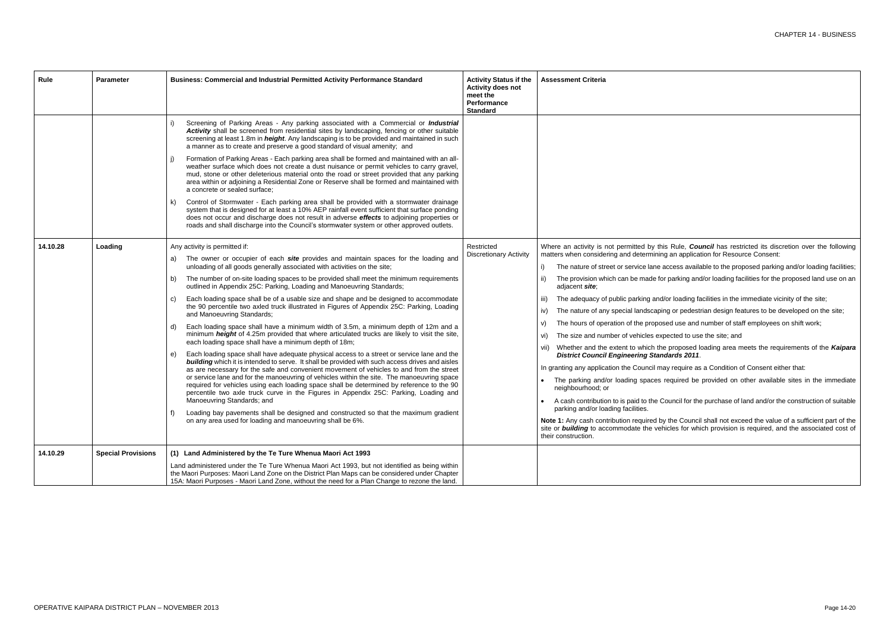| Rule | Parameter | Business: Commercial and Industrial Permitted Activity Performance Standard | Activity Status if the Activity does not meet the Performance Standard | Assessment Criteria |
|---|---|---|---|---|
| | | i) Screening of Parking Areas - Any parking associated with a Commercial or ***Industrial Activity*** shall be screened from residential sites by landscaping, fencing or other suitable screening at least 1.8m in ***height***. Any landscaping is to be provided and maintained in such a manner as to create and preserve a good standard of visual amenity; and<br><br>j) Formation of Parking Areas - Each parking area shall be formed and maintained with an all-weather surface which does not create a dust nuisance or permit vehicles to carry gravel, mud, stone or other deleterious material onto the road or street provided that any parking area within or adjoining a Residential Zone or Reserve shall be formed and maintained with a concrete or sealed surface;<br><br>k) Control of Stormwater - Each parking area shall be provided with a stormwater drainage system that is designed for at least a 10% AEP rainfall event sufficient that surface ponding does not occur and discharge does not result in adverse ***effects*** to adjoining properties or roads and shall discharge into the Council's stormwater system or other approved outlets. | | |
| 14.10.28 | Loading | Any activity is permitted if:<br><br>a) The owner or occupier of each ***site*** provides and maintain spaces for the loading and unloading of all goods generally associated with activities on the site;<br><br>b) The number of on-site loading spaces to be provided shall meet the minimum requirements outlined in Appendix 25C: Parking, Loading and Manoeuvring Standards;<br><br>c) Each loading space shall be of a usable size and shape and be designed to accommodate the 90 percentile two axled truck illustrated in Figures of Appendix 25C: Parking, Loading and Manoeuvring Standards;<br><br>d) Each loading space shall have a minimum width of 3.5m, a minimum depth of 12m and a minimum ***height*** of 4.25m provided that where articulated trucks are likely to visit the site, each loading space shall have a minimum depth of 18m;<br><br>e) Each loading space shall have adequate physical access to a street or service lane and the ***building*** which it is intended to serve. It shall be provided with such access drives and aisles as are necessary for the safe and convenient movement of vehicles to and from the street or service lane and for the manoeuvring of vehicles within the site. The manoeuvring space required for vehicles using each loading space shall be determined by reference to the 90 percentile two axle truck curve in the Figures in Appendix 25C: Parking, Loading and Manoeuvring Standards; and<br><br>f) Loading bay pavements shall be designed and constructed so that the maximum gradient on any area used for loading and manoeuvring shall be 6%. | Restricted Discretionary Activity | Where an activity is not permitted by this Rule, ***Council*** has restricted its discretion over the following matters when considering and determining an application for Resource Consent:<br><br>i) The nature of street or service lane access available to the proposed parking and/or loading facilities;<br><br>ii) The provision which can be made for parking and/or loading facilities for the proposed land use on an adjacent ***site***;<br><br>iii) The adequacy of public parking and/or loading facilities in the immediate vicinity of the site;<br><br>iv) The nature of any special landscaping or pedestrian design features to be developed on the site;<br><br>v) The hours of operation of the proposed use and number of staff employees on shift work;<br><br>vi) The size and number of vehicles expected to use the site; and<br><br>vii) Whether and the extent to which the proposed loading area meets the requirements of the ***Kaipara District Council Engineering Standards 2011***.<br><br>In granting any application the Council may require as a Condition of Consent either that:<br><br>• The parking and/or loading spaces required be provided on other available sites in the immediate neighbourhood; or<br><br>• A cash contribution to is paid to the Council for the purchase of land and/or the construction of suitable parking and/or loading facilities.<br><br>**Note 1:** Any cash contribution required by the Council shall not exceed the value of a sufficient part of the site or ***building*** to accommodate the vehicles for which provision is required, and the associated cost of their construction. |
| 14.10.29 | Special Provisions | **(1) Land Administered by the Te Ture Whenua Maori Act 1993**<br><br>Land administered under the Te Ture Whenua Maori Act 1993, but not identified as being within the Maori Purposes: Maori Land Zone on the District Plan Maps can be considered under Chapter 15A: Maori Purposes - Maori Land Zone, without the need for a Plan Change to rezone the land. | | |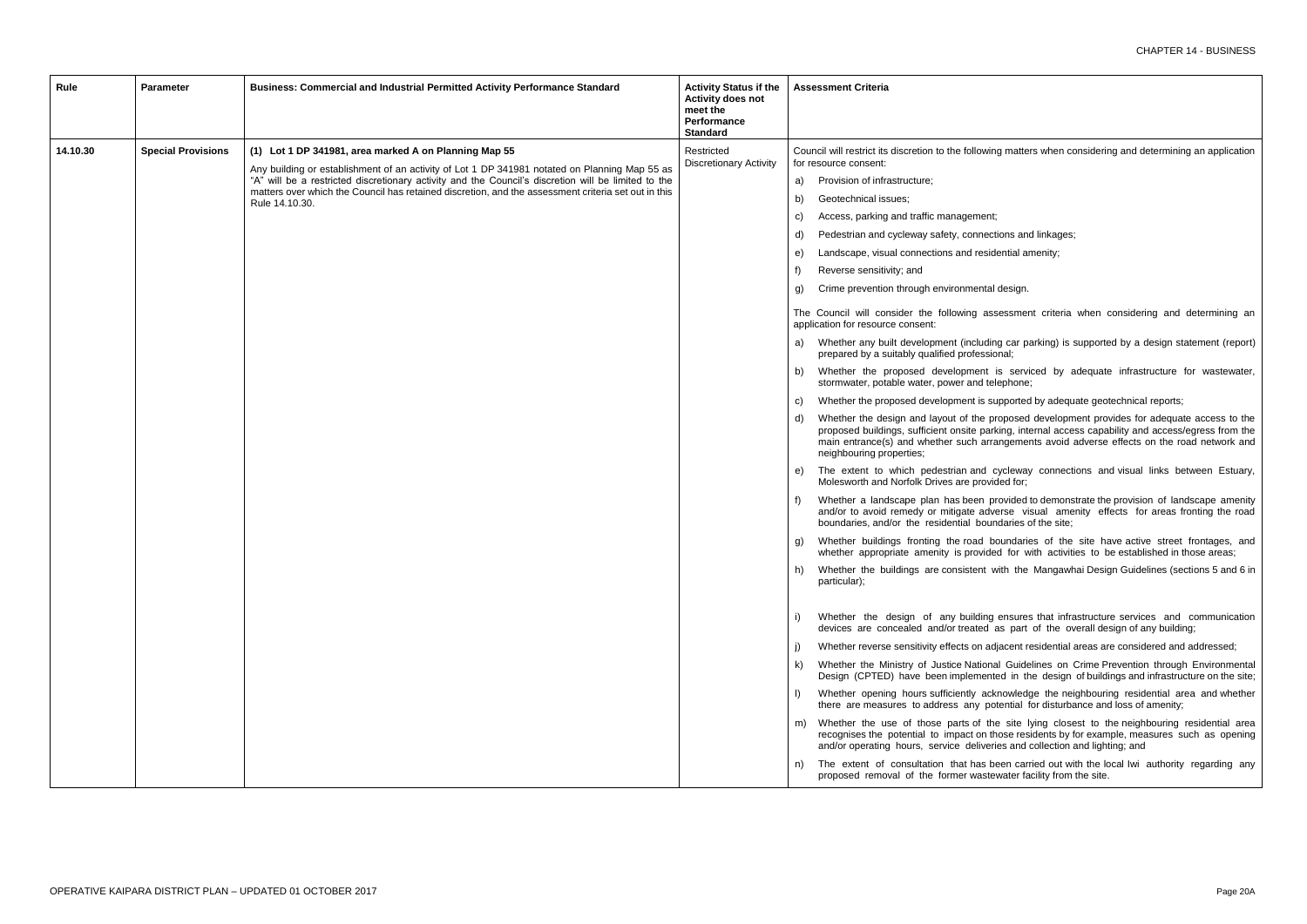| Rule | Parameter | Business: Commercial and Industrial Permitted Activity Performance Standard | Activity Status if the Activity does not meet the Performance Standard | Assessment Criteria |
|---|---|---|---|---|
| 14.10.30 | Special Provisions | **(1) Lot 1 DP 341981, area marked A on Planning Map 55**<br><br>Any building or establishment of an activity of Lot 1 DP 341981 notated on Planning Map 55 as "A" will be a restricted discretionary activity and the Council's discretion will be limited to the matters over which the Council has retained discretion, and the assessment criteria set out in this Rule 14.10.30. | Restricted Discretionary Activity | Council will restrict its discretion to the following matters when considering and determining an application for resource consent:<br><br>a) Provision of infrastructure;<br>b) Geotechnical issues;<br>c) Access, parking and traffic management;<br>d) Pedestrian and cycleway safety, connections and linkages;<br>e) Landscape, visual connections and residential amenity;<br>f) Reverse sensitivity; and<br>g) Crime prevention through environmental design.<br><br>The Council will consider the following assessment criteria when considering and determining an application for resource consent:<br><br>a) Whether any built development (including car parking) is supported by a design statement (report) prepared by a suitably qualified professional;<br>b) Whether the proposed development is serviced by adequate infrastructure for wastewater, stormwater, potable water, power and telephone;<br>c) Whether the proposed development is supported by adequate geotechnical reports;<br>d) Whether the design and layout of the proposed development provides for adequate access to the proposed buildings, sufficient onsite parking, internal access capability and access/egress from the main entrance(s) and whether such arrangements avoid adverse effects on the road network and neighbouring properties;<br>e) The extent to which pedestrian and cycleway connections and visual links between Estuary, Molesworth and Norfolk Drives are provided for;<br>f) Whether a landscape plan has been provided to demonstrate the provision of landscape amenity and/or to avoid remedy or mitigate adverse visual amenity effects for areas fronting the road boundaries, and/or the residential boundaries of the site;<br>g) Whether buildings fronting the road boundaries of the site have active street frontages, and whether appropriate amenity is provided for with activities to be established in those areas;<br>h) Whether the buildings are consistent with the Mangawhai Design Guidelines (sections 5 and 6 in particular);<br>i) Whether the design of any building ensures that infrastructure services and communication devices are concealed and/or treated as part of the overall design of any building;<br>j) Whether reverse sensitivity effects on adjacent residential areas are considered and addressed;<br>k) Whether the Ministry of Justice National Guidelines on Crime Prevention through Environmental Design (CPTED) have been implemented in the design of buildings and infrastructure on the site;<br>l) Whether opening hours sufficiently acknowledge the neighbouring residential area and whether there are measures to address any potential for disturbance and loss of amenity;<br>m) Whether the use of those parts of the site lying closest to the neighbouring residential area recognises the potential to impact on those residents by for example, measures such as opening and/or operating hours, service deliveries and collection and lighting; and<br>n) The extent of consultation that has been carried out with the local Iwi authority regarding any proposed removal of the former wastewater facility from the site. |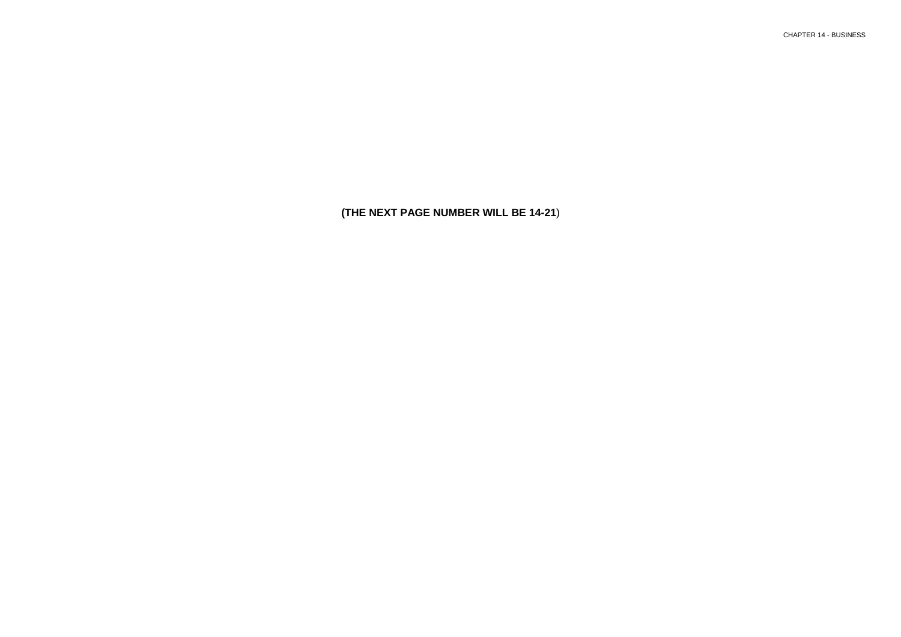**(THE NEXT PAGE NUMBER WILL BE 14-21)**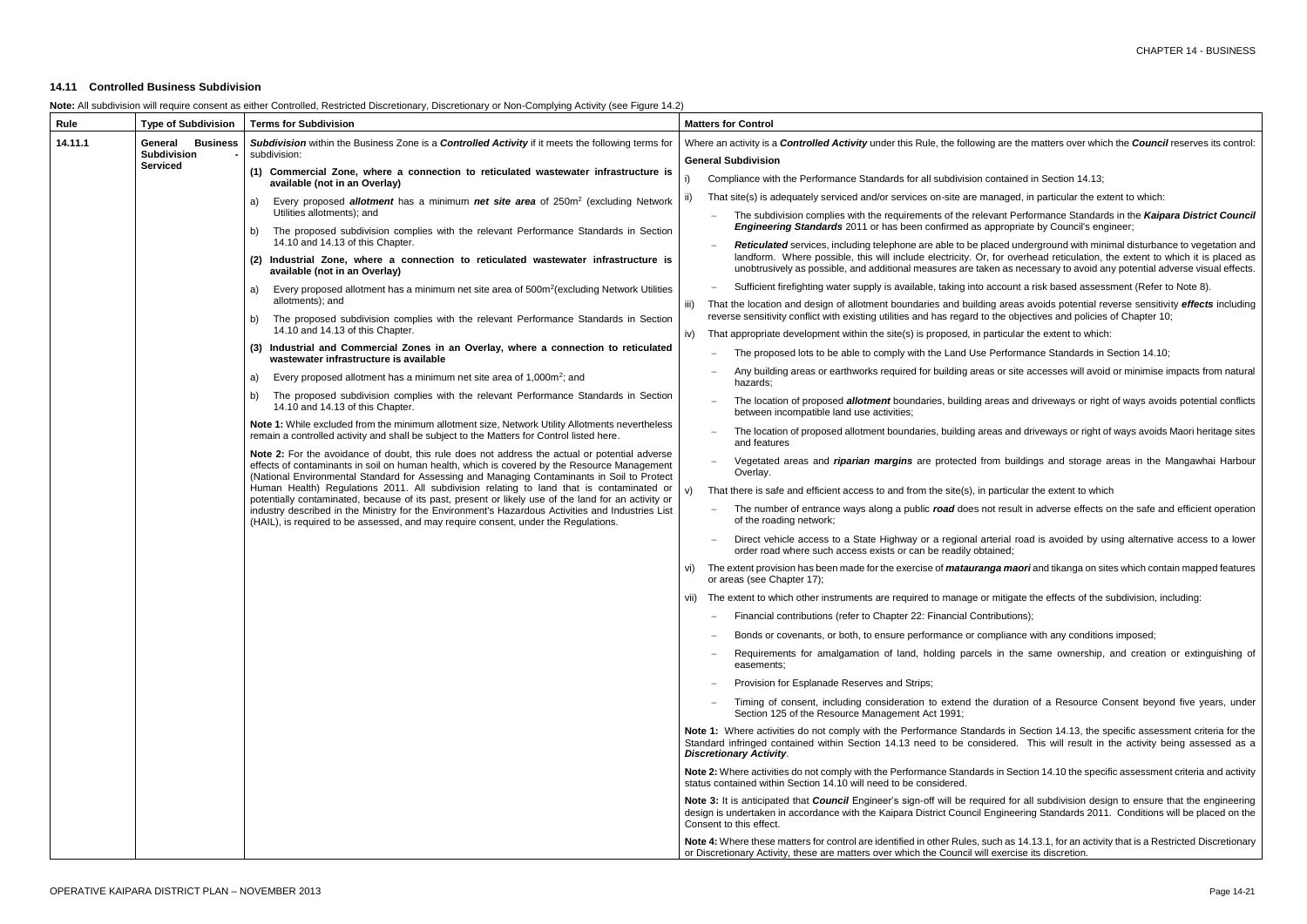## 14.11 Controlled Business Subdivision

**Note:** All subdivision will require consent as either Controlled, Restricted Discretionary, Discretionary or Non-Complying Activity (see Figure 14.2)

| Rule | Type of Subdivision | Terms for Subdivision | Matters for Control |
|---|---|---|---|
| 14.11.1 | General Business Subdivision - Serviced | ***Subdivision*** within the Business Zone is a ***Controlled Activity*** if it meets the following terms for subdivision:<br><br>**(1) Commercial Zone, where a connection to reticulated wastewater infrastructure is available (not in an Overlay)**<br><br>a) Every proposed ***allotment*** has a minimum ***net site area*** of 250m² (excluding Network Utilities allotments); and<br><br>b) The proposed subdivision complies with the relevant Performance Standards in Section 14.10 and 14.13 of this Chapter.<br><br>**(2) Industrial Zone, where a connection to reticulated wastewater infrastructure is available (not in an Overlay)**<br><br>a) Every proposed allotment has a minimum net site area of 500m² (excluding Network Utilities allotments); and<br><br>b) The proposed subdivision complies with the relevant Performance Standards in Section 14.10 and 14.13 of this Chapter.<br><br>**(3) Industrial and Commercial Zones in an Overlay, where a connection to reticulated wastewater infrastructure is available**<br><br>a) Every proposed allotment has a minimum net site area of 1,000m²; and<br><br>b) The proposed subdivision complies with the relevant Performance Standards in Section 14.10 and 14.13 of this Chapter.<br><br>**Note 1:** While excluded from the minimum allotment size, Network Utility Allotments nevertheless remain a controlled activity and shall be subject to the Matters for Control listed here.<br><br>**Note 2:** For the avoidance of doubt, this rule does not address the actual or potential adverse effects of contaminants in soil on human health, which is covered by the Resource Management (National Environmental Standard for Assessing and Managing Contaminants in Soil to Protect Human Health) Regulations 2011. All subdivision relating to land that is contaminated or potentially contaminated, because of its past, present or likely use of the land for an activity or industry described in the Ministry for the Environment's Hazardous Activities and Industries List (HAIL), is required to be assessed, and may require consent, under the Regulations. | Where an activity is a ***Controlled Activity*** under this Rule, the following are the matters over which the ***Council*** reserves its control:<br><br>**General Subdivision**<br><br>i) Compliance with the Performance Standards for all subdivision contained in Section 14.13;<br><br>ii) That site(s) is adequately serviced and/or services on-site are managed, in particular the extent to which:<br>– The subdivision complies with the requirements of the relevant Performance Standards in the ***Kaipara District Council Engineering Standards*** 2011 or has been confirmed as appropriate by Council's engineer;<br>– ***Reticulated*** services, including telephone are able to be placed underground with minimal disturbance to vegetation and landform. Where possible, this will include electricity. Or, for overhead reticulation, the extent to which it is placed as unobtrusively as possible, and additional measures are taken as necessary to avoid any potential adverse visual effects.<br>– Sufficient firefighting water supply is available, taking into account a risk based assessment (Refer to Note 8).<br><br>iii) That the location and design of allotment boundaries and building areas avoids potential reverse sensitivity ***effects*** including reverse sensitivity conflict with existing utilities and has regard to the objectives and policies of Chapter 10;<br><br>iv) That appropriate development within the site(s) is proposed, in particular the extent to which:<br>– The proposed lots to be able to comply with the Land Use Performance Standards in Section 14.10;<br>– Any building areas or earthworks required for building areas or site accesses will avoid or minimise impacts from natural hazards;<br>– The location of proposed ***allotment*** boundaries, building areas and driveways or right of ways avoids potential conflicts between incompatible land use activities;<br>– The location of proposed allotment boundaries, building areas and driveways or right of ways avoids Maori heritage sites and features<br>– Vegetated areas and ***riparian margins*** are protected from buildings and storage areas in the Mangawhai Harbour Overlay.<br><br>v) That there is safe and efficient access to and from the site(s), in particular the extent to which<br>– The number of entrance ways along a public ***road*** does not result in adverse effects on the safe and efficient operation of the roading network;<br>– Direct vehicle access to a State Highway or a regional arterial road is avoided by using alternative access to a lower order road where such access exists or can be readily obtained;<br><br>vi) The extent provision has been made for the exercise of ***matauranga maori*** and tikanga on sites which contain mapped features or areas (see Chapter 17);<br><br>vii) The extent to which other instruments are required to manage or mitigate the effects of the subdivision, including:<br>– Financial contributions (refer to Chapter 22: Financial Contributions);<br>– Bonds or covenants, or both, to ensure performance or compliance with any conditions imposed;<br>– Requirements for amalgamation of land, holding parcels in the same ownership, and creation or extinguishing of easements;<br>– Provision for Esplanade Reserves and Strips;<br>– Timing of consent, including consideration to extend the duration of a Resource Consent beyond five years, under Section 125 of the Resource Management Act 1991;<br><br>**Note 1:** Where activities do not comply with the Performance Standards in Section 14.13, the specific assessment criteria for the Standard infringed contained within Section 14.13 need to be considered. This will result in the activity being assessed as a ***Discretionary Activity***.<br><br>**Note 2:** Where activities do not comply with the Performance Standards in Section 14.10 the specific assessment criteria and activity status contained within Section 14.10 will need to be considered.<br><br>**Note 3:** It is anticipated that ***Council*** Engineer's sign-off will be required for all subdivision design to ensure that the engineering design is undertaken in accordance with the Kaipara District Council Engineering Standards 2011. Conditions will be placed on the Consent to this effect.<br><br>**Note 4:** Where these matters for control are identified in other Rules, such as 14.13.1, for an activity that is a Restricted Discretionary or Discretionary Activity, these are matters over which the Council will exercise its discretion. |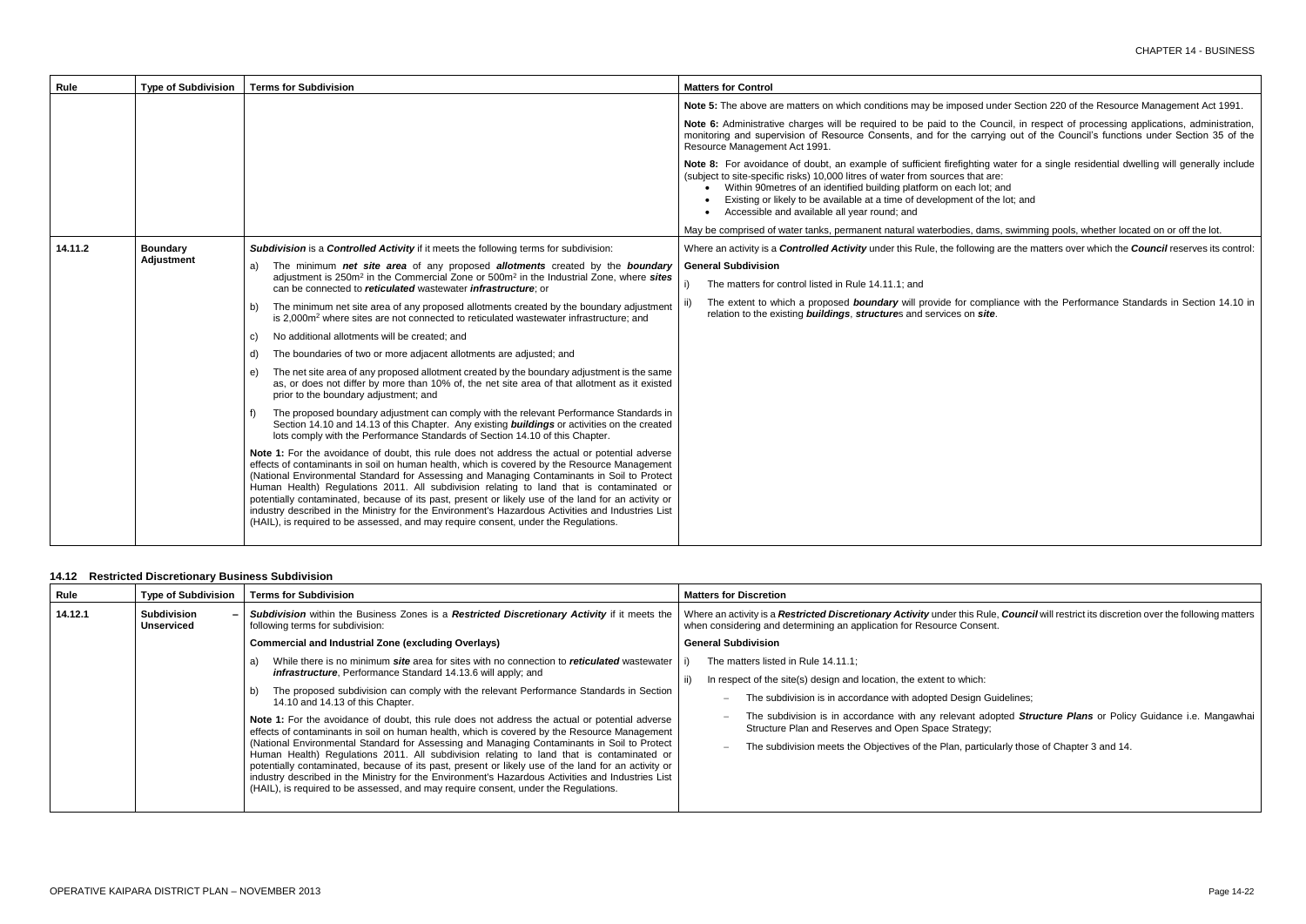| Rule | Type of Subdivision | Terms for Subdivision | Matters for Control |
|---|---|---|---|
| | | | **Note 5:** The above are matters on which conditions may be imposed under Section 220 of the Resource Management Act 1991.<br><br>**Note 6:** Administrative charges will be required to be paid to the Council, in respect of processing applications, administration, monitoring and supervision of Resource Consents, and for the carrying out of the Council's functions under Section 35 of the Resource Management Act 1991.<br><br>**Note 8:** For avoidance of doubt, an example of sufficient firefighting water for a single residential dwelling will generally include (subject to site-specific risks) 10,000 litres of water from sources that are:<br>• Within 90metres of an identified building platform on each lot; and<br>• Existing or likely to be available at a time of development of the lot; and<br>• Accessible and available all year round; and<br><br>May be comprised of water tanks, permanent natural waterbodies, dams, swimming pools, whether located on or off the lot. |
| 14.11.2 | **Boundary Adjustment** | ***Subdivision*** is a ***Controlled Activity*** if it meets the following terms for subdivision:<br><br>a) The minimum ***net site area*** of any proposed ***allotments*** created by the ***boundary*** adjustment is 250m² in the Commercial Zone or 500m² in the Industrial Zone, where ***sites*** can be connected to ***reticulated*** wastewater ***infrastructure***; or<br><br>b) The minimum net site area of any proposed allotments created by the boundary adjustment is 2,000m² where sites are not connected to reticulated wastewater infrastructure; and<br><br>c) No additional allotments will be created; and<br><br>d) The boundaries of two or more adjacent allotments are adjusted; and<br><br>e) The net site area of any proposed allotment created by the boundary adjustment is the same as, or does not differ by more than 10% of, the net site area of that allotment as it existed prior to the boundary adjustment; and<br><br>f) The proposed boundary adjustment can comply with the relevant Performance Standards in Section 14.10 and 14.13 of this Chapter. Any existing ***buildings*** or activities on the created lots comply with the Performance Standards of Section 14.10 of this Chapter.<br><br>**Note 1:** For the avoidance of doubt, this rule does not address the actual or potential adverse effects of contaminants in soil on human health, which is covered by the Resource Management (National Environmental Standard for Assessing and Managing Contaminants in Soil to Protect Human Health) Regulations 2011. All subdivision relating to land that is contaminated or potentially contaminated, because of its past, present or likely use of the land for an activity or industry described in the Ministry for the Environment's Hazardous Activities and Industries List (HAIL), is required to be assessed, and may require consent, under the Regulations. | Where an activity is a ***Controlled Activity*** under this Rule, the following are the matters over which the ***Council*** reserves its control:<br><br>**General Subdivision**<br><br>i) The matters for control listed in Rule 14.11.1; and<br><br>ii) The extent to which a proposed ***boundary*** will provide for compliance with the Performance Standards in Section 14.10 in relation to the existing ***buildings***, ***structure***s and services on ***site***. |

## 14.12 Restricted Discretionary Business Subdivision

| Rule | Type of Subdivision | Terms for Subdivision | Matters for Discretion |
|---|---|---|---|
| 14.12.1 | **Subdivision – Unserviced** | ***Subdivision*** within the Business Zones is a ***Restricted Discretionary Activity*** if it meets the following terms for subdivision:<br><br>**Commercial and Industrial Zone (excluding Overlays)**<br><br>a) While there is no minimum ***site*** area for sites with no connection to ***reticulated*** wastewater ***infrastructure***, Performance Standard 14.13.6 will apply; and<br><br>b) The proposed subdivision can comply with the relevant Performance Standards in Section 14.10 and 14.13 of this Chapter.<br><br>**Note 1:** For the avoidance of doubt, this rule does not address the actual or potential adverse effects of contaminants in soil on human health, which is covered by the Resource Management (National Environmental Standard for Assessing and Managing Contaminants in Soil to Protect Human Health) Regulations 2011. All subdivision relating to land that is contaminated or potentially contaminated, because of its past, present or likely use of the land for an activity or industry described in the Ministry for the Environment's Hazardous Activities and Industries List (HAIL), is required to be assessed, and may require consent, under the Regulations. | Where an activity is a ***Restricted Discretionary Activity*** under this Rule, ***Council*** will restrict its discretion over the following matters when considering and determining an application for Resource Consent.<br><br>**General Subdivision**<br><br>i) The matters listed in Rule 14.11.1;<br><br>ii) In respect of the site(s) design and location, the extent to which:<br>– The subdivision is in accordance with adopted Design Guidelines;<br>– The subdivision is in accordance with any relevant adopted ***Structure Plans*** or Policy Guidance i.e. Mangawhai Structure Plan and Reserves and Open Space Strategy;<br>– The subdivision meets the Objectives of the Plan, particularly those of Chapter 3 and 14. |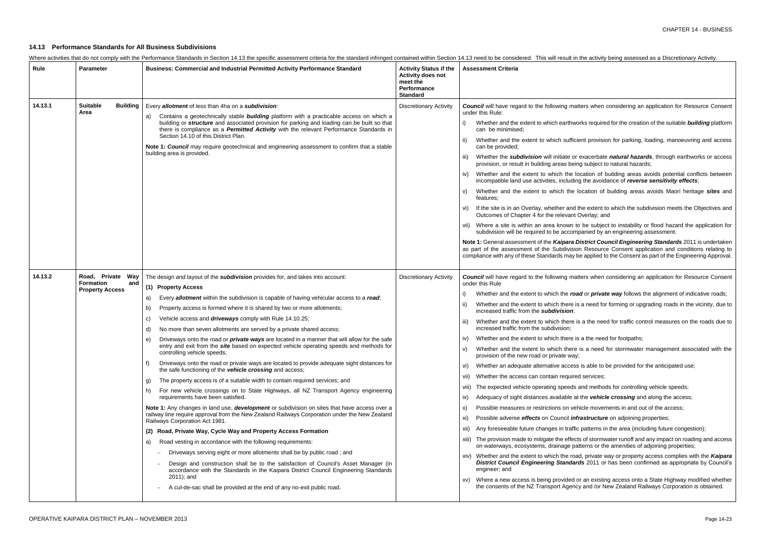## 14.13 Performance Standards for All Business Subdivisions

Where activities that do not comply with the Performance Standards in Section 14.13 the specific assessment criteria for the standard infringed contained within Section 14.13 need to be considered. This will result in the activity being assessed as a Discretionary Activity.

| Rule | Parameter | Business: Commercial and Industrial Permitted Activity Performance Standard | Activity Status if the Activity does not meet the Performance Standard | Assessment Criteria |
|---|---|---|---|---|
| 14.13.1 | Suitable Building Area | Every ***allotment*** of less than 4ha on a ***subdivision***:<br>a) Contains a geotechnically stable ***building*** platform with a practicable access on which a building or ***structure*** and associated provision for parking and loading can be built so that there is compliance as a ***Permitted Activity*** with the relevant Performance Standards in Section 14.10 of this District Plan.<br>**Note 1:** ***Council*** may require geotechnical and engineering assessment to confirm that a stable building area is provided. | Discretionary Activity | ***Council*** will have regard to the following matters when considering an application for Resource Consent under this Rule:<br>i) Whether and the extent to which earthworks required for the creation of the suitable ***building*** platform can be minimised;<br>ii) Whether and the extent to which sufficient provision for parking, loading, manoeuvring and access can be provided;<br>iii) Whether the ***subdivision*** will initiate or exacerbate ***natural hazards***, through earthworks or access provision, or result in building areas being subject to natural hazards;<br>iv) Whether and the extent to which the location of building areas avoids potential conflicts between incompatible land use activities, including the avoidance of ***reverse sensitivity effects***;<br>v) Whether and the extent to which the location of building areas avoids Maori heritage ***sites*** and features;<br>vi) If the site is in an Overlay, whether and the extent to which the subdivision meets the Objectives and Outcomes of Chapter 4 for the relevant Overlay; and<br>vii) Where a site is within an area known to be subject to instability or flood hazard the application for subdivision will be required to be accompanied by an engineering assessment.<br>**Note 1:** General assessment of the ***Kaipara District Council Engineering Standards*** 2011 is undertaken as part of the assessment of the Subdivision Resource Consent application and conditions relating to compliance with any of these Standards may be applied to the Consent as part of the Engineering Approval. |
| 14.13.2 | Road, Private Way Formation and Property Access | The design and layout of the ***subdivision*** provides for, and takes into account:<br>**(1) Property Access**<br>a) Every ***allotment*** within the subdivision is capable of having vehicular access to a ***road***;<br>b) Property access is formed where it is shared by two or more allotments;<br>c) Vehicle access and ***driveways*** comply with Rule 14.10.25;<br>d) No more than seven allotments are served by a private shared access;<br>e) Driveways onto the road or ***private ways*** are located in a manner that will allow for the safe entry and exit from the ***site*** based on expected vehicle operating speeds and methods for controlling vehicle speeds;<br>f) Driveways onto the road or private ways are located to provide adequate sight distances for the safe functioning of the ***vehicle crossing*** and access;<br>g) The property access is of a suitable width to contain required services; and<br>h) For new vehicle crossings on to State Highways, all NZ Transport Agency engineering requirements have been satisfied.<br>**Note 1:** Any changes in land use, ***development*** or subdivision on sites that have access over a railway line require approval from the New Zealand Railways Corporation under the New Zealand Railways Corporation Act 1981.<br>**(2) Road, Private Way, Cycle Way and Property Access Formation**<br>a) Road vesting in accordance with the following requirements:<br>– Driveways serving eight or more allotments shall be by public road ; and<br>– Design and construction shall be to the satisfaction of Council's Asset Manager (in accordance with the Standards in the Kaipara District Council Engineering Standards 2011); and<br>– A cul-de-sac shall be provided at the end of any no-exit public road. | Discretionary Activity | ***Council*** will have regard to the following matters when considering an application for Resource Consent under this Rule<br>i) Whether and the extent to which the ***road*** or ***private way*** follows the alignment of indicative roads;<br>ii) Whether and the extent to which there is a need for forming or upgrading roads in the vicinity, due to increased traffic from the ***subdivision***;<br>iii) Whether and the extent to which there is a the need for traffic control measures on the roads due to increased traffic from the subdivision;<br>iv) Whether and the extent to which there is a the need for footpaths;<br>v) Whether and the extent to which there is a need for stormwater management associated with the provision of the new road or private way;<br>vi) Whether an adequate alternative access is able to be provided for the anticipated use;<br>vii) Whether the access can contain required services;<br>viii) The expected vehicle operating speeds and methods for controlling vehicle speeds;<br>ix) Adequacy of sight distances available at the ***vehicle crossing*** and along the access;<br>x) Possible measures or restrictions on vehicle movements in and out of the access;<br>xi) Possible adverse ***effects*** on Council ***infrastructure*** on adjoining properties;<br>xii) Any foreseeable future changes in traffic patterns in the area (including future congestion);<br>xiii) The provision made to mitigate the effects of stormwater runoff and any impact on roading and access on waterways, ecosystems, drainage patterns or the amenities of adjoining properties;<br>xiv) Whether and the extent to which the road, private way or property access complies with the ***Kaipara District Council Engineering Standards*** 2011 or has been confirmed as appropriate by Council's engineer; and<br>xv) Where a new access is being provided or an existing access onto a State Highway modified whether the consents of the NZ Transport Agency and /or New Zealand Railways Corporation is obtained. |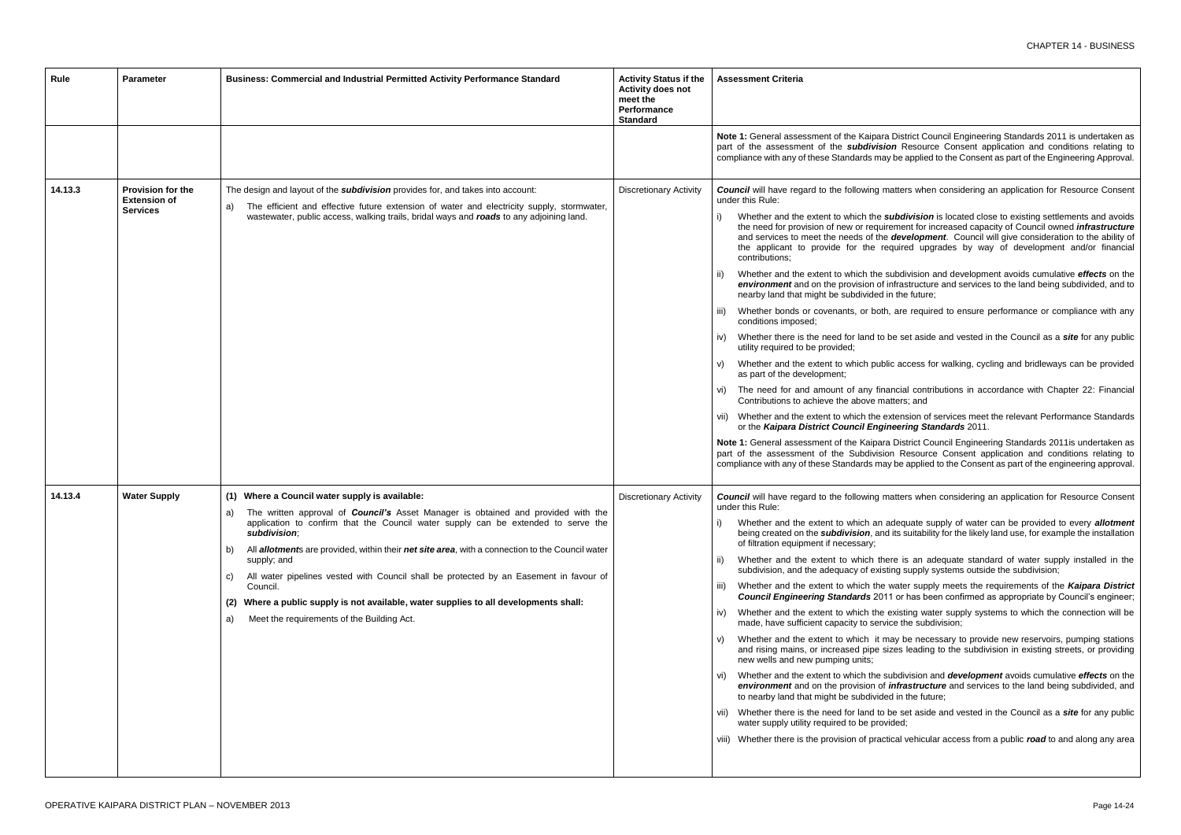| Rule | Parameter | Business: Commercial and Industrial Permitted Activity Performance Standard | Activity Status if the Activity does not meet the Performance Standard | Assessment Criteria |
|---|---|---|---|---|
| | | | | **Note 1:** General assessment of the Kaipara District Council Engineering Standards 2011 is undertaken as part of the assessment of the ***subdivision*** Resource Consent application and conditions relating to compliance with any of these Standards may be applied to the Consent as part of the Engineering Approval. |
| 14.13.3 | **Provision for the Extension of Services** | The design and layout of the ***subdivision*** provides for, and takes into account:<br>a) The efficient and effective future extension of water and electricity supply, stormwater, wastewater, public access, walking trails, bridal ways and ***roads*** to any adjoining land. | Discretionary Activity | ***Council*** will have regard to the following matters when considering an application for Resource Consent under this Rule:<br>i) Whether and the extent to which the ***subdivision*** is located close to existing settlements and avoids the need for provision of new or requirement for increased capacity of Council owned ***infrastructure*** and services to meet the needs of the ***development***. Council will give consideration to the ability of the applicant to provide for the required upgrades by way of development and/or financial contributions;<br>ii) Whether and the extent to which the subdivision and development avoids cumulative ***effects*** on the ***environment*** and on the provision of infrastructure and services to the land being subdivided, and to nearby land that might be subdivided in the future;<br>iii) Whether bonds or covenants, or both, are required to ensure performance or compliance with any conditions imposed;<br>iv) Whether there is the need for land to be set aside and vested in the Council as a ***site*** for any public utility required to be provided;<br>v) Whether and the extent to which public access for walking, cycling and bridleways can be provided as part of the development;<br>vi) The need for and amount of any financial contributions in accordance with Chapter 22: Financial Contributions to achieve the above matters; and<br>vii) Whether and the extent to which the extension of services meet the relevant Performance Standards or the ***Kaipara District Council Engineering Standards*** 2011.<br>**Note 1:** General assessment of the Kaipara District Council Engineering Standards 2011is undertaken as part of the assessment of the Subdivision Resource Consent application and conditions relating to compliance with any of these Standards may be applied to the Consent as part of the engineering approval. |
| 14.13.4 | **Water Supply** | **(1) Where a Council water supply is available:**<br>a) The written approval of ***Council's*** Asset Manager is obtained and provided with the application to confirm that the Council water supply can be extended to serve the ***subdivision***;<br>b) All ***allotment***s are provided, within their ***net site area***, with a connection to the Council water supply; and<br>c) All water pipelines vested with Council shall be protected by an Easement in favour of Council.<br>**(2) Where a public supply is not available, water supplies to all developments shall:**<br>a) Meet the requirements of the Building Act. | Discretionary Activity | ***Council*** will have regard to the following matters when considering an application for Resource Consent under this Rule:<br>i) Whether and the extent to which an adequate supply of water can be provided to every ***allotment*** being created on the ***subdivision***, and its suitability for the likely land use, for example the installation of filtration equipment if necessary;<br>ii) Whether and the extent to which there is an adequate standard of water supply installed in the subdivision, and the adequacy of existing supply systems outside the subdivision;<br>iii) Whether and the extent to which the water supply meets the requirements of the ***Kaipara District Council Engineering Standards*** 2011 or has been confirmed as appropriate by Council's engineer;<br>iv) Whether and the extent to which the existing water supply systems to which the connection will be made, have sufficient capacity to service the subdivision;<br>v) Whether and the extent to which it may be necessary to provide new reservoirs, pumping stations and rising mains, or increased pipe sizes leading to the subdivision in existing streets, or providing new wells and new pumping units;<br>vi) Whether and the extent to which the subdivision and ***development*** avoids cumulative ***effects*** on the ***environment*** and on the provision of ***infrastructure*** and services to the land being subdivided, and to nearby land that might be subdivided in the future;<br>vii) Whether there is the need for land to be set aside and vested in the Council as a ***site*** for any public water supply utility required to be provided;<br>viii) Whether there is the provision of practical vehicular access from a public ***road*** to and along any area |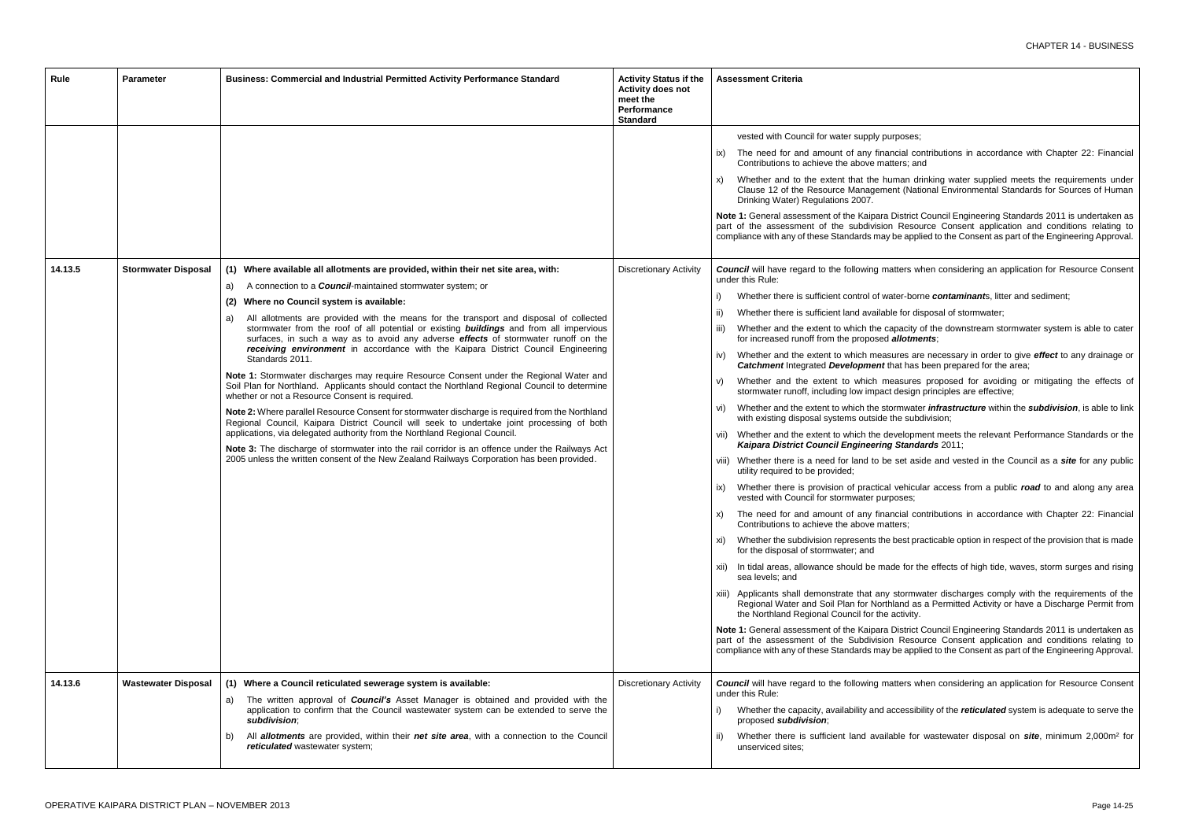| Rule | Parameter | Business: Commercial and Industrial Permitted Activity Performance Standard | Activity Status if the Activity does not meet the Performance Standard | Assessment Criteria |
|---|---|---|---|---|
| | | | | vested with Council for water supply purposes;<br><br>ix) The need for and amount of any financial contributions in accordance with Chapter 22: Financial Contributions to achieve the above matters; and<br><br>x) Whether and to the extent that the human drinking water supplied meets the requirements under Clause 12 of the Resource Management (National Environmental Standards for Sources of Human Drinking Water) Regulations 2007.<br><br>**Note 1:** General assessment of the Kaipara District Council Engineering Standards 2011 is undertaken as part of the assessment of the subdivision Resource Consent application and conditions relating to compliance with any of these Standards may be applied to the Consent as part of the Engineering Approval. |
| 14.13.5 | Stormwater Disposal | **(1) Where available all allotments are provided, within their net site area, with:**<br><br>a) A connection to a ***Council***-maintained stormwater system; or<br><br>**(2) Where no Council system is available:**<br><br>a) All allotments are provided with the means for the transport and disposal of collected stormwater from the roof of all potential or existing ***buildings*** and from all impervious surfaces, in such a way as to avoid any adverse ***effects*** of stormwater runoff on the ***receiving environment*** in accordance with the Kaipara District Council Engineering Standards 2011.<br><br>**Note 1:** Stormwater discharges may require Resource Consent under the Regional Water and Soil Plan for Northland. Applicants should contact the Northland Regional Council to determine whether or not a Resource Consent is required.<br><br>**Note 2:** Where parallel Resource Consent for stormwater discharge is required from the Northland Regional Council, Kaipara District Council will seek to undertake joint processing of both applications, via delegated authority from the Northland Regional Council.<br><br>**Note 3:** The discharge of stormwater into the rail corridor is an offence under the Railways Act 2005 unless the written consent of the New Zealand Railways Corporation has been provided. | Discretionary Activity | ***Council*** will have regard to the following matters when considering an application for Resource Consent under this Rule:<br><br>i) Whether there is sufficient control of water-borne ***contaminant***s, litter and sediment;<br><br>ii) Whether there is sufficient land available for disposal of stormwater;<br><br>iii) Whether and the extent to which the capacity of the downstream stormwater system is able to cater for increased runoff from the proposed ***allotments***;<br><br>iv) Whether and the extent to which measures are necessary in order to give ***effect*** to any drainage or ***Catchment*** Integrated ***Development*** that has been prepared for the area;<br><br>v) Whether and the extent to which measures proposed for avoiding or mitigating the effects of stormwater runoff, including low impact design principles are effective;<br><br>vi) Whether and the extent to which the stormwater ***infrastructure*** within the ***subdivision***, is able to link with existing disposal systems outside the subdivision;<br><br>vii) Whether and the extent to which the development meets the relevant Performance Standards or the ***Kaipara District Council Engineering Standards*** 2011;<br><br>viii) Whether there is a need for land to be set aside and vested in the Council as a ***site*** for any public utility required to be provided;<br><br>ix) Whether there is provision of practical vehicular access from a public ***road*** to and along any area vested with Council for stormwater purposes;<br><br>x) The need for and amount of any financial contributions in accordance with Chapter 22: Financial Contributions to achieve the above matters;<br><br>xi) Whether the subdivision represents the best practicable option in respect of the provision that is made for the disposal of stormwater; and<br><br>xii) In tidal areas, allowance should be made for the effects of high tide, waves, storm surges and rising sea levels; and<br><br>xiii) Applicants shall demonstrate that any stormwater discharges comply with the requirements of the Regional Water and Soil Plan for Northland as a Permitted Activity or have a Discharge Permit from the Northland Regional Council for the activity.<br><br>**Note 1:** General assessment of the Kaipara District Council Engineering Standards 2011 is undertaken as part of the assessment of the Subdivision Resource Consent application and conditions relating to compliance with any of these Standards may be applied to the Consent as part of the Engineering Approval. |
| 14.13.6 | Wastewater Disposal | **(1) Where a Council reticulated sewerage system is available:**<br><br>a) The written approval of ***Council's*** Asset Manager is obtained and provided with the application to confirm that the Council wastewater system can be extended to serve the ***subdivision***;<br><br>b) All ***allotments*** are provided, within their ***net site area***, with a connection to the Council ***reticulated*** wastewater system; | Discretionary Activity | ***Council*** will have regard to the following matters when considering an application for Resource Consent under this Rule:<br><br>i) Whether the capacity, availability and accessibility of the ***reticulated*** system is adequate to serve the proposed ***subdivision***;<br><br>ii) Whether there is sufficient land available for wastewater disposal on ***site***, minimum 2,000m² for unserviced sites; |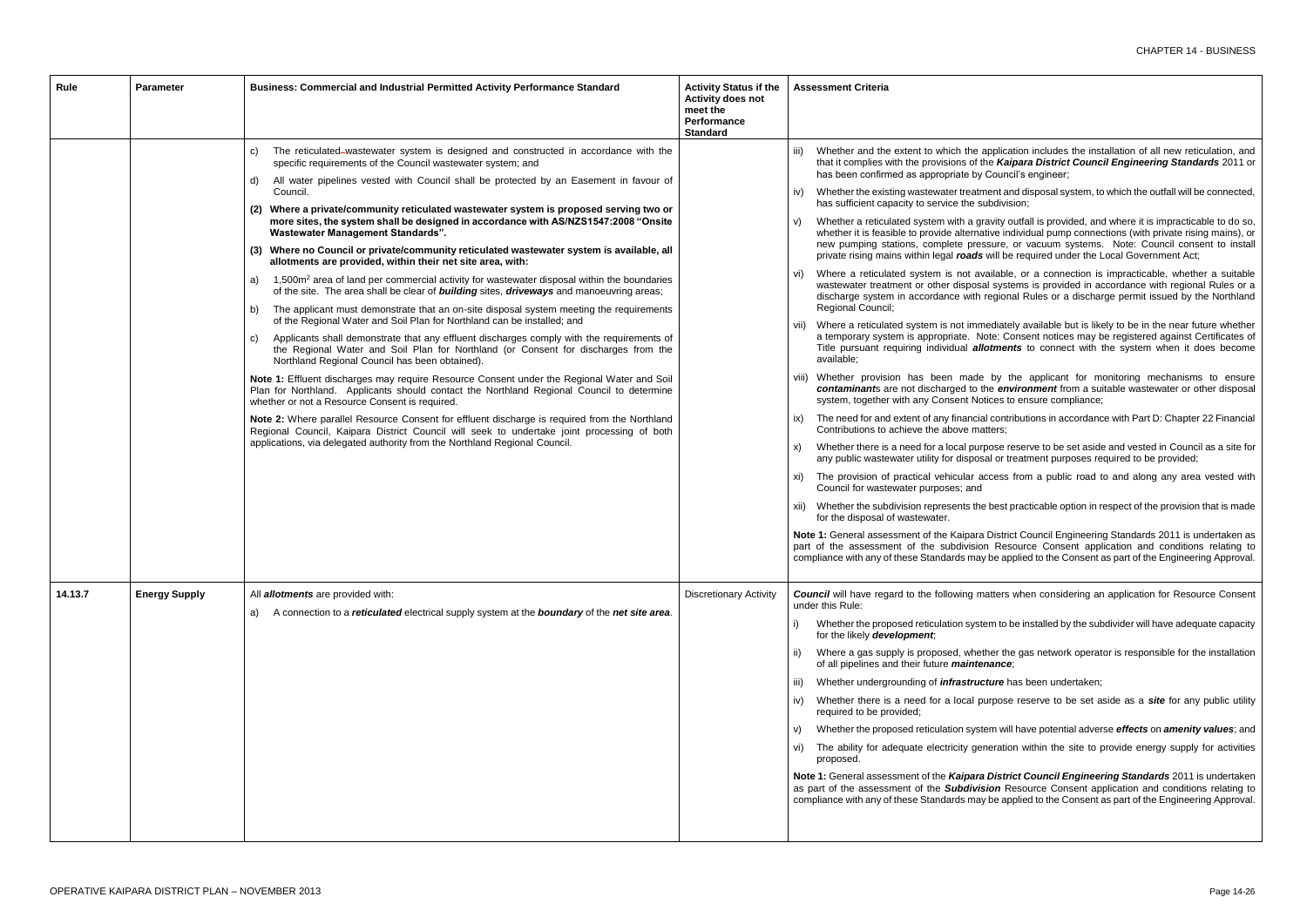| Rule | Parameter | Business: Commercial and Industrial Permitted Activity Performance Standard | Activity Status if the Activity does not meet the Performance Standard | Assessment Criteria |
|---|---|---|---|---|
| | | c) The reticulated wastewater system is designed and constructed in accordance with the specific requirements of the Council wastewater system; and<br><br>d) All water pipelines vested with Council shall be protected by an Easement in favour of Council.<br><br>**(2) Where a private/community reticulated wastewater system is proposed serving two or more sites, the system shall be designed in accordance with AS/NZS1547:2008 "Onsite Wastewater Management Standards".**<br><br>**(3) Where no Council or private/community reticulated wastewater system is available, all allotments are provided, within their net site area, with:**<br><br>a) 1,500m² area of land per commercial activity for wastewater disposal within the boundaries of the site. The area shall be clear of ***building*** sites, ***driveways*** and manoeuvring areas;<br><br>b) The applicant must demonstrate that an on-site disposal system meeting the requirements of the Regional Water and Soil Plan for Northland can be installed; and<br><br>c) Applicants shall demonstrate that any effluent discharges comply with the requirements of the Regional Water and Soil Plan for Northland (or Consent for discharges from the Northland Regional Council has been obtained).<br><br>**Note 1:** Effluent discharges may require Resource Consent under the Regional Water and Soil Plan for Northland. Applicants should contact the Northland Regional Council to determine whether or not a Resource Consent is required.<br><br>**Note 2:** Where parallel Resource Consent for effluent discharge is required from the Northland Regional Council, Kaipara District Council will seek to undertake joint processing of both applications, via delegated authority from the Northland Regional Council. | | iii) Whether and the extent to which the application includes the installation of all new reticulation, and that it complies with the provisions of the ***Kaipara District Council Engineering Standards*** 2011 or has been confirmed as appropriate by Council's engineer;<br><br>iv) Whether the existing wastewater treatment and disposal system, to which the outfall will be connected, has sufficient capacity to service the subdivision;<br><br>v) Whether a reticulated system with a gravity outfall is provided, and where it is impracticable to do so, whether it is feasible to provide alternative individual pump connections (with private rising mains), or new pumping stations, complete pressure, or vacuum systems. Note: Council consent to install private rising mains within legal ***roads*** will be required under the Local Government Act;<br><br>vi) Where a reticulated system is not available, or a connection is impracticable, whether a suitable wastewater treatment or other disposal systems is provided in accordance with regional Rules or a discharge system in accordance with regional Rules or a discharge permit issued by the Northland Regional Council;<br><br>vii) Where a reticulated system is not immediately available but is likely to be in the near future whether a temporary system is appropriate. Note: Consent notices may be registered against Certificates of Title pursuant requiring individual ***allotments*** to connect with the system when it does become available;<br><br>viii) Whether provision has been made by the applicant for monitoring mechanisms to ensure ***contaminant***s are not discharged to the ***environment*** from a suitable wastewater or other disposal system, together with any Consent Notices to ensure compliance;<br><br>ix) The need for and extent of any financial contributions in accordance with Part D: Chapter 22 Financial Contributions to achieve the above matters;<br><br>x) Whether there is a need for a local purpose reserve to be set aside and vested in Council as a site for any public wastewater utility for disposal or treatment purposes required to be provided;<br><br>xi) The provision of practical vehicular access from a public road to and along any area vested with Council for wastewater purposes; and<br><br>xii) Whether the subdivision represents the best practicable option in respect of the provision that is made for the disposal of wastewater.<br><br>**Note 1:** General assessment of the Kaipara District Council Engineering Standards 2011 is undertaken as part of the assessment of the subdivision Resource Consent application and conditions relating to compliance with any of these Standards may be applied to the Consent as part of the Engineering Approval. |
| 14.13.7 | Energy Supply | All ***allotments*** are provided with:<br><br>a) A connection to a ***reticulated*** electrical supply system at the ***boundary*** of the ***net site area***. | Discretionary Activity | ***Council*** will have regard to the following matters when considering an application for Resource Consent under this Rule:<br><br>i) Whether the proposed reticulation system to be installed by the subdivider will have adequate capacity for the likely ***development***;<br><br>ii) Where a gas supply is proposed, whether the gas network operator is responsible for the installation of all pipelines and their future ***maintenance***;<br><br>iii) Whether undergrounding of ***infrastructure*** has been undertaken;<br><br>iv) Whether there is a need for a local purpose reserve to be set aside as a ***site*** for any public utility required to be provided;<br><br>v) Whether the proposed reticulation system will have potential adverse ***effects*** on ***amenity values***; and<br><br>vi) The ability for adequate electricity generation within the site to provide energy supply for activities proposed.<br><br>**Note 1:** General assessment of the ***Kaipara District Council Engineering Standards*** 2011 is undertaken as part of the assessment of the ***Subdivision*** Resource Consent application and conditions relating to compliance with any of these Standards may be applied to the Consent as part of the Engineering Approval. |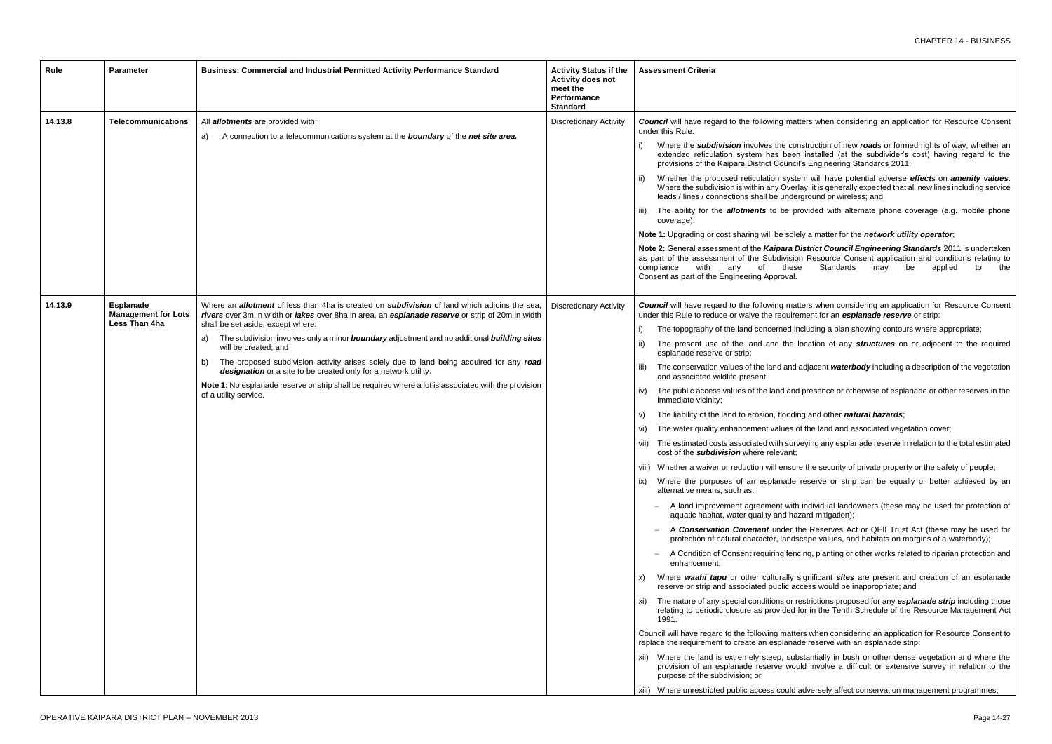| Rule | Parameter | Business: Commercial and Industrial Permitted Activity Performance Standard | Activity Status if the Activity does not meet the Performance Standard | Assessment Criteria |
|---|---|---|---|---|
| 14.13.8 | **Telecommunications** | All ***allotments*** are provided with:<br>a) A connection to a telecommunications system at the ***boundary*** of the ***net site area.*** | Discretionary Activity | ***Council*** will have regard to the following matters when considering an application for Resource Consent under this Rule:<br>i) Where the ***subdivision*** involves the construction of new ***road***s or formed rights of way, whether an extended reticulation system has been installed (at the subdivider's cost) having regard to the provisions of the Kaipara District Council's Engineering Standards 2011;<br>ii) Whether the proposed reticulation system will have potential adverse ***effect***s on ***amenity values***. Where the subdivision is within any Overlay, it is generally expected that all new lines including service leads / lines / connections shall be underground or wireless; and<br>iii) The ability for the ***allotments*** to be provided with alternate phone coverage (e.g. mobile phone coverage).<br>**Note 1:** Upgrading or cost sharing will be solely a matter for the ***network utility operator***;<br>**Note 2:** General assessment of the ***Kaipara District Council Engineering Standards*** 2011 is undertaken as part of the assessment of the Subdivision Resource Consent application and conditions relating to compliance with any of these Standards may be applied to the Consent as part of the Engineering Approval. |
| 14.13.9 | **Esplanade Management for Lots Less Than 4ha** | Where an ***allotment*** of less than 4ha is created on ***subdivision*** of land which adjoins the sea, ***rivers*** over 3m in width or ***lakes*** over 8ha in area, an ***esplanade reserve*** or strip of 20m in width shall be set aside, except where:<br>a) The subdivision involves only a minor ***boundary*** adjustment and no additional ***building sites*** will be created; and<br>b) The proposed subdivision activity arises solely due to land being acquired for any ***road designation*** or a site to be created only for a network utility.<br>**Note 1:** No esplanade reserve or strip shall be required where a lot is associated with the provision of a utility service. | Discretionary Activity | ***Council*** will have regard to the following matters when considering an application for Resource Consent under this Rule to reduce or waive the requirement for an ***esplanade reserve*** or strip:<br>i) The topography of the land concerned including a plan showing contours where appropriate;<br>ii) The present use of the land and the location of any ***structures*** on or adjacent to the required esplanade reserve or strip;<br>iii) The conservation values of the land and adjacent ***waterbody*** including a description of the vegetation and associated wildlife present;<br>iv) The public access values of the land and presence or otherwise of esplanade or other reserves in the immediate vicinity;<br>v) The liability of the land to erosion, flooding and other ***natural hazards***;<br>vi) The water quality enhancement values of the land and associated vegetation cover;<br>vii) The estimated costs associated with surveying any esplanade reserve in relation to the total estimated cost of the ***subdivision*** where relevant;<br>viii) Whether a waiver or reduction will ensure the security of private property or the safety of people;<br>ix) Where the purposes of an esplanade reserve or strip can be equally or better achieved by an alternative means, such as:<br>– A land improvement agreement with individual landowners (these may be used for protection of aquatic habitat, water quality and hazard mitigation);<br>– A ***Conservation Covenant*** under the Reserves Act or QEII Trust Act (these may be used for protection of natural character, landscape values, and habitats on margins of a waterbody);<br>– A Condition of Consent requiring fencing, planting or other works related to riparian protection and enhancement;<br>x) Where ***waahi tapu*** or other culturally significant ***sites*** are present and creation of an esplanade reserve or strip and associated public access would be inappropriate; and<br>xi) The nature of any special conditions or restrictions proposed for any ***esplanade strip*** including those relating to periodic closure as provided for in the Tenth Schedule of the Resource Management Act 1991.<br>Council will have regard to the following matters when considering an application for Resource Consent to replace the requirement to create an esplanade reserve with an esplanade strip:<br>xii) Where the land is extremely steep, substantially in bush or other dense vegetation and where the provision of an esplanade reserve would involve a difficult or extensive survey in relation to the purpose of the subdivision; or<br>xiii) Where unrestricted public access could adversely affect conservation management programmes; |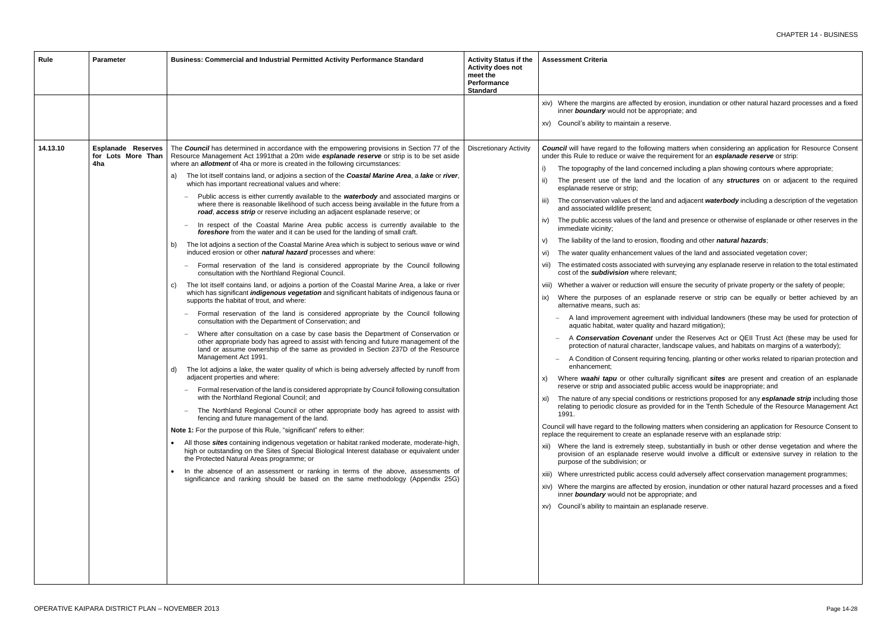| Rule | Parameter | Business: Commercial and Industrial Permitted Activity Performance Standard | Activity Status if the Activity does not meet the Performance Standard | Assessment Criteria |
|---|---|---|---|---|
| | | | | xiv) Where the margins are affected by erosion, inundation or other natural hazard processes and a fixed inner ***boundary*** would not be appropriate; and<br><br>xv) Council's ability to maintain a reserve. |
| 14.13.10 | **Esplanade Reserves for Lots More Than 4ha** | The ***Council*** has determined in accordance with the empowering provisions in Section 77 of the Resource Management Act 1991that a 20m wide ***esplanade reserve*** or strip is to be set aside where an ***allotment*** of 4ha or more is created in the following circumstances:<br><br>a) The lot itself contains land, or adjoins a section of the ***Coastal Marine Area***, a ***lake*** or ***river***, which has important recreational values and where:<br><br>– Public access is either currently available to the ***waterbody*** and associated margins or where there is reasonable likelihood of such access being available in the future from a ***road***, ***access strip*** or reserve including an adjacent esplanade reserve; or<br><br>– In respect of the Coastal Marine Area public access is currently available to the ***foreshore*** from the water and it can be used for the landing of small craft.<br><br>b) The lot adjoins a section of the Coastal Marine Area which is subject to serious wave or wind induced erosion or other ***natural hazard*** processes and where:<br><br>– Formal reservation of the land is considered appropriate by the Council following consultation with the Northland Regional Council.<br><br>c) The lot itself contains land, or adjoins a portion of the Coastal Marine Area, a lake or river which has significant ***indigenous vegetation*** and significant habitats of indigenous fauna or supports the habitat of trout, and where:<br><br>– Formal reservation of the land is considered appropriate by the Council following consultation with the Department of Conservation; and<br><br>– Where after consultation on a case by case basis the Department of Conservation or other appropriate body has agreed to assist with fencing and future management of the land or assume ownership of the same as provided in Section 237D of the Resource Management Act 1991.<br><br>d) The lot adjoins a lake, the water quality of which is being adversely affected by runoff from adjacent properties and where:<br><br>– Formal reservation of the land is considered appropriate by Council following consultation with the Northland Regional Council; and<br><br>– The Northland Regional Council or other appropriate body has agreed to assist with fencing and future management of the land.<br><br>**Note 1:** For the purpose of this Rule, "significant" refers to either:<br><br>• All those ***sites*** containing indigenous vegetation or habitat ranked moderate, moderate-high, high or outstanding on the Sites of Special Biological Interest database or equivalent under the Protected Natural Areas programme; or<br><br>• In the absence of an assessment or ranking in terms of the above, assessments of significance and ranking should be based on the same methodology (Appendix 25G) | Discretionary Activity | ***Council*** will have regard to the following matters when considering an application for Resource Consent under this Rule to reduce or waive the requirement for an ***esplanade reserve*** or strip:<br><br>i) The topography of the land concerned including a plan showing contours where appropriate;<br><br>ii) The present use of the land and the location of any ***structures*** on or adjacent to the required esplanade reserve or strip;<br><br>iii) The conservation values of the land and adjacent ***waterbody*** including a description of the vegetation and associated wildlife present;<br><br>iv) The public access values of the land and presence or otherwise of esplanade or other reserves in the immediate vicinity;<br><br>v) The liability of the land to erosion, flooding and other ***natural hazards***;<br><br>vi) The water quality enhancement values of the land and associated vegetation cover;<br><br>vii) The estimated costs associated with surveying any esplanade reserve in relation to the total estimated cost of the ***subdivision*** where relevant;<br><br>viii) Whether a waiver or reduction will ensure the security of private property or the safety of people;<br><br>ix) Where the purposes of an esplanade reserve or strip can be equally or better achieved by an alternative means, such as:<br><br>– A land improvement agreement with individual landowners (these may be used for protection of aquatic habitat, water quality and hazard mitigation);<br><br>– A ***Conservation Covenant*** under the Reserves Act or QEII Trust Act (these may be used for protection of natural character, landscape values, and habitats on margins of a waterbody);<br><br>– A Condition of Consent requiring fencing, planting or other works related to riparian protection and enhancement;<br><br>x) Where ***waahi tapu*** or other culturally significant ***sites*** are present and creation of an esplanade reserve or strip and associated public access would be inappropriate; and<br><br>xi) The nature of any special conditions or restrictions proposed for any ***esplanade strip*** including those relating to periodic closure as provided for in the Tenth Schedule of the Resource Management Act 1991.<br><br>Council will have regard to the following matters when considering an application for Resource Consent to replace the requirement to create an esplanade reserve with an esplanade strip:<br><br>xii) Where the land is extremely steep, substantially in bush or other dense vegetation and where the provision of an esplanade reserve would involve a difficult or extensive survey in relation to the purpose of the subdivision; or<br><br>xiii) Where unrestricted public access could adversely affect conservation management programmes;<br><br>xiv) Where the margins are affected by erosion, inundation or other natural hazard processes and a fixed inner ***boundary*** would not be appropriate; and<br><br>xv) Council's ability to maintain an esplanade reserve. |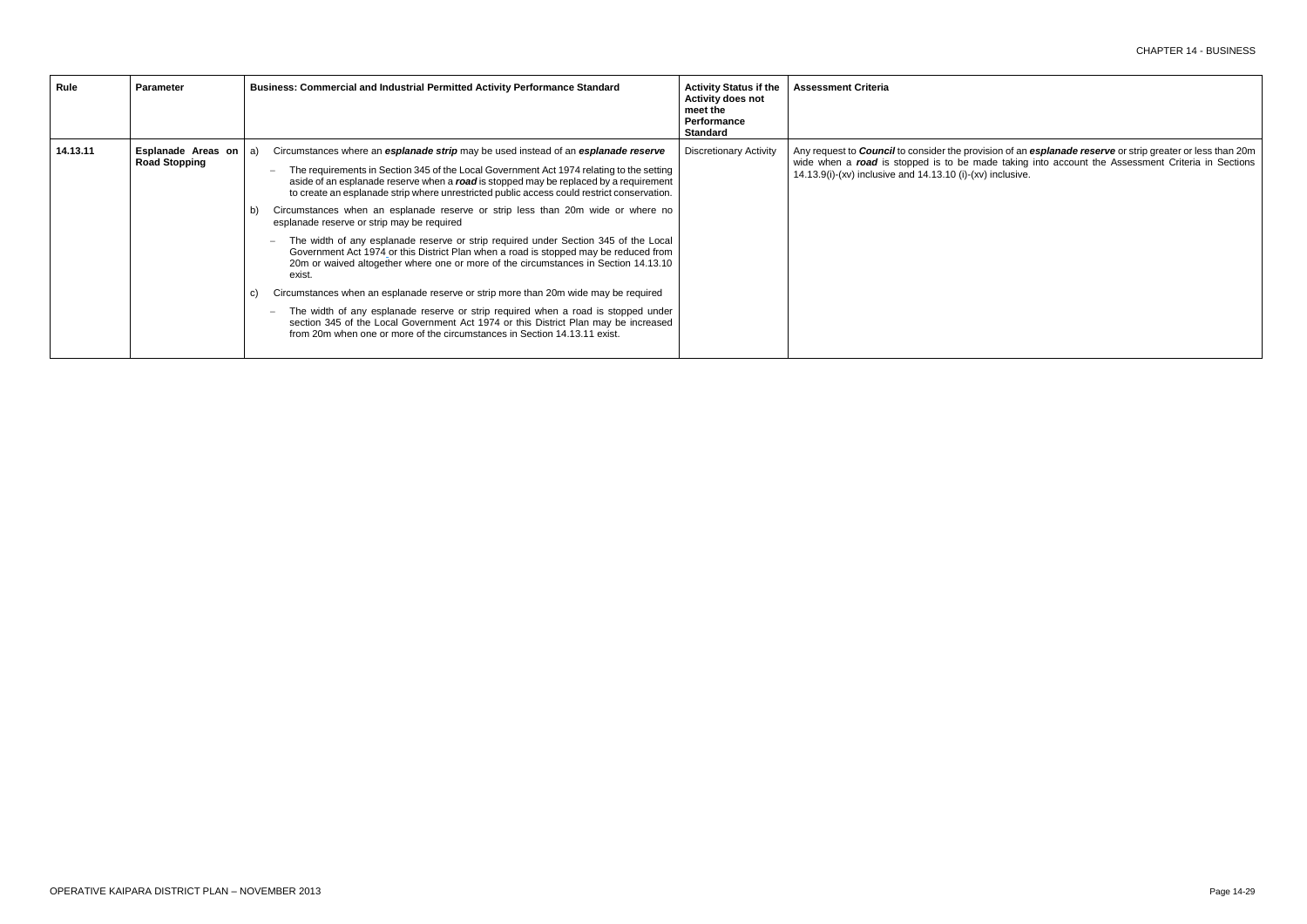| Rule | Parameter | Business: Commercial and Industrial Permitted Activity Performance Standard | Activity Status if the Activity does not meet the Performance Standard | Assessment Criteria |
|---|---|---|---|---|
| 14.13.11 | **Esplanade Areas on Road Stopping** | a) Circumstances where an ***esplanade strip*** may be used instead of an ***esplanade reserve*** <br> – The requirements in Section 345 of the Local Government Act 1974 relating to the setting aside of an esplanade reserve when a ***road*** is stopped may be replaced by a requirement to create an esplanade strip where unrestricted public access could restrict conservation. <br> b) Circumstances when an esplanade reserve or strip less than 20m wide or where no esplanade reserve or strip may be required <br> – The width of any esplanade reserve or strip required under Section 345 of the Local Government Act 1974 or this District Plan when a road is stopped may be reduced from 20m or waived altogether where one or more of the circumstances in Section 14.13.10 exist. <br> c) Circumstances when an esplanade reserve or strip more than 20m wide may be required <br> – The width of any esplanade reserve or strip required when a road is stopped under section 345 of the Local Government Act 1974 or this District Plan may be increased from 20m when one or more of the circumstances in Section 14.13.11 exist. | Discretionary Activity | Any request to ***Council*** to consider the provision of an ***esplanade reserve*** or strip greater or less than 20m wide when a ***road*** is stopped is to be made taking into account the Assessment Criteria in Sections 14.13.9(i)-(xv) inclusive and 14.13.10 (i)-(xv) inclusive. |